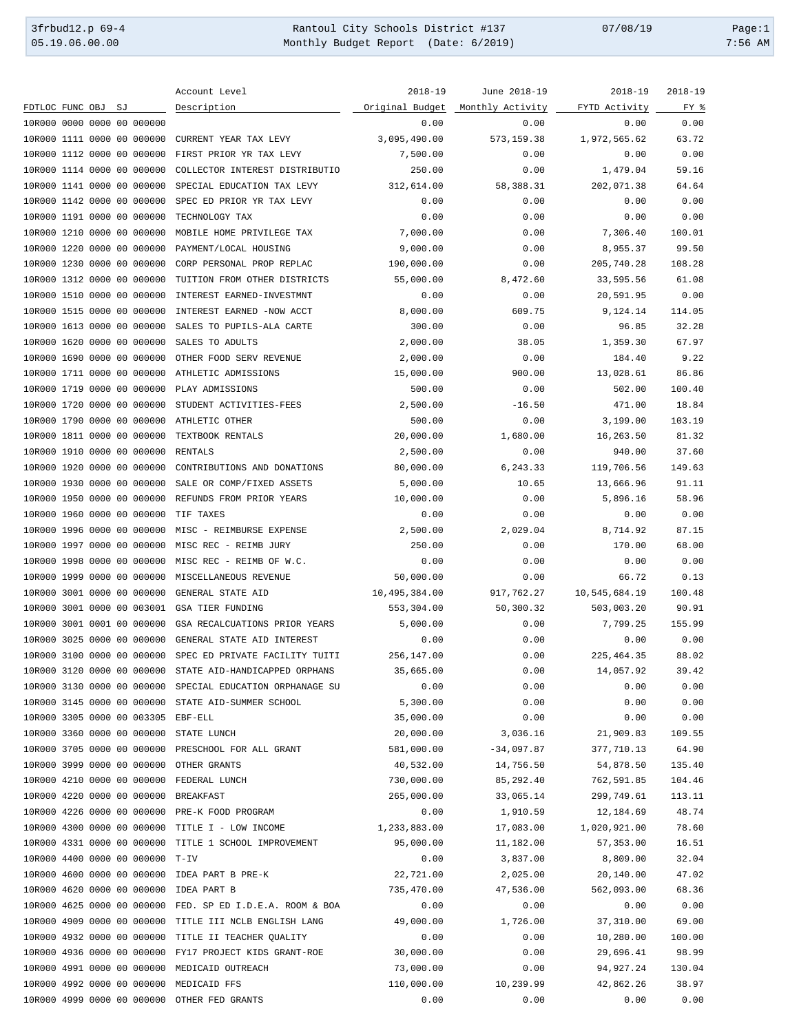| FDTLOC FUNC OBJ SJ | Account Level Description | 2018-19 Original Budget | June 2018-19 Monthly Activity | 2018-19 FYTD Activity | 2018-19 FY % |
|---|---|---|---|---|---|
| 10R000 0000 0000 00 000000 | | 0.00 | 0.00 | 0.00 | 0.00 |
| 10R000 1111 0000 00 000000 | CURRENT YEAR TAX LEVY | 3,095,490.00 | 573,159.38 | 1,972,565.62 | 63.72 |
| 10R000 1112 0000 00 000000 | FIRST PRIOR YR TAX LEVY | 7,500.00 | 0.00 | 0.00 | 0.00 |
| 10R000 1114 0000 00 000000 | COLLECTOR INTEREST DISTRIBUTIO | 250.00 | 0.00 | 1,479.04 | 59.16 |
| 10R000 1141 0000 00 000000 | SPECIAL EDUCATION TAX LEVY | 312,614.00 | 58,388.31 | 202,071.38 | 64.64 |
| 10R000 1142 0000 00 000000 | SPEC ED PRIOR YR TAX LEVY | 0.00 | 0.00 | 0.00 | 0.00 |
| 10R000 1191 0000 00 000000 | TECHNOLOGY TAX | 0.00 | 0.00 | 0.00 | 0.00 |
| 10R000 1210 0000 00 000000 | MOBILE HOME PRIVILEGE TAX | 7,000.00 | 0.00 | 7,306.40 | 100.01 |
| 10R000 1220 0000 00 000000 | PAYMENT/LOCAL HOUSING | 9,000.00 | 0.00 | 8,955.37 | 99.50 |
| 10R000 1230 0000 00 000000 | CORP PERSONAL PROP REPLAC | 190,000.00 | 0.00 | 205,740.28 | 108.28 |
| 10R000 1312 0000 00 000000 | TUITION FROM OTHER DISTRICTS | 55,000.00 | 8,472.60 | 33,595.56 | 61.08 |
| 10R000 1510 0000 00 000000 | INTEREST EARNED-INVESTMNT | 0.00 | 0.00 | 20,591.95 | 0.00 |
| 10R000 1515 0000 00 000000 | INTEREST EARNED -NOW ACCT | 8,000.00 | 609.75 | 9,124.14 | 114.05 |
| 10R000 1613 0000 00 000000 | SALES TO PUPILS-ALA CARTE | 300.00 | 0.00 | 96.85 | 32.28 |
| 10R000 1620 0000 00 000000 | SALES TO ADULTS | 2,000.00 | 38.05 | 1,359.30 | 67.97 |
| 10R000 1690 0000 00 000000 | OTHER FOOD SERV REVENUE | 2,000.00 | 0.00 | 184.40 | 9.22 |
| 10R000 1711 0000 00 000000 | ATHLETIC ADMISSIONS | 15,000.00 | 900.00 | 13,028.61 | 86.86 |
| 10R000 1719 0000 00 000000 | PLAY ADMISSIONS | 500.00 | 0.00 | 502.00 | 100.40 |
| 10R000 1720 0000 00 000000 | STUDENT ACTIVITIES-FEES | 2,500.00 | -16.50 | 471.00 | 18.84 |
| 10R000 1790 0000 00 000000 | ATHLETIC OTHER | 500.00 | 0.00 | 3,199.00 | 103.19 |
| 10R000 1811 0000 00 000000 | TEXTBOOK RENTALS | 20,000.00 | 1,680.00 | 16,263.50 | 81.32 |
| 10R000 1910 0000 00 000000 | RENTALS | 2,500.00 | 0.00 | 940.00 | 37.60 |
| 10R000 1920 0000 00 000000 | CONTRIBUTIONS AND DONATIONS | 80,000.00 | 6,243.33 | 119,706.56 | 149.63 |
| 10R000 1930 0000 00 000000 | SALE OR COMP/FIXED ASSETS | 5,000.00 | 10.65 | 13,666.96 | 91.11 |
| 10R000 1950 0000 00 000000 | REFUNDS FROM PRIOR YEARS | 10,000.00 | 0.00 | 5,896.16 | 58.96 |
| 10R000 1960 0000 00 000000 | TIF TAXES | 0.00 | 0.00 | 0.00 | 0.00 |
| 10R000 1996 0000 00 000000 | MISC - REIMBURSE EXPENSE | 2,500.00 | 2,029.04 | 8,714.92 | 87.15 |
| 10R000 1997 0000 00 000000 | MISC REC - REIMB JURY | 250.00 | 0.00 | 170.00 | 68.00 |
| 10R000 1998 0000 00 000000 | MISC REC - REIMB OF W.C. | 0.00 | 0.00 | 0.00 | 0.00 |
| 10R000 1999 0000 00 000000 | MISCELLANEOUS REVENUE | 50,000.00 | 0.00 | 66.72 | 0.13 |
| 10R000 3001 0000 00 000000 | GENERAL STATE AID | 10,495,384.00 | 917,762.27 | 10,545,684.19 | 100.48 |
| 10R000 3001 0000 00 003001 | GSA TIER FUNDING | 553,304.00 | 50,300.32 | 503,003.20 | 90.91 |
| 10R000 3001 0001 00 000000 | GSA RECALCUATIONS PRIOR YEARS | 5,000.00 | 0.00 | 7,799.25 | 155.99 |
| 10R000 3025 0000 00 000000 | GENERAL STATE AID INTEREST | 0.00 | 0.00 | 0.00 | 0.00 |
| 10R000 3100 0000 00 000000 | SPEC ED PRIVATE FACILITY TUITI | 256,147.00 | 0.00 | 225,464.35 | 88.02 |
| 10R000 3120 0000 00 000000 | STATE AID-HANDICAPPED ORPHANS | 35,665.00 | 0.00 | 14,057.92 | 39.42 |
| 10R000 3130 0000 00 000000 | SPECIAL EDUCATION ORPHANAGE SU | 0.00 | 0.00 | 0.00 | 0.00 |
| 10R000 3145 0000 00 000000 | STATE AID-SUMMER SCHOOL | 5,300.00 | 0.00 | 0.00 | 0.00 |
| 10R000 3305 0000 00 003305 | EBF-ELL | 35,000.00 | 0.00 | 0.00 | 0.00 |
| 10R000 3360 0000 00 000000 | STATE LUNCH | 20,000.00 | 3,036.16 | 21,909.83 | 109.55 |
| 10R000 3705 0000 00 000000 | PRESCHOOL FOR ALL GRANT | 581,000.00 | -34,097.87 | 377,710.13 | 64.90 |
| 10R000 3999 0000 00 000000 | OTHER GRANTS | 40,532.00 | 14,756.50 | 54,878.50 | 135.40 |
| 10R000 4210 0000 00 000000 | FEDERAL LUNCH | 730,000.00 | 85,292.40 | 762,591.85 | 104.46 |
| 10R000 4220 0000 00 000000 | BREAKFAST | 265,000.00 | 33,065.14 | 299,749.61 | 113.11 |
| 10R000 4226 0000 00 000000 | PRE-K FOOD PROGRAM | 0.00 | 1,910.59 | 12,184.69 | 48.74 |
| 10R000 4300 0000 00 000000 | TITLE I - LOW INCOME | 1,233,883.00 | 17,083.00 | 1,020,921.00 | 78.60 |
| 10R000 4331 0000 00 000000 | TITLE 1 SCHOOL IMPROVEMENT | 95,000.00 | 11,182.00 | 57,353.00 | 16.51 |
| 10R000 4400 0000 00 000000 | T-IV | 0.00 | 3,837.00 | 8,809.00 | 32.04 |
| 10R000 4600 0000 00 000000 | IDEA PART B PRE-K | 22,721.00 | 2,025.00 | 20,140.00 | 47.02 |
| 10R000 4620 0000 00 000000 | IDEA PART B | 735,470.00 | 47,536.00 | 562,093.00 | 68.36 |
| 10R000 4625 0000 00 000000 | FED. SP ED I.D.E.A. ROOM & BOA | 0.00 | 0.00 | 0.00 | 0.00 |
| 10R000 4909 0000 00 000000 | TITLE III NCLB ENGLISH LANG | 49,000.00 | 1,726.00 | 37,310.00 | 69.00 |
| 10R000 4932 0000 00 000000 | TITLE II TEACHER QUALITY | 0.00 | 0.00 | 10,280.00 | 100.00 |
| 10R000 4936 0000 00 000000 | FY17 PROJECT KIDS GRANT-ROE | 30,000.00 | 0.00 | 29,696.41 | 98.99 |
| 10R000 4991 0000 00 000000 | MEDICAID OUTREACH | 73,000.00 | 0.00 | 94,927.24 | 130.04 |
| 10R000 4992 0000 00 000000 | MEDICAID FFS | 110,000.00 | 10,239.99 | 42,862.26 | 38.97 |
| 10R000 4999 0000 00 000000 | OTHER FED GRANTS | 0.00 | 0.00 | 0.00 | 0.00 |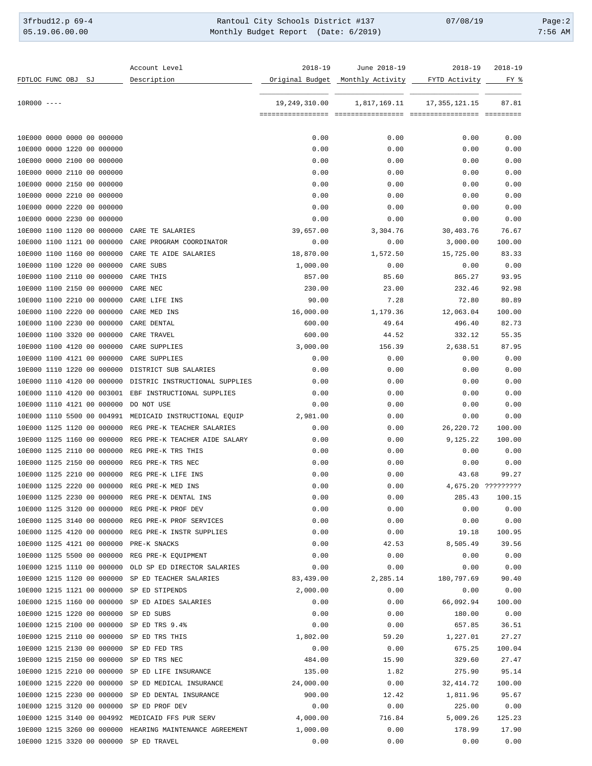| FDTLOC FUNC OBJ SJ | Account Level Description | 2018-19 Original Budget | June 2018-19 Monthly Activity | 2018-19 FYTD Activity | 2018-19 FY % |
|---|---|---|---|---|---|
| 10R000 ---- | | 19,249,310.00 | 1,817,169.11 | 17,355,121.15 | 87.81 |
| 10E000 0000 0000 00 000000 | | 0.00 | 0.00 | 0.00 | 0.00 |
| 10E000 0000 1220 00 000000 | | 0.00 | 0.00 | 0.00 | 0.00 |
| 10E000 0000 2100 00 000000 | | 0.00 | 0.00 | 0.00 | 0.00 |
| 10E000 0000 2110 00 000000 | | 0.00 | 0.00 | 0.00 | 0.00 |
| 10E000 0000 2150 00 000000 | | 0.00 | 0.00 | 0.00 | 0.00 |
| 10E000 0000 2210 00 000000 | | 0.00 | 0.00 | 0.00 | 0.00 |
| 10E000 0000 2220 00 000000 | | 0.00 | 0.00 | 0.00 | 0.00 |
| 10E000 0000 2230 00 000000 | | 0.00 | 0.00 | 0.00 | 0.00 |
| 10E000 1100 1120 00 000000 | CARE TE SALARIES | 39,657.00 | 3,304.76 | 30,403.76 | 76.67 |
| 10E000 1100 1121 00 000000 | CARE PROGRAM COORDINATOR | 0.00 | 0.00 | 3,000.00 | 100.00 |
| 10E000 1100 1160 00 000000 | CARE TE AIDE SALARIES | 18,870.00 | 1,572.50 | 15,725.00 | 83.33 |
| 10E000 1100 1220 00 000000 | CARE SUBS | 1,000.00 | 0.00 | 0.00 | 0.00 |
| 10E000 1100 2110 00 000000 | CARE THIS | 857.00 | 85.60 | 865.27 | 93.95 |
| 10E000 1100 2150 00 000000 | CARE NEC | 230.00 | 23.00 | 232.46 | 92.98 |
| 10E000 1100 2210 00 000000 | CARE LIFE INS | 90.00 | 7.28 | 72.80 | 80.89 |
| 10E000 1100 2220 00 000000 | CARE MED INS | 16,000.00 | 1,179.36 | 12,063.04 | 100.00 |
| 10E000 1100 2230 00 000000 | CARE DENTAL | 600.00 | 49.64 | 496.40 | 82.73 |
| 10E000 1100 3320 00 000000 | CARE TRAVEL | 600.00 | 44.52 | 332.12 | 55.35 |
| 10E000 1100 4120 00 000000 | CARE SUPPLIES | 3,000.00 | 156.39 | 2,638.51 | 87.95 |
| 10E000 1100 4121 00 000000 | CARE SUPPLIES | 0.00 | 0.00 | 0.00 | 0.00 |
| 10E000 1110 1220 00 000000 | DISTRICT SUB SALARIES | 0.00 | 0.00 | 0.00 | 0.00 |
| 10E000 1110 4120 00 000000 | DISTRIC INSTRUCTIONAL SUPPLIES | 0.00 | 0.00 | 0.00 | 0.00 |
| 10E000 1110 4120 00 003001 | EBF INSTRUCTIONAL SUPPLIES | 0.00 | 0.00 | 0.00 | 0.00 |
| 10E000 1110 4121 00 000000 | DO NOT USE | 0.00 | 0.00 | 0.00 | 0.00 |
| 10E000 1110 5500 00 004991 | MEDICAID INSTRUCTIONAL EQUIP | 2,981.00 | 0.00 | 0.00 | 0.00 |
| 10E000 1125 1120 00 000000 | REG PRE-K TEACHER SALARIES | 0.00 | 0.00 | 26,220.72 | 100.00 |
| 10E000 1125 1160 00 000000 | REG PRE-K TEACHER AIDE SALARY | 0.00 | 0.00 | 9,125.22 | 100.00 |
| 10E000 1125 2110 00 000000 | REG PRE-K TRS THIS | 0.00 | 0.00 | 0.00 | 0.00 |
| 10E000 1125 2150 00 000000 | REG PRE-K TRS NEC | 0.00 | 0.00 | 0.00 | 0.00 |
| 10E000 1125 2210 00 000000 | REG PRE-K LIFE INS | 0.00 | 0.00 | 43.68 | 99.27 |
| 10E000 1125 2220 00 000000 | REG PRE-K MED INS | 0.00 | 0.00 | 4,675.20 | ????????? |
| 10E000 1125 2230 00 000000 | REG PRE-K DENTAL INS | 0.00 | 0.00 | 285.43 | 100.15 |
| 10E000 1125 3120 00 000000 | REG PRE-K PROF DEV | 0.00 | 0.00 | 0.00 | 0.00 |
| 10E000 1125 3140 00 000000 | REG PRE-K PROF SERVICES | 0.00 | 0.00 | 0.00 | 0.00 |
| 10E000 1125 4120 00 000000 | REG PRE-K INSTR SUPPLIES | 0.00 | 0.00 | 19.18 | 100.95 |
| 10E000 1125 4121 00 000000 | PRE-K SNACKS | 0.00 | 42.53 | 8,505.49 | 39.56 |
| 10E000 1125 5500 00 000000 | REG PRE-K EQUIPMENT | 0.00 | 0.00 | 0.00 | 0.00 |
| 10E000 1215 1110 00 000000 | OLD SP ED DIRECTOR SALARIES | 0.00 | 0.00 | 0.00 | 0.00 |
| 10E000 1215 1120 00 000000 | SP ED TEACHER SALARIES | 83,439.00 | 2,285.14 | 180,797.69 | 90.40 |
| 10E000 1215 1121 00 000000 | SP ED STIPENDS | 2,000.00 | 0.00 | 0.00 | 0.00 |
| 10E000 1215 1160 00 000000 | SP ED AIDES SALARIES | 0.00 | 0.00 | 66,092.94 | 100.00 |
| 10E000 1215 1220 00 000000 | SP ED SUBS | 0.00 | 0.00 | 180.00 | 0.00 |
| 10E000 1215 2100 00 000000 | SP ED TRS 9.4% | 0.00 | 0.00 | 657.85 | 36.51 |
| 10E000 1215 2110 00 000000 | SP ED TRS THIS | 1,802.00 | 59.20 | 1,227.01 | 27.27 |
| 10E000 1215 2130 00 000000 | SP ED FED TRS | 0.00 | 0.00 | 675.25 | 100.04 |
| 10E000 1215 2150 00 000000 | SP ED TRS NEC | 484.00 | 15.90 | 329.60 | 27.47 |
| 10E000 1215 2210 00 000000 | SP ED LIFE INSURANCE | 135.00 | 1.82 | 275.90 | 95.14 |
| 10E000 1215 2220 00 000000 | SP ED MEDICAL INSURANCE | 24,000.00 | 0.00 | 32,414.72 | 100.00 |
| 10E000 1215 2230 00 000000 | SP ED DENTAL INSURANCE | 900.00 | 12.42 | 1,811.96 | 95.67 |
| 10E000 1215 3120 00 000000 | SP ED PROF DEV | 0.00 | 0.00 | 225.00 | 0.00 |
| 10E000 1215 3140 00 004992 | MEDICAID FFS PUR SERV | 4,000.00 | 716.84 | 5,009.26 | 125.23 |
| 10E000 1215 3260 00 000000 | HEARING MAINTENANCE AGREEMENT | 1,000.00 | 0.00 | 178.99 | 17.90 |
| 10E000 1215 3320 00 000000 | SP ED TRAVEL | 0.00 | 0.00 | 0.00 | 0.00 |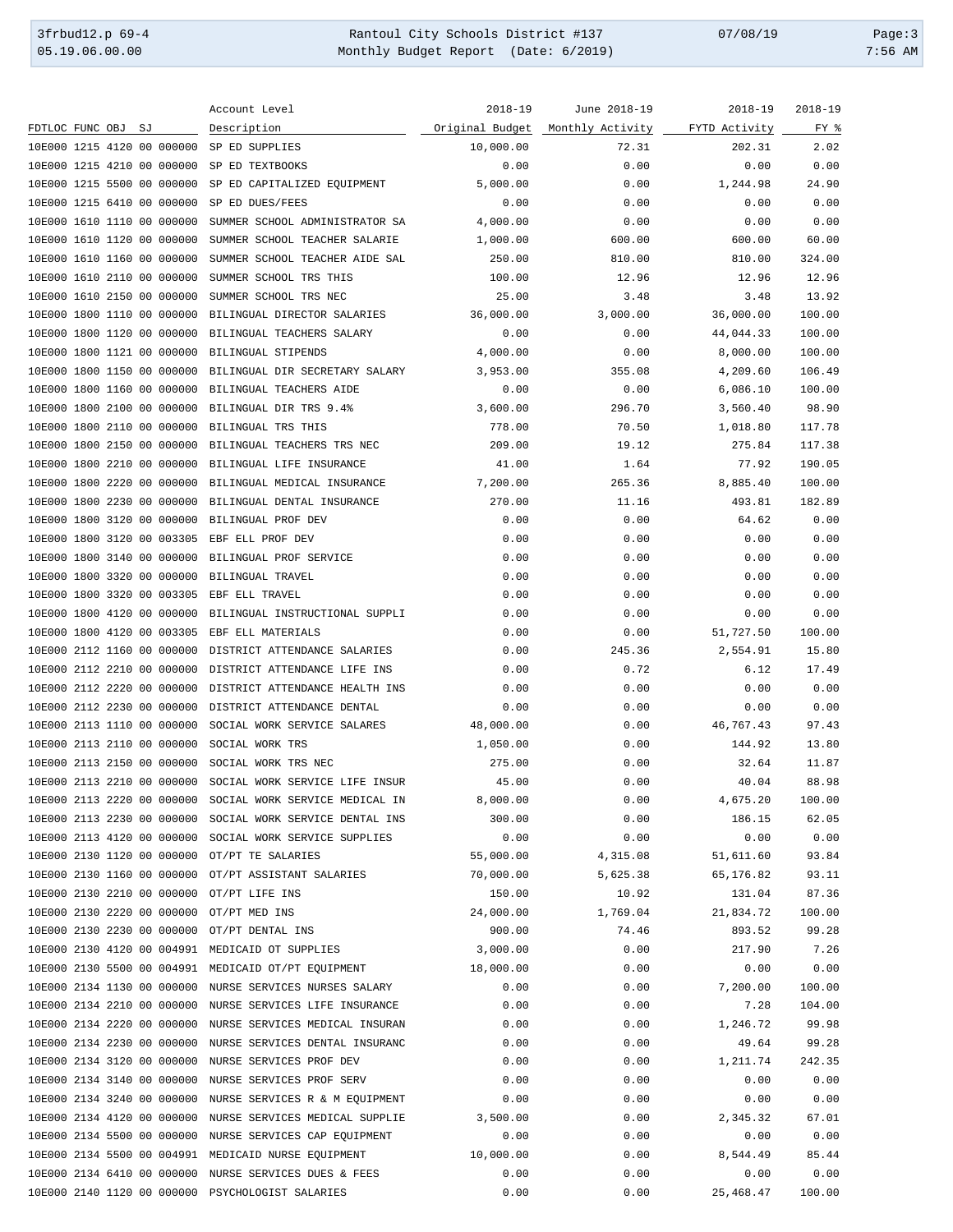| FDTLOC FUNC OBJ SJ | Account Level Description | 2018-19 Original Budget | June 2018-19 Monthly Activity | 2018-19 FYTD Activity | 2018-19 FY % |
|---|---|---|---|---|---|
| 10E000 1215 4120 00 000000 | SP ED SUPPLIES | 10,000.00 | 72.31 | 202.31 | 2.02 |
| 10E000 1215 4210 00 000000 | SP ED TEXTBOOKS | 0.00 | 0.00 | 0.00 | 0.00 |
| 10E000 1215 5500 00 000000 | SP ED CAPITALIZED EQUIPMENT | 5,000.00 | 0.00 | 1,244.98 | 24.90 |
| 10E000 1215 6410 00 000000 | SP ED DUES/FEES | 0.00 | 0.00 | 0.00 | 0.00 |
| 10E000 1610 1110 00 000000 | SUMMER SCHOOL ADMINISTRATOR SA | 4,000.00 | 0.00 | 0.00 | 0.00 |
| 10E000 1610 1120 00 000000 | SUMMER SCHOOL TEACHER SALARIE | 1,000.00 | 600.00 | 600.00 | 60.00 |
| 10E000 1610 1160 00 000000 | SUMMER SCHOOL TEACHER AIDE SAL | 250.00 | 810.00 | 810.00 | 324.00 |
| 10E000 1610 2110 00 000000 | SUMMER SCHOOL TRS THIS | 100.00 | 12.96 | 12.96 | 12.96 |
| 10E000 1610 2150 00 000000 | SUMMER SCHOOL TRS NEC | 25.00 | 3.48 | 3.48 | 13.92 |
| 10E000 1800 1110 00 000000 | BILINGUAL DIRECTOR SALARIES | 36,000.00 | 3,000.00 | 36,000.00 | 100.00 |
| 10E000 1800 1120 00 000000 | BILINGUAL TEACHERS SALARY | 0.00 | 0.00 | 44,044.33 | 100.00 |
| 10E000 1800 1121 00 000000 | BILINGUAL STIPENDS | 4,000.00 | 0.00 | 8,000.00 | 100.00 |
| 10E000 1800 1150 00 000000 | BILINGUAL DIR SECRETARY SALARY | 3,953.00 | 355.08 | 4,209.60 | 106.49 |
| 10E000 1800 1160 00 000000 | BILINGUAL TEACHERS AIDE | 0.00 | 0.00 | 6,086.10 | 100.00 |
| 10E000 1800 2100 00 000000 | BILINGUAL DIR TRS 9.4% | 3,600.00 | 296.70 | 3,560.40 | 98.90 |
| 10E000 1800 2110 00 000000 | BILINGUAL TRS THIS | 778.00 | 70.50 | 1,018.80 | 117.78 |
| 10E000 1800 2150 00 000000 | BILINGUAL TEACHERS TRS NEC | 209.00 | 19.12 | 275.84 | 117.38 |
| 10E000 1800 2210 00 000000 | BILINGUAL LIFE INSURANCE | 41.00 | 1.64 | 77.92 | 190.05 |
| 10E000 1800 2220 00 000000 | BILINGUAL MEDICAL INSURANCE | 7,200.00 | 265.36 | 8,885.40 | 100.00 |
| 10E000 1800 2230 00 000000 | BILINGUAL DENTAL INSURANCE | 270.00 | 11.16 | 493.81 | 182.89 |
| 10E000 1800 3120 00 000000 | BILINGUAL PROF DEV | 0.00 | 0.00 | 64.62 | 0.00 |
| 10E000 1800 3120 00 003305 | EBF ELL PROF DEV | 0.00 | 0.00 | 0.00 | 0.00 |
| 10E000 1800 3140 00 000000 | BILINGUAL PROF SERVICE | 0.00 | 0.00 | 0.00 | 0.00 |
| 10E000 1800 3320 00 000000 | BILINGUAL TRAVEL | 0.00 | 0.00 | 0.00 | 0.00 |
| 10E000 1800 3320 00 003305 | EBF ELL TRAVEL | 0.00 | 0.00 | 0.00 | 0.00 |
| 10E000 1800 4120 00 000000 | BILINGUAL INSTRUCTIONAL SUPPLI | 0.00 | 0.00 | 0.00 | 0.00 |
| 10E000 1800 4120 00 003305 | EBF ELL MATERIALS | 0.00 | 0.00 | 51,727.50 | 100.00 |
| 10E000 2112 1160 00 000000 | DISTRICT ATTENDANCE SALARIES | 0.00 | 245.36 | 2,554.91 | 15.80 |
| 10E000 2112 2210 00 000000 | DISTRICT ATTENDANCE LIFE INS | 0.00 | 0.72 | 6.12 | 17.49 |
| 10E000 2112 2220 00 000000 | DISTRICT ATTENDANCE HEALTH INS | 0.00 | 0.00 | 0.00 | 0.00 |
| 10E000 2112 2230 00 000000 | DISTRICT ATTENDANCE DENTAL | 0.00 | 0.00 | 0.00 | 0.00 |
| 10E000 2113 1110 00 000000 | SOCIAL WORK SERVICE SALARES | 48,000.00 | 0.00 | 46,767.43 | 97.43 |
| 10E000 2113 2110 00 000000 | SOCIAL WORK TRS | 1,050.00 | 0.00 | 144.92 | 13.80 |
| 10E000 2113 2150 00 000000 | SOCIAL WORK TRS NEC | 275.00 | 0.00 | 32.64 | 11.87 |
| 10E000 2113 2210 00 000000 | SOCIAL WORK SERVICE LIFE INSUR | 45.00 | 0.00 | 40.04 | 88.98 |
| 10E000 2113 2220 00 000000 | SOCIAL WORK SERVICE MEDICAL IN | 8,000.00 | 0.00 | 4,675.20 | 100.00 |
| 10E000 2113 2230 00 000000 | SOCIAL WORK SERVICE DENTAL INS | 300.00 | 0.00 | 186.15 | 62.05 |
| 10E000 2113 4120 00 000000 | SOCIAL WORK SERVICE SUPPLIES | 0.00 | 0.00 | 0.00 | 0.00 |
| 10E000 2130 1120 00 000000 | OT/PT TE SALARIES | 55,000.00 | 4,315.08 | 51,611.60 | 93.84 |
| 10E000 2130 1160 00 000000 | OT/PT ASSISTANT SALARIES | 70,000.00 | 5,625.38 | 65,176.82 | 93.11 |
| 10E000 2130 2210 00 000000 | OT/PT LIFE INS | 150.00 | 10.92 | 131.04 | 87.36 |
| 10E000 2130 2220 00 000000 | OT/PT MED INS | 24,000.00 | 1,769.04 | 21,834.72 | 100.00 |
| 10E000 2130 2230 00 000000 | OT/PT DENTAL INS | 900.00 | 74.46 | 893.52 | 99.28 |
| 10E000 2130 4120 00 004991 | MEDICAID OT SUPPLIES | 3,000.00 | 0.00 | 217.90 | 7.26 |
| 10E000 2130 5500 00 004991 | MEDICAID OT/PT EQUIPMENT | 18,000.00 | 0.00 | 0.00 | 0.00 |
| 10E000 2134 1130 00 000000 | NURSE SERVICES NURSES SALARY | 0.00 | 0.00 | 7,200.00 | 100.00 |
| 10E000 2134 2210 00 000000 | NURSE SERVICES LIFE INSURANCE | 0.00 | 0.00 | 7.28 | 104.00 |
| 10E000 2134 2220 00 000000 | NURSE SERVICES MEDICAL INSURAN | 0.00 | 0.00 | 1,246.72 | 99.98 |
| 10E000 2134 2230 00 000000 | NURSE SERVICES DENTAL INSURANC | 0.00 | 0.00 | 49.64 | 99.28 |
| 10E000 2134 3120 00 000000 | NURSE SERVICES PROF DEV | 0.00 | 0.00 | 1,211.74 | 242.35 |
| 10E000 2134 3140 00 000000 | NURSE SERVICES PROF SERV | 0.00 | 0.00 | 0.00 | 0.00 |
| 10E000 2134 3240 00 000000 | NURSE SERVICES R & M EQUIPMENT | 0.00 | 0.00 | 0.00 | 0.00 |
| 10E000 2134 4120 00 000000 | NURSE SERVICES MEDICAL SUPPLIE | 3,500.00 | 0.00 | 2,345.32 | 67.01 |
| 10E000 2134 5500 00 000000 | NURSE SERVICES CAP EQUIPMENT | 0.00 | 0.00 | 0.00 | 0.00 |
| 10E000 2134 5500 00 004991 | MEDICAID NURSE EQUIPMENT | 10,000.00 | 0.00 | 8,544.49 | 85.44 |
| 10E000 2134 6410 00 000000 | NURSE SERVICES DUES & FEES | 0.00 | 0.00 | 0.00 | 0.00 |
| 10E000 2140 1120 00 000000 | PSYCHOLOGIST SALARIES | 0.00 | 0.00 | 25,468.47 | 100.00 |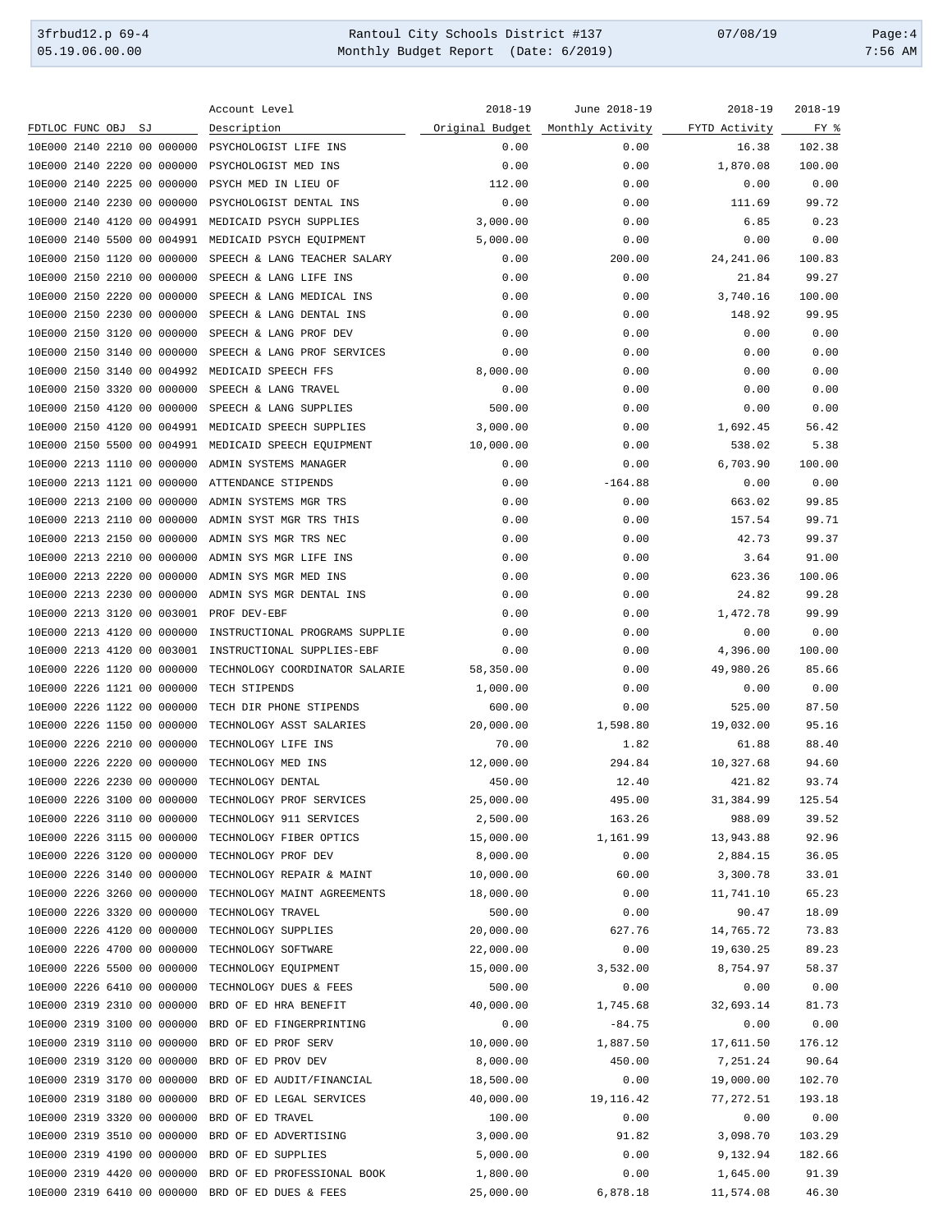| FDTLOC FUNC OBJ SJ | Account Level Description | 2018-19 Original Budget | June 2018-19 Monthly Activity | 2018-19 FYTD Activity | 2018-19 FY % |
|---|---|---|---|---|---|
| 10E000 2140 2210 00 000000 | PSYCHOLOGIST LIFE INS | 0.00 | 0.00 | 16.38 | 102.38 |
| 10E000 2140 2220 00 000000 | PSYCHOLOGIST MED INS | 0.00 | 0.00 | 1,870.08 | 100.00 |
| 10E000 2140 2225 00 000000 | PSYCH MED IN LIEU OF | 112.00 | 0.00 | 0.00 | 0.00 |
| 10E000 2140 2230 00 000000 | PSYCHOLOGIST DENTAL INS | 0.00 | 0.00 | 111.69 | 99.72 |
| 10E000 2140 4120 00 004991 | MEDICAID PSYCH SUPPLIES | 3,000.00 | 0.00 | 6.85 | 0.23 |
| 10E000 2140 5500 00 004991 | MEDICAID PSYCH EQUIPMENT | 5,000.00 | 0.00 | 0.00 | 0.00 |
| 10E000 2150 1120 00 000000 | SPEECH & LANG TEACHER SALARY | 0.00 | 200.00 | 24,241.06 | 100.83 |
| 10E000 2150 2210 00 000000 | SPEECH & LANG LIFE INS | 0.00 | 0.00 | 21.84 | 99.27 |
| 10E000 2150 2220 00 000000 | SPEECH & LANG MEDICAL INS | 0.00 | 0.00 | 3,740.16 | 100.00 |
| 10E000 2150 2230 00 000000 | SPEECH & LANG DENTAL INS | 0.00 | 0.00 | 148.92 | 99.95 |
| 10E000 2150 3120 00 000000 | SPEECH & LANG PROF DEV | 0.00 | 0.00 | 0.00 | 0.00 |
| 10E000 2150 3140 00 000000 | SPEECH & LANG PROF SERVICES | 0.00 | 0.00 | 0.00 | 0.00 |
| 10E000 2150 3140 00 004992 | MEDICAID SPEECH FFS | 8,000.00 | 0.00 | 0.00 | 0.00 |
| 10E000 2150 3320 00 000000 | SPEECH & LANG TRAVEL | 0.00 | 0.00 | 0.00 | 0.00 |
| 10E000 2150 4120 00 000000 | SPEECH & LANG SUPPLIES | 500.00 | 0.00 | 0.00 | 0.00 |
| 10E000 2150 4120 00 004991 | MEDICAID SPEECH SUPPLIES | 3,000.00 | 0.00 | 1,692.45 | 56.42 |
| 10E000 2150 5500 00 004991 | MEDICAID SPEECH EQUIPMENT | 10,000.00 | 0.00 | 538.02 | 5.38 |
| 10E000 2213 1110 00 000000 | ADMIN SYSTEMS MANAGER | 0.00 | 0.00 | 6,703.90 | 100.00 |
| 10E000 2213 1121 00 000000 | ATTENDANCE STIPENDS | 0.00 | -164.88 | 0.00 | 0.00 |
| 10E000 2213 2100 00 000000 | ADMIN SYSTEMS MGR TRS | 0.00 | 0.00 | 663.02 | 99.85 |
| 10E000 2213 2110 00 000000 | ADMIN SYST MGR TRS THIS | 0.00 | 0.00 | 157.54 | 99.71 |
| 10E000 2213 2150 00 000000 | ADMIN SYS MGR TRS NEC | 0.00 | 0.00 | 42.73 | 99.37 |
| 10E000 2213 2210 00 000000 | ADMIN SYS MGR LIFE INS | 0.00 | 0.00 | 3.64 | 91.00 |
| 10E000 2213 2220 00 000000 | ADMIN SYS MGR MED INS | 0.00 | 0.00 | 623.36 | 100.06 |
| 10E000 2213 2230 00 000000 | ADMIN SYS MGR DENTAL INS | 0.00 | 0.00 | 24.82 | 99.28 |
| 10E000 2213 3120 00 003001 | PROF DEV-EBF | 0.00 | 0.00 | 1,472.78 | 99.99 |
| 10E000 2213 4120 00 000000 | INSTRUCTIONAL PROGRAMS SUPPLIE | 0.00 | 0.00 | 0.00 | 0.00 |
| 10E000 2213 4120 00 003001 | INSTRUCTIONAL SUPPLIES-EBF | 0.00 | 0.00 | 4,396.00 | 100.00 |
| 10E000 2226 1120 00 000000 | TECHNOLOGY COORDINATOR SALARIE | 58,350.00 | 0.00 | 49,980.26 | 85.66 |
| 10E000 2226 1121 00 000000 | TECH STIPENDS | 1,000.00 | 0.00 | 0.00 | 0.00 |
| 10E000 2226 1122 00 000000 | TECH DIR PHONE STIPENDS | 600.00 | 0.00 | 525.00 | 87.50 |
| 10E000 2226 1150 00 000000 | TECHNOLOGY ASST SALARIES | 20,000.00 | 1,598.80 | 19,032.00 | 95.16 |
| 10E000 2226 2210 00 000000 | TECHNOLOGY LIFE INS | 70.00 | 1.82 | 61.88 | 88.40 |
| 10E000 2226 2220 00 000000 | TECHNOLOGY MED INS | 12,000.00 | 294.84 | 10,327.68 | 94.60 |
| 10E000 2226 2230 00 000000 | TECHNOLOGY DENTAL | 450.00 | 12.40 | 421.82 | 93.74 |
| 10E000 2226 3100 00 000000 | TECHNOLOGY PROF SERVICES | 25,000.00 | 495.00 | 31,384.99 | 125.54 |
| 10E000 2226 3110 00 000000 | TECHNOLOGY 911 SERVICES | 2,500.00 | 163.26 | 988.09 | 39.52 |
| 10E000 2226 3115 00 000000 | TECHNOLOGY FIBER OPTICS | 15,000.00 | 1,161.99 | 13,943.88 | 92.96 |
| 10E000 2226 3120 00 000000 | TECHNOLOGY PROF DEV | 8,000.00 | 0.00 | 2,884.15 | 36.05 |
| 10E000 2226 3140 00 000000 | TECHNOLOGY REPAIR & MAINT | 10,000.00 | 60.00 | 3,300.78 | 33.01 |
| 10E000 2226 3260 00 000000 | TECHNOLOGY MAINT AGREEMENTS | 18,000.00 | 0.00 | 11,741.10 | 65.23 |
| 10E000 2226 3320 00 000000 | TECHNOLOGY TRAVEL | 500.00 | 0.00 | 90.47 | 18.09 |
| 10E000 2226 4120 00 000000 | TECHNOLOGY SUPPLIES | 20,000.00 | 627.76 | 14,765.72 | 73.83 |
| 10E000 2226 4700 00 000000 | TECHNOLOGY SOFTWARE | 22,000.00 | 0.00 | 19,630.25 | 89.23 |
| 10E000 2226 5500 00 000000 | TECHNOLOGY EQUIPMENT | 15,000.00 | 3,532.00 | 8,754.97 | 58.37 |
| 10E000 2226 6410 00 000000 | TECHNOLOGY DUES & FEES | 500.00 | 0.00 | 0.00 | 0.00 |
| 10E000 2319 2310 00 000000 | BRD OF ED HRA BENEFIT | 40,000.00 | 1,745.68 | 32,693.14 | 81.73 |
| 10E000 2319 3100 00 000000 | BRD OF ED FINGERPRINTING | 0.00 | -84.75 | 0.00 | 0.00 |
| 10E000 2319 3110 00 000000 | BRD OF ED PROF SERV | 10,000.00 | 1,887.50 | 17,611.50 | 176.12 |
| 10E000 2319 3120 00 000000 | BRD OF ED PROV DEV | 8,000.00 | 450.00 | 7,251.24 | 90.64 |
| 10E000 2319 3170 00 000000 | BRD OF ED AUDIT/FINANCIAL | 18,500.00 | 0.00 | 19,000.00 | 102.70 |
| 10E000 2319 3180 00 000000 | BRD OF ED LEGAL SERVICES | 40,000.00 | 19,116.42 | 77,272.51 | 193.18 |
| 10E000 2319 3320 00 000000 | BRD OF ED TRAVEL | 100.00 | 0.00 | 0.00 | 0.00 |
| 10E000 2319 3510 00 000000 | BRD OF ED ADVERTISING | 3,000.00 | 91.82 | 3,098.70 | 103.29 |
| 10E000 2319 4190 00 000000 | BRD OF ED SUPPLIES | 5,000.00 | 0.00 | 9,132.94 | 182.66 |
| 10E000 2319 4420 00 000000 | BRD OF ED PROFESSIONAL BOOK | 1,800.00 | 0.00 | 1,645.00 | 91.39 |
| 10E000 2319 6410 00 000000 | BRD OF ED DUES & FEES | 25,000.00 | 6,878.18 | 11,574.08 | 46.30 |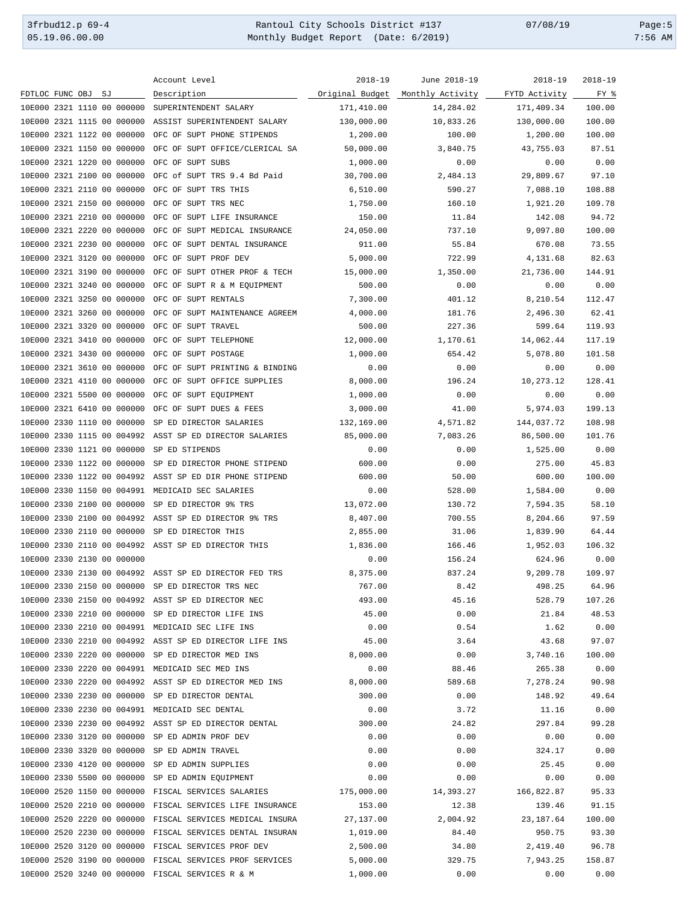| FDTLOC FUNC OBJ SJ | Account Level Description | 2018-19 Original Budget | June 2018-19 Monthly Activity | 2018-19 FYTD Activity | 2018-19 FY % |
|---|---|---|---|---|---|
| 10E000 2321 1110 00 000000 | SUPERINTENDENT SALARY | 171,410.00 | 14,284.02 | 171,409.34 | 100.00 |
| 10E000 2321 1115 00 000000 | ASSIST SUPERINTENDENT SALARY | 130,000.00 | 10,833.26 | 130,000.00 | 100.00 |
| 10E000 2321 1122 00 000000 | OFC OF SUPT PHONE STIPENDS | 1,200.00 | 100.00 | 1,200.00 | 100.00 |
| 10E000 2321 1150 00 000000 | OFC OF SUPT OFFICE/CLERICAL SA | 50,000.00 | 3,840.75 | 43,755.03 | 87.51 |
| 10E000 2321 1220 00 000000 | OFC OF SUPT SUBS | 1,000.00 | 0.00 | 0.00 | 0.00 |
| 10E000 2321 2100 00 000000 | OFC of SUPT TRS 9.4 Bd Paid | 30,700.00 | 2,484.13 | 29,809.67 | 97.10 |
| 10E000 2321 2110 00 000000 | OFC OF SUPT TRS THIS | 6,510.00 | 590.27 | 7,088.10 | 108.88 |
| 10E000 2321 2150 00 000000 | OFC OF SUPT TRS NEC | 1,750.00 | 160.10 | 1,921.20 | 109.78 |
| 10E000 2321 2210 00 000000 | OFC OF SUPT LIFE INSURANCE | 150.00 | 11.84 | 142.08 | 94.72 |
| 10E000 2321 2220 00 000000 | OFC OF SUPT MEDICAL INSURANCE | 24,050.00 | 737.10 | 9,097.80 | 100.00 |
| 10E000 2321 2230 00 000000 | OFC OF SUPT DENTAL INSURANCE | 911.00 | 55.84 | 670.08 | 73.55 |
| 10E000 2321 3120 00 000000 | OFC OF SUPT PROF DEV | 5,000.00 | 722.99 | 4,131.68 | 82.63 |
| 10E000 2321 3190 00 000000 | OFC OF SUPT OTHER PROF & TECH | 15,000.00 | 1,350.00 | 21,736.00 | 144.91 |
| 10E000 2321 3240 00 000000 | OFC OF SUPT R & M EQUIPMENT | 500.00 | 0.00 | 0.00 | 0.00 |
| 10E000 2321 3250 00 000000 | OFC OF SUPT RENTALS | 7,300.00 | 401.12 | 8,210.54 | 112.47 |
| 10E000 2321 3260 00 000000 | OFC OF SUPT MAINTENANCE AGREEM | 4,000.00 | 181.76 | 2,496.30 | 62.41 |
| 10E000 2321 3320 00 000000 | OFC OF SUPT TRAVEL | 500.00 | 227.36 | 599.64 | 119.93 |
| 10E000 2321 3410 00 000000 | OFC OF SUPT TELEPHONE | 12,000.00 | 1,170.61 | 14,062.44 | 117.19 |
| 10E000 2321 3430 00 000000 | OFC OF SUPT POSTAGE | 1,000.00 | 654.42 | 5,078.80 | 101.58 |
| 10E000 2321 3610 00 000000 | OFC OF SUPT PRINTING & BINDING | 0.00 | 0.00 | 0.00 | 0.00 |
| 10E000 2321 4110 00 000000 | OFC OF SUPT OFFICE SUPPLIES | 8,000.00 | 196.24 | 10,273.12 | 128.41 |
| 10E000 2321 5500 00 000000 | OFC OF SUPT EQUIPMENT | 1,000.00 | 0.00 | 0.00 | 0.00 |
| 10E000 2321 6410 00 000000 | OFC OF SUPT DUES & FEES | 3,000.00 | 41.00 | 5,974.03 | 199.13 |
| 10E000 2330 1110 00 000000 | SP ED DIRECTOR SALARIES | 132,169.00 | 4,571.82 | 144,037.72 | 108.98 |
| 10E000 2330 1115 00 004992 | ASST SP ED DIRECTOR SALARIES | 85,000.00 | 7,083.26 | 86,500.00 | 101.76 |
| 10E000 2330 1121 00 000000 | SP ED STIPENDS | 0.00 | 0.00 | 1,525.00 | 0.00 |
| 10E000 2330 1122 00 000000 | SP ED DIRECTOR PHONE STIPEND | 600.00 | 0.00 | 275.00 | 45.83 |
| 10E000 2330 1122 00 004992 | ASST SP ED DIR PHONE STIPEND | 600.00 | 50.00 | 600.00 | 100.00 |
| 10E000 2330 1150 00 004991 | MEDICAID SEC SALARIES | 0.00 | 528.00 | 1,584.00 | 0.00 |
| 10E000 2330 2100 00 000000 | SP ED DIRECTOR 9% TRS | 13,072.00 | 130.72 | 7,594.35 | 58.10 |
| 10E000 2330 2100 00 004992 | ASST SP ED DIRECTOR 9% TRS | 8,407.00 | 700.55 | 8,204.66 | 97.59 |
| 10E000 2330 2110 00 000000 | SP ED DIRECTOR THIS | 2,855.00 | 31.06 | 1,839.90 | 64.44 |
| 10E000 2330 2110 00 004992 | ASST SP ED DIRECTOR THIS | 1,836.00 | 166.46 | 1,952.03 | 106.32 |
| 10E000 2330 2130 00 000000 | | 0.00 | 156.24 | 624.96 | 0.00 |
| 10E000 2330 2130 00 004992 | ASST SP ED DIRECTOR FED TRS | 8,375.00 | 837.24 | 9,209.78 | 109.97 |
| 10E000 2330 2150 00 000000 | SP ED DIRECTOR TRS NEC | 767.00 | 8.42 | 498.25 | 64.96 |
| 10E000 2330 2150 00 004992 | ASST SP ED DIRECTOR NEC | 493.00 | 45.16 | 528.79 | 107.26 |
| 10E000 2330 2210 00 000000 | SP ED DIRECTOR LIFE INS | 45.00 | 0.00 | 21.84 | 48.53 |
| 10E000 2330 2210 00 004991 | MEDICAID SEC LIFE INS | 0.00 | 0.54 | 1.62 | 0.00 |
| 10E000 2330 2210 00 004992 | ASST SP ED DIRECTOR LIFE INS | 45.00 | 3.64 | 43.68 | 97.07 |
| 10E000 2330 2220 00 000000 | SP ED DIRECTOR MED INS | 8,000.00 | 0.00 | 3,740.16 | 100.00 |
| 10E000 2330 2220 00 004991 | MEDICAID SEC MED INS | 0.00 | 88.46 | 265.38 | 0.00 |
| 10E000 2330 2220 00 004992 | ASST SP ED DIRECTOR MED INS | 8,000.00 | 589.68 | 7,278.24 | 90.98 |
| 10E000 2330 2230 00 000000 | SP ED DIRECTOR DENTAL | 300.00 | 0.00 | 148.92 | 49.64 |
| 10E000 2330 2230 00 004991 | MEDICAID SEC DENTAL | 0.00 | 3.72 | 11.16 | 0.00 |
| 10E000 2330 2230 00 004992 | ASST SP ED DIRECTOR DENTAL | 300.00 | 24.82 | 297.84 | 99.28 |
| 10E000 2330 3120 00 000000 | SP ED ADMIN PROF DEV | 0.00 | 0.00 | 0.00 | 0.00 |
| 10E000 2330 3320 00 000000 | SP ED ADMIN TRAVEL | 0.00 | 0.00 | 324.17 | 0.00 |
| 10E000 2330 4120 00 000000 | SP ED ADMIN SUPPLIES | 0.00 | 0.00 | 25.45 | 0.00 |
| 10E000 2330 5500 00 000000 | SP ED ADMIN EQUIPMENT | 0.00 | 0.00 | 0.00 | 0.00 |
| 10E000 2520 1150 00 000000 | FISCAL SERVICES SALARIES | 175,000.00 | 14,393.27 | 166,822.87 | 95.33 |
| 10E000 2520 2210 00 000000 | FISCAL SERVICES LIFE INSURANCE | 153.00 | 12.38 | 139.46 | 91.15 |
| 10E000 2520 2220 00 000000 | FISCAL SERVICES MEDICAL INSURA | 27,137.00 | 2,004.92 | 23,187.64 | 100.00 |
| 10E000 2520 2230 00 000000 | FISCAL SERVICES DENTAL INSURAN | 1,019.00 | 84.40 | 950.75 | 93.30 |
| 10E000 2520 3120 00 000000 | FISCAL SERVICES PROF DEV | 2,500.00 | 34.80 | 2,419.40 | 96.78 |
| 10E000 2520 3190 00 000000 | FISCAL SERVICES PROF SERVICES | 5,000.00 | 329.75 | 7,943.25 | 158.87 |
| 10E000 2520 3240 00 000000 | FISCAL SERVICES R & M | 1,000.00 | 0.00 | 0.00 | 0.00 |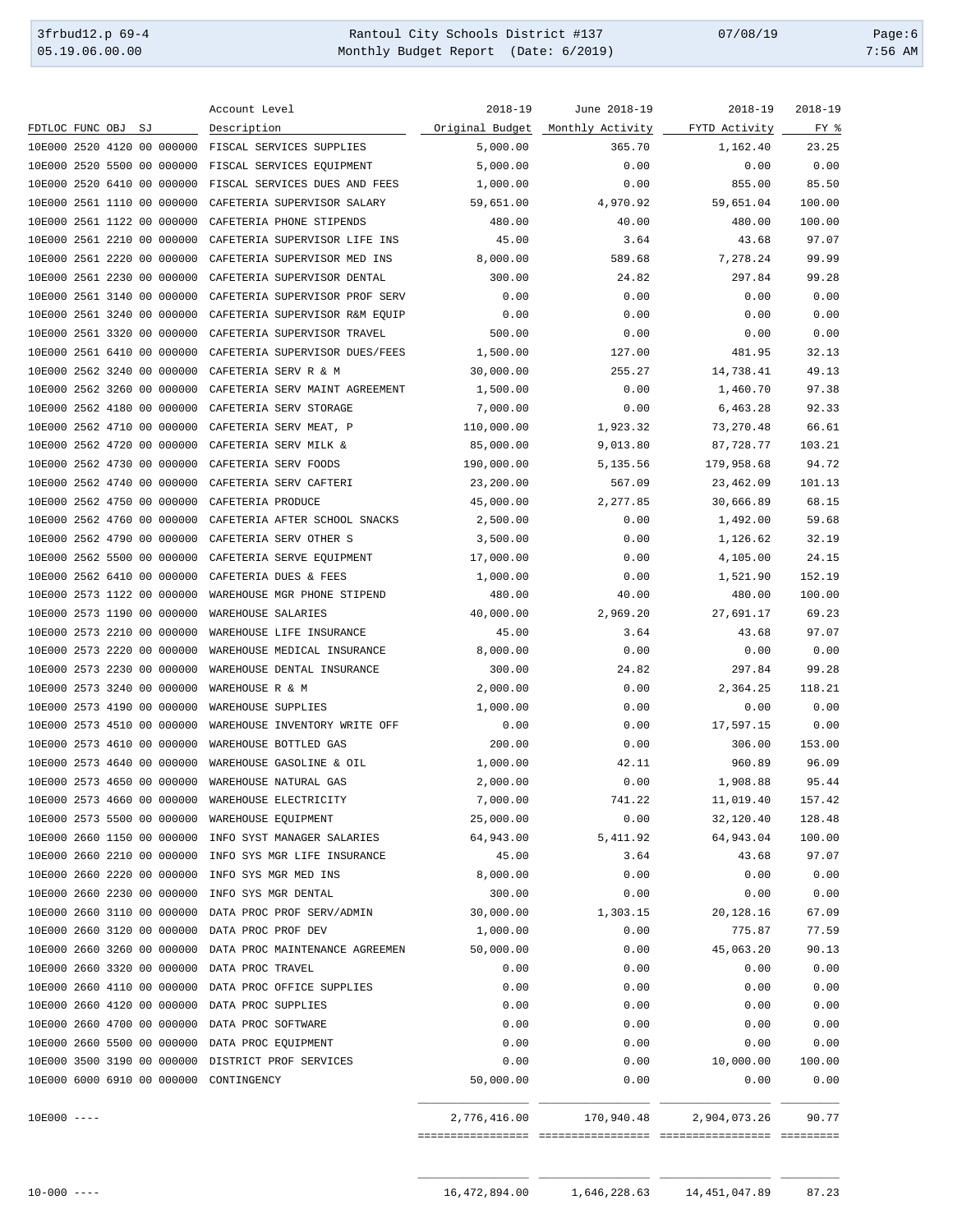| FDTLOC FUNC OBJ SJ | Account Level Description | 2018-19 Original Budget | June 2018-19 Monthly Activity | 2018-19 FYTD Activity | 2018-19 FY % |
|---|---|---|---|---|---|
| 10E000 2520 4120 00 000000 | FISCAL SERVICES SUPPLIES | 5,000.00 | 365.70 | 1,162.40 | 23.25 |
| 10E000 2520 5500 00 000000 | FISCAL SERVICES EQUIPMENT | 5,000.00 | 0.00 | 0.00 | 0.00 |
| 10E000 2520 6410 00 000000 | FISCAL SERVICES DUES AND FEES | 1,000.00 | 0.00 | 855.00 | 85.50 |
| 10E000 2561 1110 00 000000 | CAFETERIA SUPERVISOR SALARY | 59,651.00 | 4,970.92 | 59,651.04 | 100.00 |
| 10E000 2561 1122 00 000000 | CAFETERIA PHONE STIPENDS | 480.00 | 40.00 | 480.00 | 100.00 |
| 10E000 2561 2210 00 000000 | CAFETERIA SUPERVISOR LIFE INS | 45.00 | 3.64 | 43.68 | 97.07 |
| 10E000 2561 2220 00 000000 | CAFETERIA SUPERVISOR MED INS | 8,000.00 | 589.68 | 7,278.24 | 99.99 |
| 10E000 2561 2230 00 000000 | CAFETERIA SUPERVISOR DENTAL | 300.00 | 24.82 | 297.84 | 99.28 |
| 10E000 2561 3140 00 000000 | CAFETERIA SUPERVISOR PROF SERV | 0.00 | 0.00 | 0.00 | 0.00 |
| 10E000 2561 3240 00 000000 | CAFETERIA SUPERVISOR R&M EQUIP | 0.00 | 0.00 | 0.00 | 0.00 |
| 10E000 2561 3320 00 000000 | CAFETERIA SUPERVISOR TRAVEL | 500.00 | 0.00 | 0.00 | 0.00 |
| 10E000 2561 6410 00 000000 | CAFETERIA SUPERVISOR DUES/FEES | 1,500.00 | 127.00 | 481.95 | 32.13 |
| 10E000 2562 3240 00 000000 | CAFETERIA SERV R & M | 30,000.00 | 255.27 | 14,738.41 | 49.13 |
| 10E000 2562 3260 00 000000 | CAFETERIA SERV MAINT AGREEMENT | 1,500.00 | 0.00 | 1,460.70 | 97.38 |
| 10E000 2562 4180 00 000000 | CAFETERIA SERV STORAGE | 7,000.00 | 0.00 | 6,463.28 | 92.33 |
| 10E000 2562 4710 00 000000 | CAFETERIA SERV MEAT, P | 110,000.00 | 1,923.32 | 73,270.48 | 66.61 |
| 10E000 2562 4720 00 000000 | CAFETERIA SERV MILK & | 85,000.00 | 9,013.80 | 87,728.77 | 103.21 |
| 10E000 2562 4730 00 000000 | CAFETERIA SERV FOODS | 190,000.00 | 5,135.56 | 179,958.68 | 94.72 |
| 10E000 2562 4740 00 000000 | CAFETERIA SERV CAFTERI | 23,200.00 | 567.09 | 23,462.09 | 101.13 |
| 10E000 2562 4750 00 000000 | CAFETERIA PRODUCE | 45,000.00 | 2,277.85 | 30,666.89 | 68.15 |
| 10E000 2562 4760 00 000000 | CAFETERIA AFTER SCHOOL SNACKS | 2,500.00 | 0.00 | 1,492.00 | 59.68 |
| 10E000 2562 4790 00 000000 | CAFETERIA SERV OTHER S | 3,500.00 | 0.00 | 1,126.62 | 32.19 |
| 10E000 2562 5500 00 000000 | CAFETERIA SERVE EQUIPMENT | 17,000.00 | 0.00 | 4,105.00 | 24.15 |
| 10E000 2562 6410 00 000000 | CAFETERIA DUES & FEES | 1,000.00 | 0.00 | 1,521.90 | 152.19 |
| 10E000 2573 1122 00 000000 | WAREHOUSE MGR PHONE STIPEND | 480.00 | 40.00 | 480.00 | 100.00 |
| 10E000 2573 1190 00 000000 | WAREHOUSE SALARIES | 40,000.00 | 2,969.20 | 27,691.17 | 69.23 |
| 10E000 2573 2210 00 000000 | WAREHOUSE LIFE INSURANCE | 45.00 | 3.64 | 43.68 | 97.07 |
| 10E000 2573 2220 00 000000 | WAREHOUSE MEDICAL INSURANCE | 8,000.00 | 0.00 | 0.00 | 0.00 |
| 10E000 2573 2230 00 000000 | WAREHOUSE DENTAL INSURANCE | 300.00 | 24.82 | 297.84 | 99.28 |
| 10E000 2573 3240 00 000000 | WAREHOUSE R & M | 2,000.00 | 0.00 | 2,364.25 | 118.21 |
| 10E000 2573 4190 00 000000 | WAREHOUSE SUPPLIES | 1,000.00 | 0.00 | 0.00 | 0.00 |
| 10E000 2573 4510 00 000000 | WAREHOUSE INVENTORY WRITE OFF | 0.00 | 0.00 | 17,597.15 | 0.00 |
| 10E000 2573 4610 00 000000 | WAREHOUSE BOTTLED GAS | 200.00 | 0.00 | 306.00 | 153.00 |
| 10E000 2573 4640 00 000000 | WAREHOUSE GASOLINE & OIL | 1,000.00 | 42.11 | 960.89 | 96.09 |
| 10E000 2573 4650 00 000000 | WAREHOUSE NATURAL GAS | 2,000.00 | 0.00 | 1,908.88 | 95.44 |
| 10E000 2573 4660 00 000000 | WAREHOUSE ELECTRICITY | 7,000.00 | 741.22 | 11,019.40 | 157.42 |
| 10E000 2573 5500 00 000000 | WAREHOUSE EQUIPMENT | 25,000.00 | 0.00 | 32,120.40 | 128.48 |
| 10E000 2660 1150 00 000000 | INFO SYST MANAGER SALARIES | 64,943.00 | 5,411.92 | 64,943.04 | 100.00 |
| 10E000 2660 2210 00 000000 | INFO SYS MGR LIFE INSURANCE | 45.00 | 3.64 | 43.68 | 97.07 |
| 10E000 2660 2220 00 000000 | INFO SYS MGR MED INS | 8,000.00 | 0.00 | 0.00 | 0.00 |
| 10E000 2660 2230 00 000000 | INFO SYS MGR DENTAL | 300.00 | 0.00 | 0.00 | 0.00 |
| 10E000 2660 3110 00 000000 | DATA PROC PROF SERV/ADMIN | 30,000.00 | 1,303.15 | 20,128.16 | 67.09 |
| 10E000 2660 3120 00 000000 | DATA PROC PROF DEV | 1,000.00 | 0.00 | 775.87 | 77.59 |
| 10E000 2660 3260 00 000000 | DATA PROC MAINTENANCE AGREEMEN | 50,000.00 | 0.00 | 45,063.20 | 90.13 |
| 10E000 2660 3320 00 000000 | DATA PROC TRAVEL | 0.00 | 0.00 | 0.00 | 0.00 |
| 10E000 2660 4110 00 000000 | DATA PROC OFFICE SUPPLIES | 0.00 | 0.00 | 0.00 | 0.00 |
| 10E000 2660 4120 00 000000 | DATA PROC SUPPLIES | 0.00 | 0.00 | 0.00 | 0.00 |
| 10E000 2660 4700 00 000000 | DATA PROC SOFTWARE | 0.00 | 0.00 | 0.00 | 0.00 |
| 10E000 2660 5500 00 000000 | DATA PROC EQUIPMENT | 0.00 | 0.00 | 0.00 | 0.00 |
| 10E000 3500 3190 00 000000 | DISTRICT PROF SERVICES | 0.00 | 0.00 | 10,000.00 | 100.00 |
| 10E000 6000 6910 00 000000 | CONTINGENCY | 50,000.00 | 0.00 | 0.00 | 0.00 |
| 10E000 ---- | | 2,776,416.00 | 170,940.48 | 2,904,073.26 | 90.77 |
| 10-000 ---- | | 16,472,894.00 | 1,646,228.63 | 14,451,047.89 | 87.23 |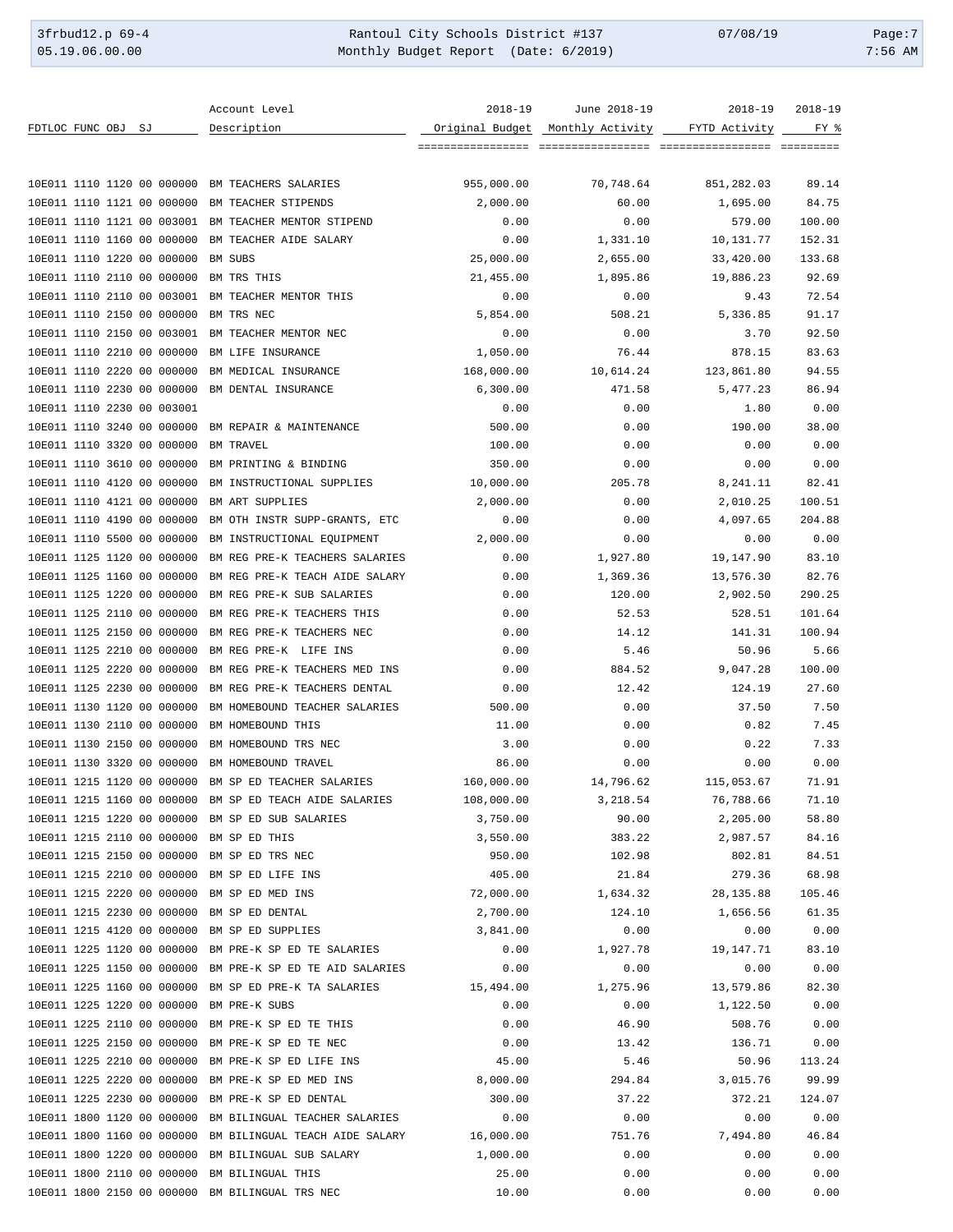| FDTLOC FUNC OBJ SJ | Account Level Description | 2018-19 Original Budget | June 2018-19 Monthly Activity | 2018-19 FYTD Activity | 2018-19 FY % |
|---|---|---|---|---|---|
| 10E011 1110 1120 00 000000 | BM TEACHERS SALARIES | 955,000.00 | 70,748.64 | 851,282.03 | 89.14 |
| 10E011 1110 1121 00 000000 | BM TEACHER STIPENDS | 2,000.00 | 60.00 | 1,695.00 | 84.75 |
| 10E011 1110 1121 00 003001 | BM TEACHER MENTOR STIPEND | 0.00 | 0.00 | 579.00 | 100.00 |
| 10E011 1110 1160 00 000000 | BM TEACHER AIDE SALARY | 0.00 | 1,331.10 | 10,131.77 | 152.31 |
| 10E011 1110 1220 00 000000 | BM SUBS | 25,000.00 | 2,655.00 | 33,420.00 | 133.68 |
| 10E011 1110 2110 00 000000 | BM TRS THIS | 21,455.00 | 1,895.86 | 19,886.23 | 92.69 |
| 10E011 1110 2110 00 003001 | BM TEACHER MENTOR THIS | 0.00 | 0.00 | 9.43 | 72.54 |
| 10E011 1110 2150 00 000000 | BM TRS NEC | 5,854.00 | 508.21 | 5,336.85 | 91.17 |
| 10E011 1110 2150 00 003001 | BM TEACHER MENTOR NEC | 0.00 | 0.00 | 3.70 | 92.50 |
| 10E011 1110 2210 00 000000 | BM LIFE INSURANCE | 1,050.00 | 76.44 | 878.15 | 83.63 |
| 10E011 1110 2220 00 000000 | BM MEDICAL INSURANCE | 168,000.00 | 10,614.24 | 123,861.80 | 94.55 |
| 10E011 1110 2230 00 000000 | BM DENTAL INSURANCE | 6,300.00 | 471.58 | 5,477.23 | 86.94 |
| 10E011 1110 2230 00 003001 | | 0.00 | 0.00 | 1.80 | 0.00 |
| 10E011 1110 3240 00 000000 | BM REPAIR & MAINTENANCE | 500.00 | 0.00 | 190.00 | 38.00 |
| 10E011 1110 3320 00 000000 | BM TRAVEL | 100.00 | 0.00 | 0.00 | 0.00 |
| 10E011 1110 3610 00 000000 | BM PRINTING & BINDING | 350.00 | 0.00 | 0.00 | 0.00 |
| 10E011 1110 4120 00 000000 | BM INSTRUCTIONAL SUPPLIES | 10,000.00 | 205.78 | 8,241.11 | 82.41 |
| 10E011 1110 4121 00 000000 | BM ART SUPPLIES | 2,000.00 | 0.00 | 2,010.25 | 100.51 |
| 10E011 1110 4190 00 000000 | BM OTH INSTR SUPP-GRANTS, ETC | 0.00 | 0.00 | 4,097.65 | 204.88 |
| 10E011 1110 5500 00 000000 | BM INSTRUCTIONAL EQUIPMENT | 2,000.00 | 0.00 | 0.00 | 0.00 |
| 10E011 1125 1120 00 000000 | BM REG PRE-K TEACHERS SALARIES | 0.00 | 1,927.80 | 19,147.90 | 83.10 |
| 10E011 1125 1160 00 000000 | BM REG PRE-K TEACH AIDE SALARY | 0.00 | 1,369.36 | 13,576.30 | 82.76 |
| 10E011 1125 1220 00 000000 | BM REG PRE-K SUB SALARIES | 0.00 | 120.00 | 2,902.50 | 290.25 |
| 10E011 1125 2110 00 000000 | BM REG PRE-K TEACHERS THIS | 0.00 | 52.53 | 528.51 | 101.64 |
| 10E011 1125 2150 00 000000 | BM REG PRE-K TEACHERS NEC | 0.00 | 14.12 | 141.31 | 100.94 |
| 10E011 1125 2210 00 000000 | BM REG PRE-K LIFE INS | 0.00 | 5.46 | 50.96 | 5.66 |
| 10E011 1125 2220 00 000000 | BM REG PRE-K TEACHERS MED INS | 0.00 | 884.52 | 9,047.28 | 100.00 |
| 10E011 1125 2230 00 000000 | BM REG PRE-K TEACHERS DENTAL | 0.00 | 12.42 | 124.19 | 27.60 |
| 10E011 1130 1120 00 000000 | BM HOMEBOUND TEACHER SALARIES | 500.00 | 0.00 | 37.50 | 7.50 |
| 10E011 1130 2110 00 000000 | BM HOMEBOUND THIS | 11.00 | 0.00 | 0.82 | 7.45 |
| 10E011 1130 2150 00 000000 | BM HOMEBOUND TRS NEC | 3.00 | 0.00 | 0.22 | 7.33 |
| 10E011 1130 3320 00 000000 | BM HOMEBOUND TRAVEL | 86.00 | 0.00 | 0.00 | 0.00 |
| 10E011 1215 1120 00 000000 | BM SP ED TEACHER SALARIES | 160,000.00 | 14,796.62 | 115,053.67 | 71.91 |
| 10E011 1215 1160 00 000000 | BM SP ED TEACH AIDE SALARIES | 108,000.00 | 3,218.54 | 76,788.66 | 71.10 |
| 10E011 1215 1220 00 000000 | BM SP ED SUB SALARIES | 3,750.00 | 90.00 | 2,205.00 | 58.80 |
| 10E011 1215 2110 00 000000 | BM SP ED THIS | 3,550.00 | 383.22 | 2,987.57 | 84.16 |
| 10E011 1215 2150 00 000000 | BM SP ED TRS NEC | 950.00 | 102.98 | 802.81 | 84.51 |
| 10E011 1215 2210 00 000000 | BM SP ED LIFE INS | 405.00 | 21.84 | 279.36 | 68.98 |
| 10E011 1215 2220 00 000000 | BM SP ED MED INS | 72,000.00 | 1,634.32 | 28,135.88 | 105.46 |
| 10E011 1215 2230 00 000000 | BM SP ED DENTAL | 2,700.00 | 124.10 | 1,656.56 | 61.35 |
| 10E011 1215 4120 00 000000 | BM SP ED SUPPLIES | 3,841.00 | 0.00 | 0.00 | 0.00 |
| 10E011 1225 1120 00 000000 | BM PRE-K SP ED TE SALARIES | 0.00 | 1,927.78 | 19,147.71 | 83.10 |
| 10E011 1225 1150 00 000000 | BM PRE-K SP ED TE AID SALARIES | 0.00 | 0.00 | 0.00 | 0.00 |
| 10E011 1225 1160 00 000000 | BM SP ED PRE-K TA SALARIES | 15,494.00 | 1,275.96 | 13,579.86 | 82.30 |
| 10E011 1225 1220 00 000000 | BM PRE-K SUBS | 0.00 | 0.00 | 1,122.50 | 0.00 |
| 10E011 1225 2110 00 000000 | BM PRE-K SP ED TE THIS | 0.00 | 46.90 | 508.76 | 0.00 |
| 10E011 1225 2150 00 000000 | BM PRE-K SP ED TE NEC | 0.00 | 13.42 | 136.71 | 0.00 |
| 10E011 1225 2210 00 000000 | BM PRE-K SP ED LIFE INS | 45.00 | 5.46 | 50.96 | 113.24 |
| 10E011 1225 2220 00 000000 | BM PRE-K SP ED MED INS | 8,000.00 | 294.84 | 3,015.76 | 99.99 |
| 10E011 1225 2230 00 000000 | BM PRE-K SP ED DENTAL | 300.00 | 37.22 | 372.21 | 124.07 |
| 10E011 1800 1120 00 000000 | BM BILINGUAL TEACHER SALARIES | 0.00 | 0.00 | 0.00 | 0.00 |
| 10E011 1800 1160 00 000000 | BM BILINGUAL TEACH AIDE SALARY | 16,000.00 | 751.76 | 7,494.80 | 46.84 |
| 10E011 1800 1220 00 000000 | BM BILINGUAL SUB SALARY | 1,000.00 | 0.00 | 0.00 | 0.00 |
| 10E011 1800 2110 00 000000 | BM BILINGUAL THIS | 25.00 | 0.00 | 0.00 | 0.00 |
| 10E011 1800 2150 00 000000 | BM BILINGUAL TRS NEC | 10.00 | 0.00 | 0.00 | 0.00 |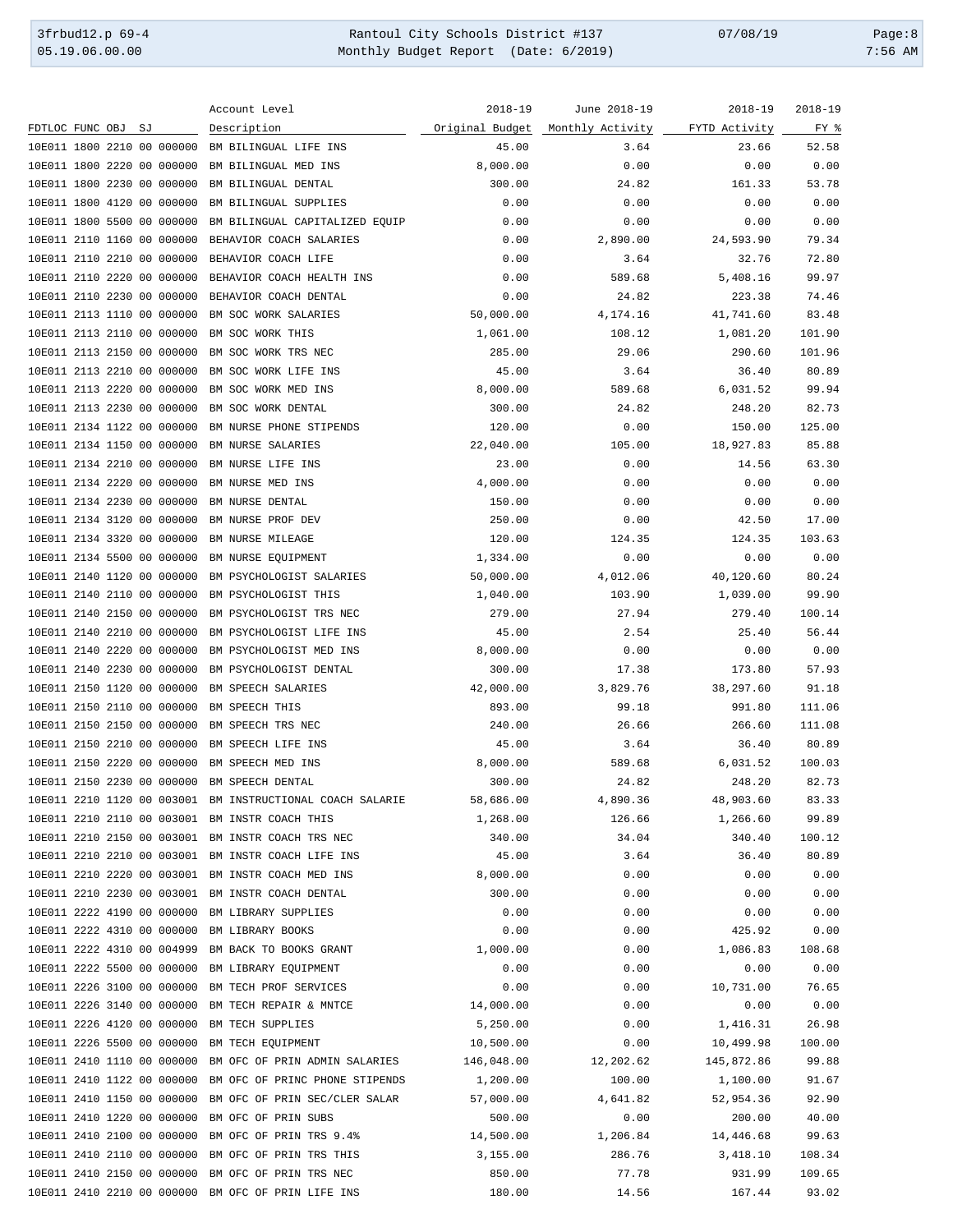| FDTLOC FUNC OBJ SJ | Account Level Description | 2018-19 Original Budget | June 2018-19 Monthly Activity | 2018-19 FYTD Activity | 2018-19 FY % |
|---|---|---|---|---|---|
| 10E011 1800 2210 00 000000 | BM BILINGUAL LIFE INS | 45.00 | 3.64 | 23.66 | 52.58 |
| 10E011 1800 2220 00 000000 | BM BILINGUAL MED INS | 8,000.00 | 0.00 | 0.00 | 0.00 |
| 10E011 1800 2230 00 000000 | BM BILINGUAL DENTAL | 300.00 | 24.82 | 161.33 | 53.78 |
| 10E011 1800 4120 00 000000 | BM BILINGUAL SUPPLIES | 0.00 | 0.00 | 0.00 | 0.00 |
| 10E011 1800 5500 00 000000 | BM BILINGUAL CAPITALIZED EQUIP | 0.00 | 0.00 | 0.00 | 0.00 |
| 10E011 2110 1160 00 000000 | BEHAVIOR COACH SALARIES | 0.00 | 2,890.00 | 24,593.90 | 79.34 |
| 10E011 2110 2210 00 000000 | BEHAVIOR COACH LIFE | 0.00 | 3.64 | 32.76 | 72.80 |
| 10E011 2110 2220 00 000000 | BEHAVIOR COACH HEALTH INS | 0.00 | 589.68 | 5,408.16 | 99.97 |
| 10E011 2110 2230 00 000000 | BEHAVIOR COACH DENTAL | 0.00 | 24.82 | 223.38 | 74.46 |
| 10E011 2113 1110 00 000000 | BM SOC WORK SALARIES | 50,000.00 | 4,174.16 | 41,741.60 | 83.48 |
| 10E011 2113 2110 00 000000 | BM SOC WORK THIS | 1,061.00 | 108.12 | 1,081.20 | 101.90 |
| 10E011 2113 2150 00 000000 | BM SOC WORK TRS NEC | 285.00 | 29.06 | 290.60 | 101.96 |
| 10E011 2113 2210 00 000000 | BM SOC WORK LIFE INS | 45.00 | 3.64 | 36.40 | 80.89 |
| 10E011 2113 2220 00 000000 | BM SOC WORK MED INS | 8,000.00 | 589.68 | 6,031.52 | 99.94 |
| 10E011 2113 2230 00 000000 | BM SOC WORK DENTAL | 300.00 | 24.82 | 248.20 | 82.73 |
| 10E011 2134 1122 00 000000 | BM NURSE PHONE STIPENDS | 120.00 | 0.00 | 150.00 | 125.00 |
| 10E011 2134 1150 00 000000 | BM NURSE SALARIES | 22,040.00 | 105.00 | 18,927.83 | 85.88 |
| 10E011 2134 2210 00 000000 | BM NURSE LIFE INS | 23.00 | 0.00 | 14.56 | 63.30 |
| 10E011 2134 2220 00 000000 | BM NURSE MED INS | 4,000.00 | 0.00 | 0.00 | 0.00 |
| 10E011 2134 2230 00 000000 | BM NURSE DENTAL | 150.00 | 0.00 | 0.00 | 0.00 |
| 10E011 2134 3120 00 000000 | BM NURSE PROF DEV | 250.00 | 0.00 | 42.50 | 17.00 |
| 10E011 2134 3320 00 000000 | BM NURSE MILEAGE | 120.00 | 124.35 | 124.35 | 103.63 |
| 10E011 2134 5500 00 000000 | BM NURSE EQUIPMENT | 1,334.00 | 0.00 | 0.00 | 0.00 |
| 10E011 2140 1120 00 000000 | BM PSYCHOLOGIST SALARIES | 50,000.00 | 4,012.06 | 40,120.60 | 80.24 |
| 10E011 2140 2110 00 000000 | BM PSYCHOLOGIST THIS | 1,040.00 | 103.90 | 1,039.00 | 99.90 |
| 10E011 2140 2150 00 000000 | BM PSYCHOLOGIST TRS NEC | 279.00 | 27.94 | 279.40 | 100.14 |
| 10E011 2140 2210 00 000000 | BM PSYCHOLOGIST LIFE INS | 45.00 | 2.54 | 25.40 | 56.44 |
| 10E011 2140 2220 00 000000 | BM PSYCHOLOGIST MED INS | 8,000.00 | 0.00 | 0.00 | 0.00 |
| 10E011 2140 2230 00 000000 | BM PSYCHOLOGIST DENTAL | 300.00 | 17.38 | 173.80 | 57.93 |
| 10E011 2150 1120 00 000000 | BM SPEECH SALARIES | 42,000.00 | 3,829.76 | 38,297.60 | 91.18 |
| 10E011 2150 2110 00 000000 | BM SPEECH THIS | 893.00 | 99.18 | 991.80 | 111.06 |
| 10E011 2150 2150 00 000000 | BM SPEECH TRS NEC | 240.00 | 26.66 | 266.60 | 111.08 |
| 10E011 2150 2210 00 000000 | BM SPEECH LIFE INS | 45.00 | 3.64 | 36.40 | 80.89 |
| 10E011 2150 2220 00 000000 | BM SPEECH MED INS | 8,000.00 | 589.68 | 6,031.52 | 100.03 |
| 10E011 2150 2230 00 000000 | BM SPEECH DENTAL | 300.00 | 24.82 | 248.20 | 82.73 |
| 10E011 2210 1120 00 003001 | BM INSTRUCTIONAL COACH SALARIE | 58,686.00 | 4,890.36 | 48,903.60 | 83.33 |
| 10E011 2210 2110 00 003001 | BM INSTR COACH THIS | 1,268.00 | 126.66 | 1,266.60 | 99.89 |
| 10E011 2210 2150 00 003001 | BM INSTR COACH TRS NEC | 340.00 | 34.04 | 340.40 | 100.12 |
| 10E011 2210 2210 00 003001 | BM INSTR COACH LIFE INS | 45.00 | 3.64 | 36.40 | 80.89 |
| 10E011 2210 2220 00 003001 | BM INSTR COACH MED INS | 8,000.00 | 0.00 | 0.00 | 0.00 |
| 10E011 2210 2230 00 003001 | BM INSTR COACH DENTAL | 300.00 | 0.00 | 0.00 | 0.00 |
| 10E011 2222 4190 00 000000 | BM LIBRARY SUPPLIES | 0.00 | 0.00 | 0.00 | 0.00 |
| 10E011 2222 4310 00 000000 | BM LIBRARY BOOKS | 0.00 | 0.00 | 425.92 | 0.00 |
| 10E011 2222 4310 00 004999 | BM BACK TO BOOKS GRANT | 1,000.00 | 0.00 | 1,086.83 | 108.68 |
| 10E011 2222 5500 00 000000 | BM LIBRARY EQUIPMENT | 0.00 | 0.00 | 0.00 | 0.00 |
| 10E011 2226 3100 00 000000 | BM TECH PROF SERVICES | 0.00 | 0.00 | 10,731.00 | 76.65 |
| 10E011 2226 3140 00 000000 | BM TECH REPAIR & MNTCE | 14,000.00 | 0.00 | 0.00 | 0.00 |
| 10E011 2226 4120 00 000000 | BM TECH SUPPLIES | 5,250.00 | 0.00 | 1,416.31 | 26.98 |
| 10E011 2226 5500 00 000000 | BM TECH EQUIPMENT | 10,500.00 | 0.00 | 10,499.98 | 100.00 |
| 10E011 2410 1110 00 000000 | BM OFC OF PRIN ADMIN SALARIES | 146,048.00 | 12,202.62 | 145,872.86 | 99.88 |
| 10E011 2410 1122 00 000000 | BM OFC OF PRINC PHONE STIPENDS | 1,200.00 | 100.00 | 1,100.00 | 91.67 |
| 10E011 2410 1150 00 000000 | BM OFC OF PRIN SEC/CLER SALAR | 57,000.00 | 4,641.82 | 52,954.36 | 92.90 |
| 10E011 2410 1220 00 000000 | BM OFC OF PRIN SUBS | 500.00 | 0.00 | 200.00 | 40.00 |
| 10E011 2410 2100 00 000000 | BM OFC OF PRIN TRS 9.4% | 14,500.00 | 1,206.84 | 14,446.68 | 99.63 |
| 10E011 2410 2110 00 000000 | BM OFC OF PRIN TRS THIS | 3,155.00 | 286.76 | 3,418.10 | 108.34 |
| 10E011 2410 2150 00 000000 | BM OFC OF PRIN TRS NEC | 850.00 | 77.78 | 931.99 | 109.65 |
| 10E011 2410 2210 00 000000 | BM OFC OF PRIN LIFE INS | 180.00 | 14.56 | 167.44 | 93.02 |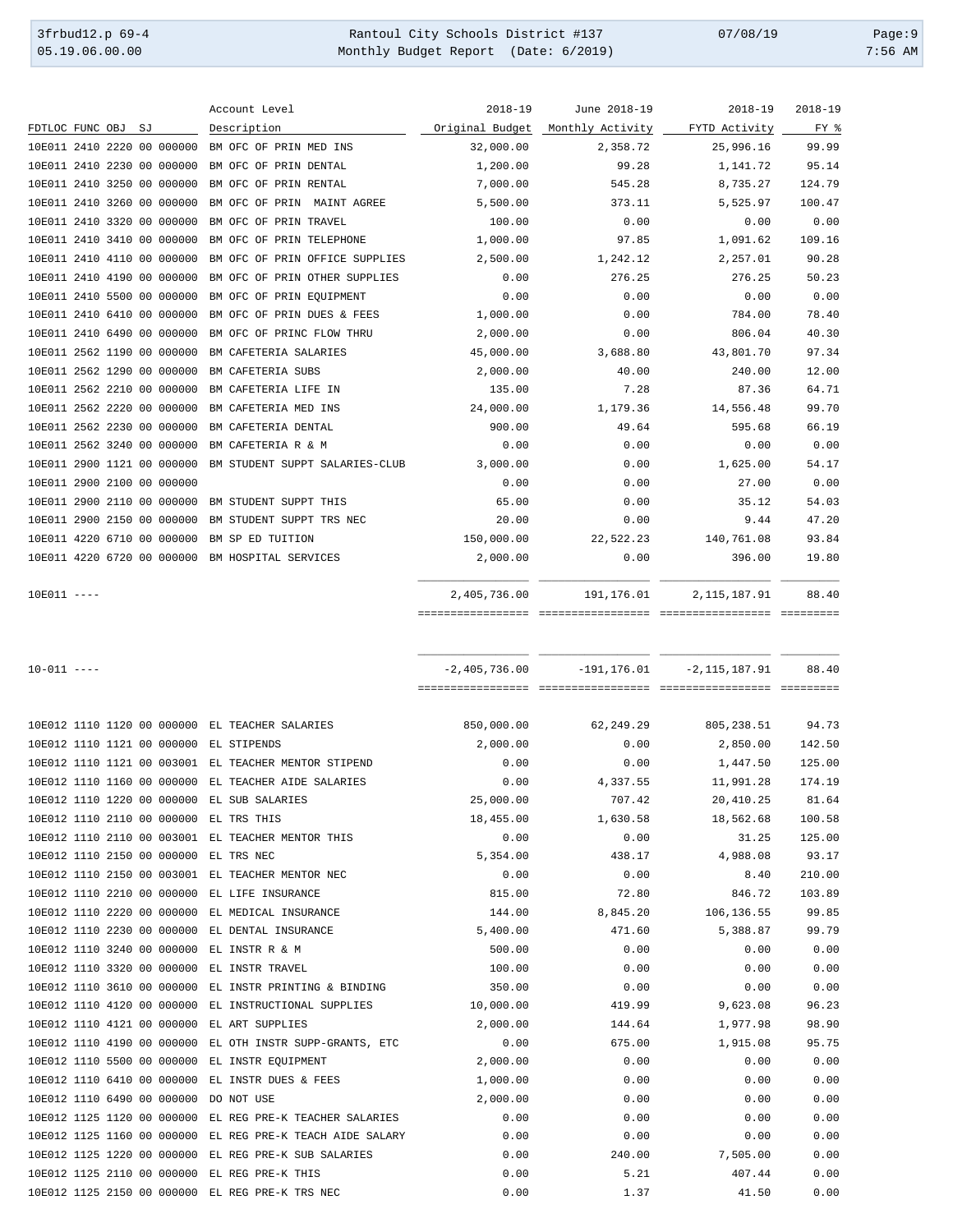| FDTLOC FUNC OBJ SJ | Account Level Description | 2018-19 Original Budget | June 2018-19 Monthly Activity | 2018-19 FYTD Activity | 2018-19 FY % |
|---|---|---|---|---|---|
| 10E011 2410 2220 00 000000 | BM OFC OF PRIN MED INS | 32,000.00 | 2,358.72 | 25,996.16 | 99.99 |
| 10E011 2410 2230 00 000000 | BM OFC OF PRIN DENTAL | 1,200.00 | 99.28 | 1,141.72 | 95.14 |
| 10E011 2410 3250 00 000000 | BM OFC OF PRIN RENTAL | 7,000.00 | 545.28 | 8,735.27 | 124.79 |
| 10E011 2410 3260 00 000000 | BM OFC OF PRIN MAINT AGREE | 5,500.00 | 373.11 | 5,525.97 | 100.47 |
| 10E011 2410 3320 00 000000 | BM OFC OF PRIN TRAVEL | 100.00 | 0.00 | 0.00 | 0.00 |
| 10E011 2410 3410 00 000000 | BM OFC OF PRIN TELEPHONE | 1,000.00 | 97.85 | 1,091.62 | 109.16 |
| 10E011 2410 4110 00 000000 | BM OFC OF PRIN OFFICE SUPPLIES | 2,500.00 | 1,242.12 | 2,257.01 | 90.28 |
| 10E011 2410 4190 00 000000 | BM OFC OF PRIN OTHER SUPPLIES | 0.00 | 276.25 | 276.25 | 50.23 |
| 10E011 2410 5500 00 000000 | BM OFC OF PRIN EQUIPMENT | 0.00 | 0.00 | 0.00 | 0.00 |
| 10E011 2410 6410 00 000000 | BM OFC OF PRIN DUES & FEES | 1,000.00 | 0.00 | 784.00 | 78.40 |
| 10E011 2410 6490 00 000000 | BM OFC OF PRINC FLOW THRU | 2,000.00 | 0.00 | 806.04 | 40.30 |
| 10E011 2562 1190 00 000000 | BM CAFETERIA SALARIES | 45,000.00 | 3,688.80 | 43,801.70 | 97.34 |
| 10E011 2562 1290 00 000000 | BM CAFETERIA SUBS | 2,000.00 | 40.00 | 240.00 | 12.00 |
| 10E011 2562 2210 00 000000 | BM CAFETERIA LIFE IN | 135.00 | 7.28 | 87.36 | 64.71 |
| 10E011 2562 2220 00 000000 | BM CAFETERIA MED INS | 24,000.00 | 1,179.36 | 14,556.48 | 99.70 |
| 10E011 2562 2230 00 000000 | BM CAFETERIA DENTAL | 900.00 | 49.64 | 595.68 | 66.19 |
| 10E011 2562 3240 00 000000 | BM CAFETERIA R & M | 0.00 | 0.00 | 0.00 | 0.00 |
| 10E011 2900 1121 00 000000 | BM STUDENT SUPPT SALARIES-CLUB | 3,000.00 | 0.00 | 1,625.00 | 54.17 |
| 10E011 2900 2100 00 000000 | | 0.00 | 0.00 | 27.00 | 0.00 |
| 10E011 2900 2110 00 000000 | BM STUDENT SUPPT THIS | 65.00 | 0.00 | 35.12 | 54.03 |
| 10E011 2900 2150 00 000000 | BM STUDENT SUPPT TRS NEC | 20.00 | 0.00 | 9.44 | 47.20 |
| 10E011 4220 6710 00 000000 | BM SP ED TUITION | 150,000.00 | 22,522.23 | 140,761.08 | 93.84 |
| 10E011 4220 6720 00 000000 | BM HOSPITAL SERVICES | 2,000.00 | 0.00 | 396.00 | 19.80 |
| 10E011 ---- | | 2,405,736.00 | 191,176.01 | 2,115,187.91 | 88.40 |
| 10-011 ---- | | -2,405,736.00 | -191,176.01 | -2,115,187.91 | 88.40 |
| 10E012 1110 1120 00 000000 | EL TEACHER SALARIES | 850,000.00 | 62,249.29 | 805,238.51 | 94.73 |
| 10E012 1110 1121 00 000000 | EL STIPENDS | 2,000.00 | 0.00 | 2,850.00 | 142.50 |
| 10E012 1110 1121 00 003001 | EL TEACHER MENTOR STIPEND | 0.00 | 0.00 | 1,447.50 | 125.00 |
| 10E012 1110 1160 00 000000 | EL TEACHER AIDE SALARIES | 0.00 | 4,337.55 | 11,991.28 | 174.19 |
| 10E012 1110 1220 00 000000 | EL SUB SALARIES | 25,000.00 | 707.42 | 20,410.25 | 81.64 |
| 10E012 1110 2110 00 000000 | EL TRS THIS | 18,455.00 | 1,630.58 | 18,562.68 | 100.58 |
| 10E012 1110 2110 00 003001 | EL TEACHER MENTOR THIS | 0.00 | 0.00 | 31.25 | 125.00 |
| 10E012 1110 2150 00 000000 | EL TRS NEC | 5,354.00 | 438.17 | 4,988.08 | 93.17 |
| 10E012 1110 2150 00 003001 | EL TEACHER MENTOR NEC | 0.00 | 0.00 | 8.40 | 210.00 |
| 10E012 1110 2210 00 000000 | EL LIFE INSURANCE | 815.00 | 72.80 | 846.72 | 103.89 |
| 10E012 1110 2220 00 000000 | EL MEDICAL INSURANCE | 144.00 | 8,845.20 | 106,136.55 | 99.85 |
| 10E012 1110 2230 00 000000 | EL DENTAL INSURANCE | 5,400.00 | 471.60 | 5,388.87 | 99.79 |
| 10E012 1110 3240 00 000000 | EL INSTR R & M | 500.00 | 0.00 | 0.00 | 0.00 |
| 10E012 1110 3320 00 000000 | EL INSTR TRAVEL | 100.00 | 0.00 | 0.00 | 0.00 |
| 10E012 1110 3610 00 000000 | EL INSTR PRINTING & BINDING | 350.00 | 0.00 | 0.00 | 0.00 |
| 10E012 1110 4120 00 000000 | EL INSTRUCTIONAL SUPPLIES | 10,000.00 | 419.99 | 9,623.08 | 96.23 |
| 10E012 1110 4121 00 000000 | EL ART SUPPLIES | 2,000.00 | 144.64 | 1,977.98 | 98.90 |
| 10E012 1110 4190 00 000000 | EL OTH INSTR SUPP-GRANTS, ETC | 0.00 | 675.00 | 1,915.08 | 95.75 |
| 10E012 1110 5500 00 000000 | EL INSTR EQUIPMENT | 2,000.00 | 0.00 | 0.00 | 0.00 |
| 10E012 1110 6410 00 000000 | EL INSTR DUES & FEES | 1,000.00 | 0.00 | 0.00 | 0.00 |
| 10E012 1110 6490 00 000000 | DO NOT USE | 2,000.00 | 0.00 | 0.00 | 0.00 |
| 10E012 1125 1120 00 000000 | EL REG PRE-K TEACHER SALARIES | 0.00 | 0.00 | 0.00 | 0.00 |
| 10E012 1125 1160 00 000000 | EL REG PRE-K TEACH AIDE SALARY | 0.00 | 0.00 | 0.00 | 0.00 |
| 10E012 1125 1220 00 000000 | EL REG PRE-K SUB SALARIES | 0.00 | 240.00 | 7,505.00 | 0.00 |
| 10E012 1125 2110 00 000000 | EL REG PRE-K THIS | 0.00 | 5.21 | 407.44 | 0.00 |
| 10E012 1125 2150 00 000000 | EL REG PRE-K TRS NEC | 0.00 | 1.37 | 41.50 | 0.00 |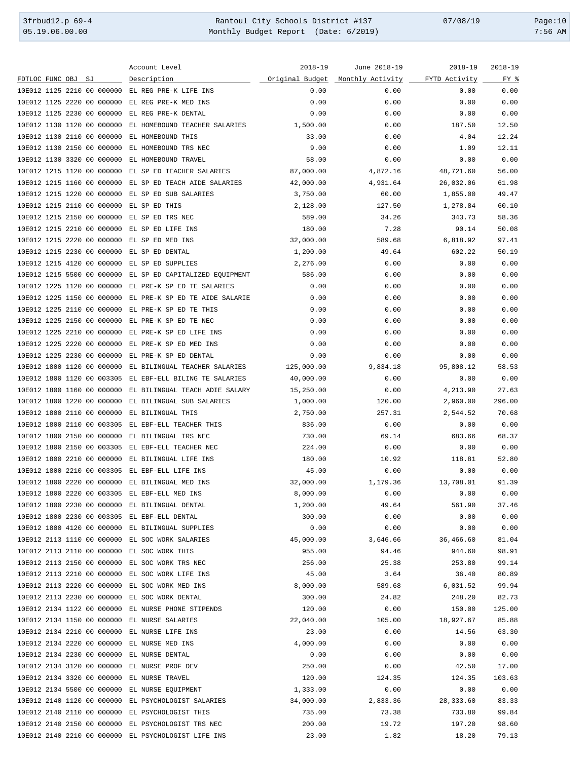| FDTLOC FUNC OBJ SJ | Account Level Description | 2018-19 Original Budget | June 2018-19 Monthly Activity | 2018-19 FYTD Activity | 2018-19 FY % |
|---|---|---|---|---|---|
| 10E012 1125 2210 00 000000 | EL REG PRE-K LIFE INS | 0.00 | 0.00 | 0.00 | 0.00 |
| 10E012 1125 2220 00 000000 | EL REG PRE-K MED INS | 0.00 | 0.00 | 0.00 | 0.00 |
| 10E012 1125 2230 00 000000 | EL REG PRE-K DENTAL | 0.00 | 0.00 | 0.00 | 0.00 |
| 10E012 1130 1120 00 000000 | EL HOMEBOUND TEACHER SALARIES | 1,500.00 | 0.00 | 187.50 | 12.50 |
| 10E012 1130 2110 00 000000 | EL HOMEBOUND THIS | 33.00 | 0.00 | 4.04 | 12.24 |
| 10E012 1130 2150 00 000000 | EL HOMEBOUND TRS NEC | 9.00 | 0.00 | 1.09 | 12.11 |
| 10E012 1130 3320 00 000000 | EL HOMEBOUND TRAVEL | 58.00 | 0.00 | 0.00 | 0.00 |
| 10E012 1215 1120 00 000000 | EL SP ED TEACHER SALARIES | 87,000.00 | 4,872.16 | 48,721.60 | 56.00 |
| 10E012 1215 1160 00 000000 | EL SP ED TEACH AIDE SALARIES | 42,000.00 | 4,931.64 | 26,032.06 | 61.98 |
| 10E012 1215 1220 00 000000 | EL SP ED SUB SALARIES | 3,750.00 | 60.00 | 1,855.00 | 49.47 |
| 10E012 1215 2110 00 000000 | EL SP ED THIS | 2,128.00 | 127.50 | 1,278.84 | 60.10 |
| 10E012 1215 2150 00 000000 | EL SP ED TRS NEC | 589.00 | 34.26 | 343.73 | 58.36 |
| 10E012 1215 2210 00 000000 | EL SP ED LIFE INS | 180.00 | 7.28 | 90.14 | 50.08 |
| 10E012 1215 2220 00 000000 | EL SP ED MED INS | 32,000.00 | 589.68 | 6,818.92 | 97.41 |
| 10E012 1215 2230 00 000000 | EL SP ED DENTAL | 1,200.00 | 49.64 | 602.22 | 50.19 |
| 10E012 1215 4120 00 000000 | EL SP ED SUPPLIES | 2,276.00 | 0.00 | 0.00 | 0.00 |
| 10E012 1215 5500 00 000000 | EL SP ED CAPITALIZED EQUIPMENT | 586.00 | 0.00 | 0.00 | 0.00 |
| 10E012 1225 1120 00 000000 | EL PRE-K SP ED TE SALARIES | 0.00 | 0.00 | 0.00 | 0.00 |
| 10E012 1225 1150 00 000000 | EL PRE-K SP ED TE AIDE SALARIE | 0.00 | 0.00 | 0.00 | 0.00 |
| 10E012 1225 2110 00 000000 | EL PRE-K SP ED TE THIS | 0.00 | 0.00 | 0.00 | 0.00 |
| 10E012 1225 2150 00 000000 | EL PRE-K SP ED TE NEC | 0.00 | 0.00 | 0.00 | 0.00 |
| 10E012 1225 2210 00 000000 | EL PRE-K SP ED LIFE INS | 0.00 | 0.00 | 0.00 | 0.00 |
| 10E012 1225 2220 00 000000 | EL PRE-K SP ED MED INS | 0.00 | 0.00 | 0.00 | 0.00 |
| 10E012 1225 2230 00 000000 | EL PRE-K SP ED DENTAL | 0.00 | 0.00 | 0.00 | 0.00 |
| 10E012 1800 1120 00 000000 | EL BILINGUAL TEACHER SALARIES | 125,000.00 | 9,834.18 | 95,808.12 | 58.53 |
| 10E012 1800 1120 00 003305 | EL EBF-ELL BILING TE SALARIES | 40,000.00 | 0.00 | 0.00 | 0.00 |
| 10E012 1800 1160 00 000000 | EL BILINGUAL TEACH ADIE SALARY | 15,250.00 | 0.00 | 4,213.90 | 27.63 |
| 10E012 1800 1220 00 000000 | EL BILINGUAL SUB SALARIES | 1,000.00 | 120.00 | 2,960.00 | 296.00 |
| 10E012 1800 2110 00 000000 | EL BILINGUAL THIS | 2,750.00 | 257.31 | 2,544.52 | 70.68 |
| 10E012 1800 2110 00 003305 | EL EBF-ELL TEACHER THIS | 836.00 | 0.00 | 0.00 | 0.00 |
| 10E012 1800 2150 00 000000 | EL BILINGUAL TRS NEC | 730.00 | 69.14 | 683.66 | 68.37 |
| 10E012 1800 2150 00 003305 | EL EBF-ELL TEACHER NEC | 224.00 | 0.00 | 0.00 | 0.00 |
| 10E012 1800 2210 00 000000 | EL BILINGUAL LIFE INS | 180.00 | 10.92 | 118.81 | 52.80 |
| 10E012 1800 2210 00 003305 | EL EBF-ELL LIFE INS | 45.00 | 0.00 | 0.00 | 0.00 |
| 10E012 1800 2220 00 000000 | EL BILINGUAL MED INS | 32,000.00 | 1,179.36 | 13,708.01 | 91.39 |
| 10E012 1800 2220 00 003305 | EL EBF-ELL MED INS | 8,000.00 | 0.00 | 0.00 | 0.00 |
| 10E012 1800 2230 00 000000 | EL BILINGUAL DENTAL | 1,200.00 | 49.64 | 561.90 | 37.46 |
| 10E012 1800 2230 00 003305 | EL EBF-ELL DENTAL | 300.00 | 0.00 | 0.00 | 0.00 |
| 10E012 1800 4120 00 000000 | EL BILINGUAL SUPPLIES | 0.00 | 0.00 | 0.00 | 0.00 |
| 10E012 2113 1110 00 000000 | EL SOC WORK SALARIES | 45,000.00 | 3,646.66 | 36,466.60 | 81.04 |
| 10E012 2113 2110 00 000000 | EL SOC WORK THIS | 955.00 | 94.46 | 944.60 | 98.91 |
| 10E012 2113 2150 00 000000 | EL SOC WORK TRS NEC | 256.00 | 25.38 | 253.80 | 99.14 |
| 10E012 2113 2210 00 000000 | EL SOC WORK LIFE INS | 45.00 | 3.64 | 36.40 | 80.89 |
| 10E012 2113 2220 00 000000 | EL SOC WORK MED INS | 8,000.00 | 589.68 | 6,031.52 | 99.94 |
| 10E012 2113 2230 00 000000 | EL SOC WORK DENTAL | 300.00 | 24.82 | 248.20 | 82.73 |
| 10E012 2134 1122 00 000000 | EL NURSE PHONE STIPENDS | 120.00 | 0.00 | 150.00 | 125.00 |
| 10E012 2134 1150 00 000000 | EL NURSE SALARIES | 22,040.00 | 105.00 | 18,927.67 | 85.88 |
| 10E012 2134 2210 00 000000 | EL NURSE LIFE INS | 23.00 | 0.00 | 14.56 | 63.30 |
| 10E012 2134 2220 00 000000 | EL NURSE MED INS | 4,000.00 | 0.00 | 0.00 | 0.00 |
| 10E012 2134 2230 00 000000 | EL NURSE DENTAL | 0.00 | 0.00 | 0.00 | 0.00 |
| 10E012 2134 3120 00 000000 | EL NURSE PROF DEV | 250.00 | 0.00 | 42.50 | 17.00 |
| 10E012 2134 3320 00 000000 | EL NURSE TRAVEL | 120.00 | 124.35 | 124.35 | 103.63 |
| 10E012 2134 5500 00 000000 | EL NURSE EQUIPMENT | 1,333.00 | 0.00 | 0.00 | 0.00 |
| 10E012 2140 1120 00 000000 | EL PSYCHOLOGIST SALARIES | 34,000.00 | 2,833.36 | 28,333.60 | 83.33 |
| 10E012 2140 2110 00 000000 | EL PSYCHOLOGIST THIS | 735.00 | 73.38 | 733.80 | 99.84 |
| 10E012 2140 2150 00 000000 | EL PSYCHOLOGIST TRS NEC | 200.00 | 19.72 | 197.20 | 98.60 |
| 10E012 2140 2210 00 000000 | EL PSYCHOLOGIST LIFE INS | 23.00 | 1.82 | 18.20 | 79.13 |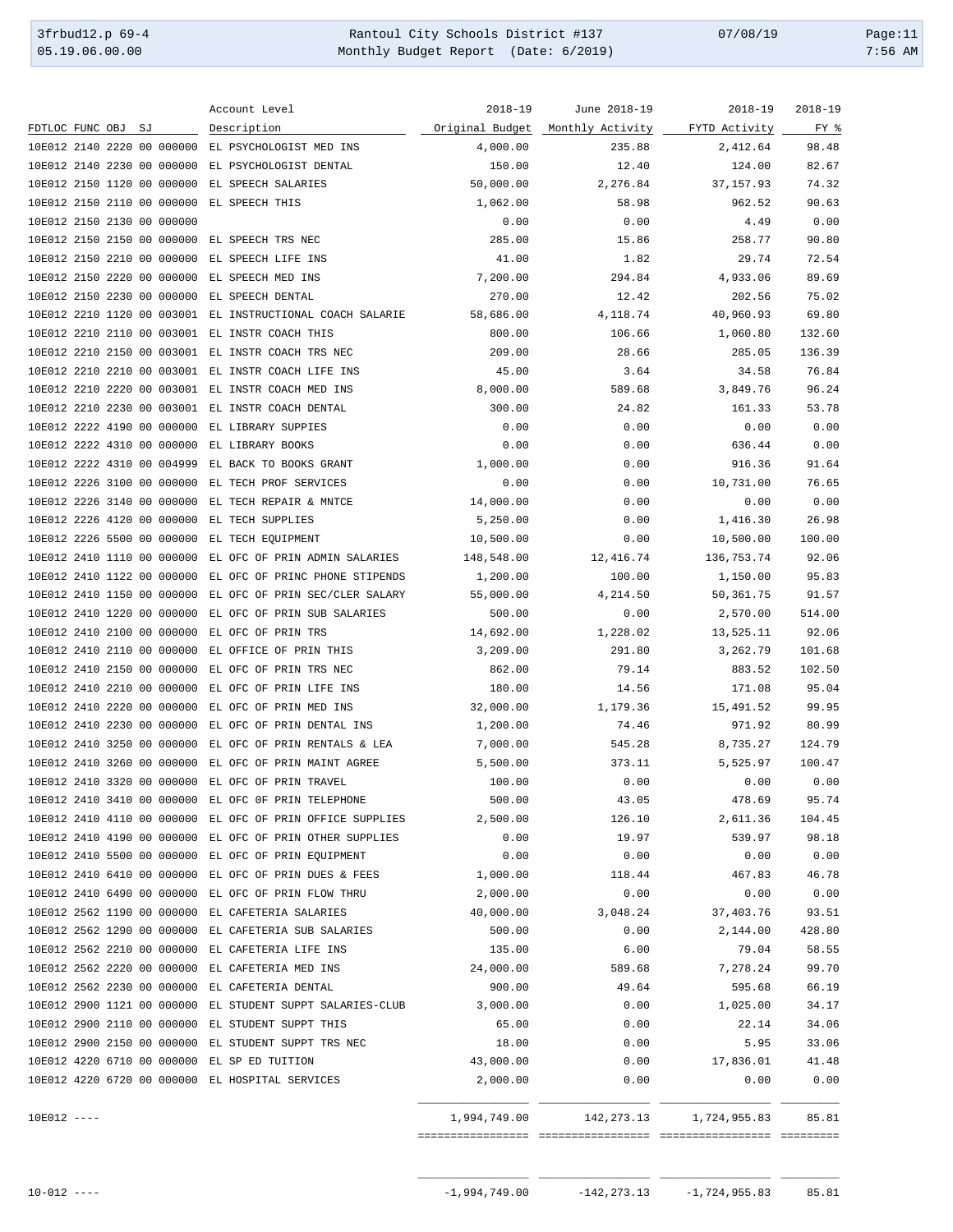| FDTLOC FUNC OBJ SJ | Account Level Description | 2018-19 Original Budget | June 2018-19 Monthly Activity | 2018-19 FYTD Activity | 2018-19 FY % |
|---|---|---|---|---|---|
| 10E012 2140 2220 00 000000 | EL PSYCHOLOGIST MED INS | 4,000.00 | 235.88 | 2,412.64 | 98.48 |
| 10E012 2140 2230 00 000000 | EL PSYCHOLOGIST DENTAL | 150.00 | 12.40 | 124.00 | 82.67 |
| 10E012 2150 1120 00 000000 | EL SPEECH SALARIES | 50,000.00 | 2,276.84 | 37,157.93 | 74.32 |
| 10E012 2150 2110 00 000000 | EL SPEECH THIS | 1,062.00 | 58.98 | 962.52 | 90.63 |
| 10E012 2150 2130 00 000000 | | 0.00 | 0.00 | 4.49 | 0.00 |
| 10E012 2150 2150 00 000000 | EL SPEECH TRS NEC | 285.00 | 15.86 | 258.77 | 90.80 |
| 10E012 2150 2210 00 000000 | EL SPEECH LIFE INS | 41.00 | 1.82 | 29.74 | 72.54 |
| 10E012 2150 2220 00 000000 | EL SPEECH MED INS | 7,200.00 | 294.84 | 4,933.06 | 89.69 |
| 10E012 2150 2230 00 000000 | EL SPEECH DENTAL | 270.00 | 12.42 | 202.56 | 75.02 |
| 10E012 2210 1120 00 003001 | EL INSTRUCTIONAL COACH SALARIE | 58,686.00 | 4,118.74 | 40,960.93 | 69.80 |
| 10E012 2210 2110 00 003001 | EL INSTR COACH THIS | 800.00 | 106.66 | 1,060.80 | 132.60 |
| 10E012 2210 2150 00 003001 | EL INSTR COACH TRS NEC | 209.00 | 28.66 | 285.05 | 136.39 |
| 10E012 2210 2210 00 003001 | EL INSTR COACH LIFE INS | 45.00 | 3.64 | 34.58 | 76.84 |
| 10E012 2210 2220 00 003001 | EL INSTR COACH MED INS | 8,000.00 | 589.68 | 3,849.76 | 96.24 |
| 10E012 2210 2230 00 003001 | EL INSTR COACH DENTAL | 300.00 | 24.82 | 161.33 | 53.78 |
| 10E012 2222 4190 00 000000 | EL LIBRARY SUPPIES | 0.00 | 0.00 | 0.00 | 0.00 |
| 10E012 2222 4310 00 000000 | EL LIBRARY BOOKS | 0.00 | 0.00 | 636.44 | 0.00 |
| 10E012 2222 4310 00 004999 | EL BACK TO BOOKS GRANT | 1,000.00 | 0.00 | 916.36 | 91.64 |
| 10E012 2226 3100 00 000000 | EL TECH PROF SERVICES | 0.00 | 0.00 | 10,731.00 | 76.65 |
| 10E012 2226 3140 00 000000 | EL TECH REPAIR & MNTCE | 14,000.00 | 0.00 | 0.00 | 0.00 |
| 10E012 2226 4120 00 000000 | EL TECH SUPPLIES | 5,250.00 | 0.00 | 1,416.30 | 26.98 |
| 10E012 2226 5500 00 000000 | EL TECH EQUIPMENT | 10,500.00 | 0.00 | 10,500.00 | 100.00 |
| 10E012 2410 1110 00 000000 | EL OFC OF PRIN ADMIN SALARIES | 148,548.00 | 12,416.74 | 136,753.74 | 92.06 |
| 10E012 2410 1122 00 000000 | EL OFC OF PRINC PHONE STIPENDS | 1,200.00 | 100.00 | 1,150.00 | 95.83 |
| 10E012 2410 1150 00 000000 | EL OFC OF PRIN SEC/CLER SALARY | 55,000.00 | 4,214.50 | 50,361.75 | 91.57 |
| 10E012 2410 1220 00 000000 | EL OFC OF PRIN SUB SALARIES | 500.00 | 0.00 | 2,570.00 | 514.00 |
| 10E012 2410 2100 00 000000 | EL OFC OF PRIN TRS | 14,692.00 | 1,228.02 | 13,525.11 | 92.06 |
| 10E012 2410 2110 00 000000 | EL OFFICE OF PRIN THIS | 3,209.00 | 291.80 | 3,262.79 | 101.68 |
| 10E012 2410 2150 00 000000 | EL OFC OF PRIN TRS NEC | 862.00 | 79.14 | 883.52 | 102.50 |
| 10E012 2410 2210 00 000000 | EL OFC OF PRIN LIFE INS | 180.00 | 14.56 | 171.08 | 95.04 |
| 10E012 2410 2220 00 000000 | EL OFC OF PRIN MED INS | 32,000.00 | 1,179.36 | 15,491.52 | 99.95 |
| 10E012 2410 2230 00 000000 | EL OFC OF PRIN DENTAL INS | 1,200.00 | 74.46 | 971.92 | 80.99 |
| 10E012 2410 3250 00 000000 | EL OFC OF PRIN RENTALS & LEA | 7,000.00 | 545.28 | 8,735.27 | 124.79 |
| 10E012 2410 3260 00 000000 | EL OFC OF PRIN MAINT AGREE | 5,500.00 | 373.11 | 5,525.97 | 100.47 |
| 10E012 2410 3320 00 000000 | EL OFC OF PRIN TRAVEL | 100.00 | 0.00 | 0.00 | 0.00 |
| 10E012 2410 3410 00 000000 | EL OFC OF PRIN TELEPHONE | 500.00 | 43.05 | 478.69 | 95.74 |
| 10E012 2410 4110 00 000000 | EL OFC OF PRIN OFFICE SUPPLIES | 2,500.00 | 126.10 | 2,611.36 | 104.45 |
| 10E012 2410 4190 00 000000 | EL OFC OF PRIN OTHER SUPPLIES | 0.00 | 19.97 | 539.97 | 98.18 |
| 10E012 2410 5500 00 000000 | EL OFC OF PRIN EQUIPMENT | 0.00 | 0.00 | 0.00 | 0.00 |
| 10E012 2410 6410 00 000000 | EL OFC OF PRIN DUES & FEES | 1,000.00 | 118.44 | 467.83 | 46.78 |
| 10E012 2410 6490 00 000000 | EL OFC OF PRIN FLOW THRU | 2,000.00 | 0.00 | 0.00 | 0.00 |
| 10E012 2562 1190 00 000000 | EL CAFETERIA SALARIES | 40,000.00 | 3,048.24 | 37,403.76 | 93.51 |
| 10E012 2562 1290 00 000000 | EL CAFETERIA SUB SALARIES | 500.00 | 0.00 | 2,144.00 | 428.80 |
| 10E012 2562 2210 00 000000 | EL CAFETERIA LIFE INS | 135.00 | 6.00 | 79.04 | 58.55 |
| 10E012 2562 2220 00 000000 | EL CAFETERIA MED INS | 24,000.00 | 589.68 | 7,278.24 | 99.70 |
| 10E012 2562 2230 00 000000 | EL CAFETERIA DENTAL | 900.00 | 49.64 | 595.68 | 66.19 |
| 10E012 2900 1121 00 000000 | EL STUDENT SUPPT SALARIES-CLUB | 3,000.00 | 0.00 | 1,025.00 | 34.17 |
| 10E012 2900 2110 00 000000 | EL STUDENT SUPPT THIS | 65.00 | 0.00 | 22.14 | 34.06 |
| 10E012 2900 2150 00 000000 | EL STUDENT SUPPT TRS NEC | 18.00 | 0.00 | 5.95 | 33.06 |
| 10E012 4220 6710 00 000000 | EL SP ED TUITION | 43,000.00 | 0.00 | 17,836.01 | 41.48 |
| 10E012 4220 6720 00 000000 | EL HOSPITAL SERVICES | 2,000.00 | 0.00 | 0.00 | 0.00 |
| 10E012 ---- | | 1,994,749.00 | 142,273.13 | 1,724,955.83 | 85.81 |
| 10-012 ---- | | -1,994,749.00 | -142,273.13 | -1,724,955.83 | 85.81 |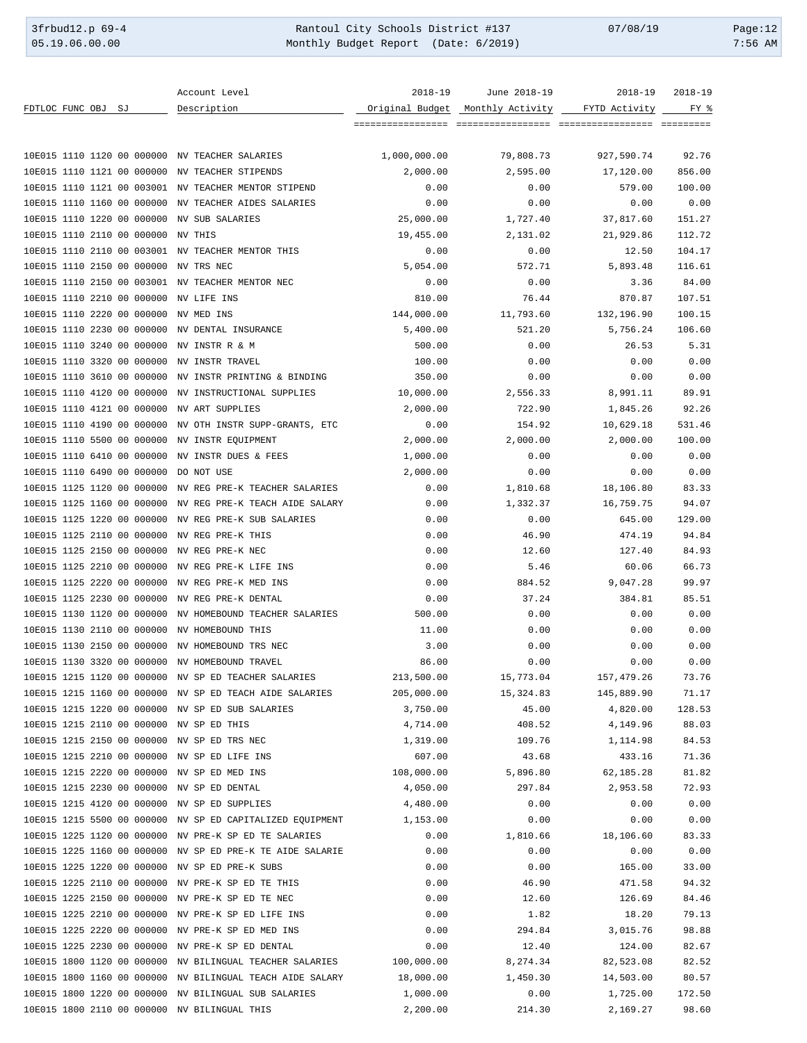| FDTLOC FUNC OBJ SJ | Account Level Description | 2018-19 Original Budget | June 2018-19 Monthly Activity | 2018-19 FYTD Activity | 2018-19 FY % |
|---|---|---|---|---|---|
| 10E015 1110 1120 00 000000 | NV TEACHER SALARIES | 1,000,000.00 | 79,808.73 | 927,590.74 | 92.76 |
| 10E015 1110 1121 00 000000 | NV TEACHER STIPENDS | 2,000.00 | 2,595.00 | 17,120.00 | 856.00 |
| 10E015 1110 1121 00 003001 | NV TEACHER MENTOR STIPEND | 0.00 | 0.00 | 579.00 | 100.00 |
| 10E015 1110 1160 00 000000 | NV TEACHER AIDES SALARIES | 0.00 | 0.00 | 0.00 | 0.00 |
| 10E015 1110 1220 00 000000 | NV SUB SALARIES | 25,000.00 | 1,727.40 | 37,817.60 | 151.27 |
| 10E015 1110 2110 00 000000 | NV THIS | 19,455.00 | 2,131.02 | 21,929.86 | 112.72 |
| 10E015 1110 2110 00 003001 | NV TEACHER MENTOR THIS | 0.00 | 0.00 | 12.50 | 104.17 |
| 10E015 1110 2150 00 000000 | NV TRS NEC | 5,054.00 | 572.71 | 5,893.48 | 116.61 |
| 10E015 1110 2150 00 003001 | NV TEACHER MENTOR NEC | 0.00 | 0.00 | 3.36 | 84.00 |
| 10E015 1110 2210 00 000000 | NV LIFE INS | 810.00 | 76.44 | 870.87 | 107.51 |
| 10E015 1110 2220 00 000000 | NV MED INS | 144,000.00 | 11,793.60 | 132,196.90 | 100.15 |
| 10E015 1110 2230 00 000000 | NV DENTAL INSURANCE | 5,400.00 | 521.20 | 5,756.24 | 106.60 |
| 10E015 1110 3240 00 000000 | NV INSTR R & M | 500.00 | 0.00 | 26.53 | 5.31 |
| 10E015 1110 3320 00 000000 | NV INSTR TRAVEL | 100.00 | 0.00 | 0.00 | 0.00 |
| 10E015 1110 3610 00 000000 | NV INSTR PRINTING & BINDING | 350.00 | 0.00 | 0.00 | 0.00 |
| 10E015 1110 4120 00 000000 | NV INSTRUCTIONAL SUPPLIES | 10,000.00 | 2,556.33 | 8,991.11 | 89.91 |
| 10E015 1110 4121 00 000000 | NV ART SUPPLIES | 2,000.00 | 722.90 | 1,845.26 | 92.26 |
| 10E015 1110 4190 00 000000 | NV OTH INSTR SUPP-GRANTS, ETC | 0.00 | 154.92 | 10,629.18 | 531.46 |
| 10E015 1110 5500 00 000000 | NV INSTR EQUIPMENT | 2,000.00 | 2,000.00 | 2,000.00 | 100.00 |
| 10E015 1110 6410 00 000000 | NV INSTR DUES & FEES | 1,000.00 | 0.00 | 0.00 | 0.00 |
| 10E015 1110 6490 00 000000 | DO NOT USE | 2,000.00 | 0.00 | 0.00 | 0.00 |
| 10E015 1125 1120 00 000000 | NV REG PRE-K TEACHER SALARIES | 0.00 | 1,810.68 | 18,106.80 | 83.33 |
| 10E015 1125 1160 00 000000 | NV REG PRE-K TEACH AIDE SALARY | 0.00 | 1,332.37 | 16,759.75 | 94.07 |
| 10E015 1125 1220 00 000000 | NV REG PRE-K SUB SALARIES | 0.00 | 0.00 | 645.00 | 129.00 |
| 10E015 1125 2110 00 000000 | NV REG PRE-K THIS | 0.00 | 46.90 | 474.19 | 94.84 |
| 10E015 1125 2150 00 000000 | NV REG PRE-K NEC | 0.00 | 12.60 | 127.40 | 84.93 |
| 10E015 1125 2210 00 000000 | NV REG PRE-K LIFE INS | 0.00 | 5.46 | 60.06 | 66.73 |
| 10E015 1125 2220 00 000000 | NV REG PRE-K MED INS | 0.00 | 884.52 | 9,047.28 | 99.97 |
| 10E015 1125 2230 00 000000 | NV REG PRE-K DENTAL | 0.00 | 37.24 | 384.81 | 85.51 |
| 10E015 1130 1120 00 000000 | NV HOMEBOUND TEACHER SALARIES | 500.00 | 0.00 | 0.00 | 0.00 |
| 10E015 1130 2110 00 000000 | NV HOMEBOUND THIS | 11.00 | 0.00 | 0.00 | 0.00 |
| 10E015 1130 2150 00 000000 | NV HOMEBOUND TRS NEC | 3.00 | 0.00 | 0.00 | 0.00 |
| 10E015 1130 3320 00 000000 | NV HOMEBOUND TRAVEL | 86.00 | 0.00 | 0.00 | 0.00 |
| 10E015 1215 1120 00 000000 | NV SP ED TEACHER SALARIES | 213,500.00 | 15,773.04 | 157,479.26 | 73.76 |
| 10E015 1215 1160 00 000000 | NV SP ED TEACH AIDE SALARIES | 205,000.00 | 15,324.83 | 145,889.90 | 71.17 |
| 10E015 1215 1220 00 000000 | NV SP ED SUB SALARIES | 3,750.00 | 45.00 | 4,820.00 | 128.53 |
| 10E015 1215 2110 00 000000 | NV SP ED THIS | 4,714.00 | 408.52 | 4,149.96 | 88.03 |
| 10E015 1215 2150 00 000000 | NV SP ED TRS NEC | 1,319.00 | 109.76 | 1,114.98 | 84.53 |
| 10E015 1215 2210 00 000000 | NV SP ED LIFE INS | 607.00 | 43.68 | 433.16 | 71.36 |
| 10E015 1215 2220 00 000000 | NV SP ED MED INS | 108,000.00 | 5,896.80 | 62,185.28 | 81.82 |
| 10E015 1215 2230 00 000000 | NV SP ED DENTAL | 4,050.00 | 297.84 | 2,953.58 | 72.93 |
| 10E015 1215 4120 00 000000 | NV SP ED SUPPLIES | 4,480.00 | 0.00 | 0.00 | 0.00 |
| 10E015 1215 5500 00 000000 | NV SP ED CAPITALIZED EQUIPMENT | 1,153.00 | 0.00 | 0.00 | 0.00 |
| 10E015 1225 1120 00 000000 | NV PRE-K SP ED TE SALARIES | 0.00 | 1,810.66 | 18,106.60 | 83.33 |
| 10E015 1225 1160 00 000000 | NV SP ED PRE-K TE AIDE SALARIE | 0.00 | 0.00 | 0.00 | 0.00 |
| 10E015 1225 1220 00 000000 | NV SP ED PRE-K SUBS | 0.00 | 0.00 | 165.00 | 33.00 |
| 10E015 1225 2110 00 000000 | NV PRE-K SP ED TE THIS | 0.00 | 46.90 | 471.58 | 94.32 |
| 10E015 1225 2150 00 000000 | NV PRE-K SP ED TE NEC | 0.00 | 12.60 | 126.69 | 84.46 |
| 10E015 1225 2210 00 000000 | NV PRE-K SP ED LIFE INS | 0.00 | 1.82 | 18.20 | 79.13 |
| 10E015 1225 2220 00 000000 | NV PRE-K SP ED MED INS | 0.00 | 294.84 | 3,015.76 | 98.88 |
| 10E015 1225 2230 00 000000 | NV PRE-K SP ED DENTAL | 0.00 | 12.40 | 124.00 | 82.67 |
| 10E015 1800 1120 00 000000 | NV BILINGUAL TEACHER SALARIES | 100,000.00 | 8,274.34 | 82,523.08 | 82.52 |
| 10E015 1800 1160 00 000000 | NV BILINGUAL TEACH AIDE SALARY | 18,000.00 | 1,450.30 | 14,503.00 | 80.57 |
| 10E015 1800 1220 00 000000 | NV BILINGUAL SUB SALARIES | 1,000.00 | 0.00 | 1,725.00 | 172.50 |
| 10E015 1800 2110 00 000000 | NV BILINGUAL THIS | 2,200.00 | 214.30 | 2,169.27 | 98.60 |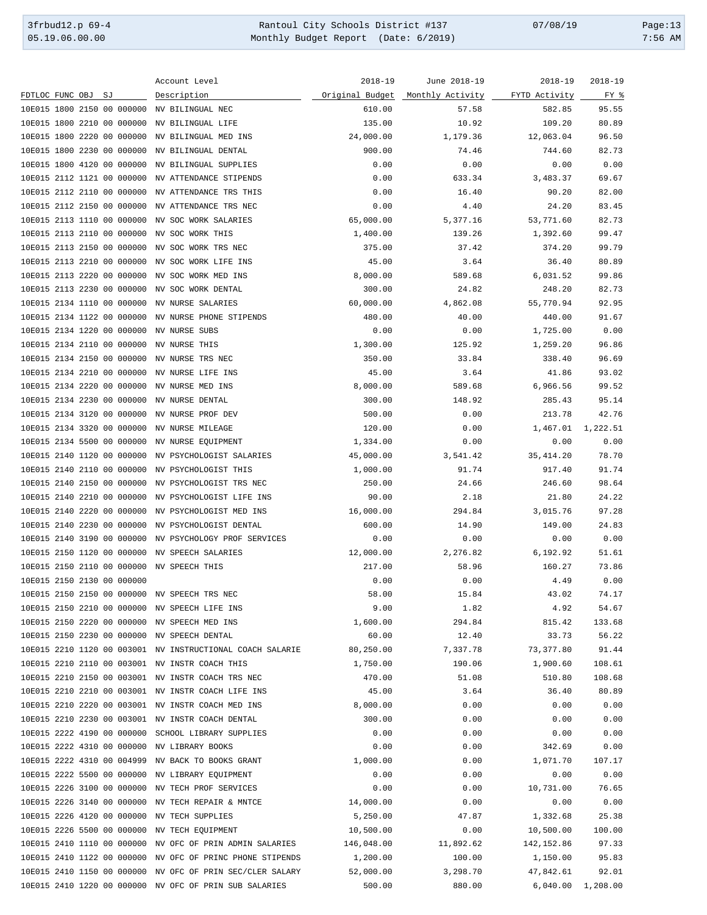| FDTLOC FUNC OBJ SJ | Account Level Description | 2018-19 Original Budget | June 2018-19 Monthly Activity | 2018-19 FYTD Activity | 2018-19 FY % |
|---|---|---|---|---|---|
| 10E015 1800 2150 00 000000 | NV BILINGUAL NEC | 610.00 | 57.58 | 582.85 | 95.55 |
| 10E015 1800 2210 00 000000 | NV BILINGUAL LIFE | 135.00 | 10.92 | 109.20 | 80.89 |
| 10E015 1800 2220 00 000000 | NV BILINGUAL MED INS | 24,000.00 | 1,179.36 | 12,063.04 | 96.50 |
| 10E015 1800 2230 00 000000 | NV BILINGUAL DENTAL | 900.00 | 74.46 | 744.60 | 82.73 |
| 10E015 1800 4120 00 000000 | NV BILINGUAL SUPPLIES | 0.00 | 0.00 | 0.00 | 0.00 |
| 10E015 2112 1121 00 000000 | NV ATTENDANCE STIPENDS | 0.00 | 633.34 | 3,483.37 | 69.67 |
| 10E015 2112 2110 00 000000 | NV ATTENDANCE TRS THIS | 0.00 | 16.40 | 90.20 | 82.00 |
| 10E015 2112 2150 00 000000 | NV ATTENDANCE TRS NEC | 0.00 | 4.40 | 24.20 | 83.45 |
| 10E015 2113 1110 00 000000 | NV SOC WORK SALARIES | 65,000.00 | 5,377.16 | 53,771.60 | 82.73 |
| 10E015 2113 2110 00 000000 | NV SOC WORK THIS | 1,400.00 | 139.26 | 1,392.60 | 99.47 |
| 10E015 2113 2150 00 000000 | NV SOC WORK TRS NEC | 375.00 | 37.42 | 374.20 | 99.79 |
| 10E015 2113 2210 00 000000 | NV SOC WORK LIFE INS | 45.00 | 3.64 | 36.40 | 80.89 |
| 10E015 2113 2220 00 000000 | NV SOC WORK MED INS | 8,000.00 | 589.68 | 6,031.52 | 99.86 |
| 10E015 2113 2230 00 000000 | NV SOC WORK DENTAL | 300.00 | 24.82 | 248.20 | 82.73 |
| 10E015 2134 1110 00 000000 | NV NURSE SALARIES | 60,000.00 | 4,862.08 | 55,770.94 | 92.95 |
| 10E015 2134 1122 00 000000 | NV NURSE PHONE STIPENDS | 480.00 | 40.00 | 440.00 | 91.67 |
| 10E015 2134 1220 00 000000 | NV NURSE SUBS | 0.00 | 0.00 | 1,725.00 | 0.00 |
| 10E015 2134 2110 00 000000 | NV NURSE THIS | 1,300.00 | 125.92 | 1,259.20 | 96.86 |
| 10E015 2134 2150 00 000000 | NV NURSE TRS NEC | 350.00 | 33.84 | 338.40 | 96.69 |
| 10E015 2134 2210 00 000000 | NV NURSE LIFE INS | 45.00 | 3.64 | 41.86 | 93.02 |
| 10E015 2134 2220 00 000000 | NV NURSE MED INS | 8,000.00 | 589.68 | 6,966.56 | 99.52 |
| 10E015 2134 2230 00 000000 | NV NURSE DENTAL | 300.00 | 148.92 | 285.43 | 95.14 |
| 10E015 2134 3120 00 000000 | NV NURSE PROF DEV | 500.00 | 0.00 | 213.78 | 42.76 |
| 10E015 2134 3320 00 000000 | NV NURSE MILEAGE | 120.00 | 0.00 | 1,467.01 | 1,222.51 |
| 10E015 2134 5500 00 000000 | NV NURSE EQUIPMENT | 1,334.00 | 0.00 | 0.00 | 0.00 |
| 10E015 2140 1120 00 000000 | NV PSYCHOLOGIST SALARIES | 45,000.00 | 3,541.42 | 35,414.20 | 78.70 |
| 10E015 2140 2110 00 000000 | NV PSYCHOLOGIST THIS | 1,000.00 | 91.74 | 917.40 | 91.74 |
| 10E015 2140 2150 00 000000 | NV PSYCHOLOGIST TRS NEC | 250.00 | 24.66 | 246.60 | 98.64 |
| 10E015 2140 2210 00 000000 | NV PSYCHOLOGIST LIFE INS | 90.00 | 2.18 | 21.80 | 24.22 |
| 10E015 2140 2220 00 000000 | NV PSYCHOLOGIST MED INS | 16,000.00 | 294.84 | 3,015.76 | 97.28 |
| 10E015 2140 2230 00 000000 | NV PSYCHOLOGIST DENTAL | 600.00 | 14.90 | 149.00 | 24.83 |
| 10E015 2140 3190 00 000000 | NV PSYCHOLOGY PROF SERVICES | 0.00 | 0.00 | 0.00 | 0.00 |
| 10E015 2150 1120 00 000000 | NV SPEECH SALARIES | 12,000.00 | 2,276.82 | 6,192.92 | 51.61 |
| 10E015 2150 2110 00 000000 | NV SPEECH THIS | 217.00 | 58.96 | 160.27 | 73.86 |
| 10E015 2150 2130 00 000000 | | 0.00 | 0.00 | 4.49 | 0.00 |
| 10E015 2150 2150 00 000000 | NV SPEECH TRS NEC | 58.00 | 15.84 | 43.02 | 74.17 |
| 10E015 2150 2210 00 000000 | NV SPEECH LIFE INS | 9.00 | 1.82 | 4.92 | 54.67 |
| 10E015 2150 2220 00 000000 | NV SPEECH MED INS | 1,600.00 | 294.84 | 815.42 | 133.68 |
| 10E015 2150 2230 00 000000 | NV SPEECH DENTAL | 60.00 | 12.40 | 33.73 | 56.22 |
| 10E015 2210 1120 00 003001 | NV INSTRUCTIONAL COACH SALARIE | 80,250.00 | 7,337.78 | 73,377.80 | 91.44 |
| 10E015 2210 2110 00 003001 | NV INSTR COACH THIS | 1,750.00 | 190.06 | 1,900.60 | 108.61 |
| 10E015 2210 2150 00 003001 | NV INSTR COACH TRS NEC | 470.00 | 51.08 | 510.80 | 108.68 |
| 10E015 2210 2210 00 003001 | NV INSTR COACH LIFE INS | 45.00 | 3.64 | 36.40 | 80.89 |
| 10E015 2210 2220 00 003001 | NV INSTR COACH MED INS | 8,000.00 | 0.00 | 0.00 | 0.00 |
| 10E015 2210 2230 00 003001 | NV INSTR COACH DENTAL | 300.00 | 0.00 | 0.00 | 0.00 |
| 10E015 2222 4190 00 000000 | SCHOOL LIBRARY SUPPLIES | 0.00 | 0.00 | 0.00 | 0.00 |
| 10E015 2222 4310 00 000000 | NV LIBRARY BOOKS | 0.00 | 0.00 | 342.69 | 0.00 |
| 10E015 2222 4310 00 004999 | NV BACK TO BOOKS GRANT | 1,000.00 | 0.00 | 1,071.70 | 107.17 |
| 10E015 2222 5500 00 000000 | NV LIBRARY EQUIPMENT | 0.00 | 0.00 | 0.00 | 0.00 |
| 10E015 2226 3100 00 000000 | NV TECH PROF SERVICES | 0.00 | 0.00 | 10,731.00 | 76.65 |
| 10E015 2226 3140 00 000000 | NV TECH REPAIR & MNTCE | 14,000.00 | 0.00 | 0.00 | 0.00 |
| 10E015 2226 4120 00 000000 | NV TECH SUPPLIES | 5,250.00 | 47.87 | 1,332.68 | 25.38 |
| 10E015 2226 5500 00 000000 | NV TECH EQUIPMENT | 10,500.00 | 0.00 | 10,500.00 | 100.00 |
| 10E015 2410 1110 00 000000 | NV OFC OF PRIN ADMIN SALARIES | 146,048.00 | 11,892.62 | 142,152.86 | 97.33 |
| 10E015 2410 1122 00 000000 | NV OFC OF PRINC PHONE STIPENDS | 1,200.00 | 100.00 | 1,150.00 | 95.83 |
| 10E015 2410 1150 00 000000 | NV OFC OF PRIN SEC/CLER SALARY | 52,000.00 | 3,298.70 | 47,842.61 | 92.01 |
| 10E015 2410 1220 00 000000 | NV OFC OF PRIN SUB SALARIES | 500.00 | 880.00 | 6,040.00 | 1,208.00 |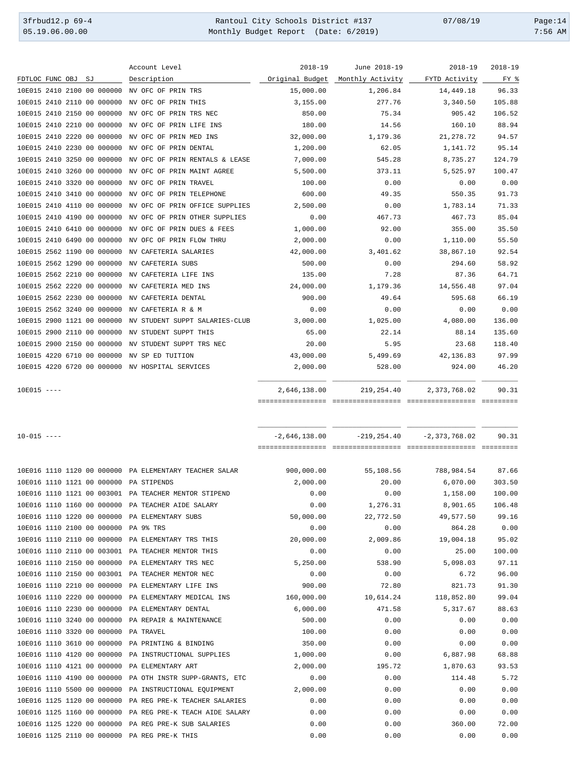| FDTLOC FUNC OBJ SJ | Account Level Description | 2018-19 Original Budget | June 2018-19 Monthly Activity | 2018-19 FYTD Activity | 2018-19 FY % |
|---|---|---|---|---|---|
| 10E015 2410 2100 00 000000 | NV OFC OF PRIN TRS | 15,000.00 | 1,206.84 | 14,449.18 | 96.33 |
| 10E015 2410 2110 00 000000 | NV OFC OF PRIN THIS | 3,155.00 | 277.76 | 3,340.50 | 105.88 |
| 10E015 2410 2150 00 000000 | NV OFC OF PRIN TRS NEC | 850.00 | 75.34 | 905.42 | 106.52 |
| 10E015 2410 2210 00 000000 | NV OFC OF PRIN LIFE INS | 180.00 | 14.56 | 160.10 | 88.94 |
| 10E015 2410 2220 00 000000 | NV OFC OF PRIN MED INS | 32,000.00 | 1,179.36 | 21,278.72 | 94.57 |
| 10E015 2410 2230 00 000000 | NV OFC OF PRIN DENTAL | 1,200.00 | 62.05 | 1,141.72 | 95.14 |
| 10E015 2410 3250 00 000000 | NV OFC OF PRIN RENTALS & LEASE | 7,000.00 | 545.28 | 8,735.27 | 124.79 |
| 10E015 2410 3260 00 000000 | NV OFC OF PRIN MAINT AGREE | 5,500.00 | 373.11 | 5,525.97 | 100.47 |
| 10E015 2410 3320 00 000000 | NV OFC OF PRIN TRAVEL | 100.00 | 0.00 | 0.00 | 0.00 |
| 10E015 2410 3410 00 000000 | NV OFC OF PRIN TELEPHONE | 600.00 | 49.35 | 550.35 | 91.73 |
| 10E015 2410 4110 00 000000 | NV OFC OF PRIN OFFICE SUPPLIES | 2,500.00 | 0.00 | 1,783.14 | 71.33 |
| 10E015 2410 4190 00 000000 | NV OFC OF PRIN OTHER SUPPLIES | 0.00 | 467.73 | 467.73 | 85.04 |
| 10E015 2410 6410 00 000000 | NV OFC OF PRIN DUES & FEES | 1,000.00 | 92.00 | 355.00 | 35.50 |
| 10E015 2410 6490 00 000000 | NV OFC OF PRIN FLOW THRU | 2,000.00 | 0.00 | 1,110.00 | 55.50 |
| 10E015 2562 1190 00 000000 | NV CAFETERIA SALARIES | 42,000.00 | 3,401.62 | 38,867.10 | 92.54 |
| 10E015 2562 1290 00 000000 | NV CAFETERIA SUBS | 500.00 | 0.00 | 294.60 | 58.92 |
| 10E015 2562 2210 00 000000 | NV CAFETERIA LIFE INS | 135.00 | 7.28 | 87.36 | 64.71 |
| 10E015 2562 2220 00 000000 | NV CAFETERIA MED INS | 24,000.00 | 1,179.36 | 14,556.48 | 97.04 |
| 10E015 2562 2230 00 000000 | NV CAFETERIA DENTAL | 900.00 | 49.64 | 595.68 | 66.19 |
| 10E015 2562 3240 00 000000 | NV CAFETERIA R & M | 0.00 | 0.00 | 0.00 | 0.00 |
| 10E015 2900 1121 00 000000 | NV STUDENT SUPPT SALARIES-CLUB | 3,000.00 | 1,025.00 | 4,080.00 | 136.00 |
| 10E015 2900 2110 00 000000 | NV STUDENT SUPPT THIS | 65.00 | 22.14 | 88.14 | 135.60 |
| 10E015 2900 2150 00 000000 | NV STUDENT SUPPT TRS NEC | 20.00 | 5.95 | 23.68 | 118.40 |
| 10E015 4220 6710 00 000000 | NV SP ED TUITION | 43,000.00 | 5,499.69 | 42,136.83 | 97.99 |
| 10E015 4220 6720 00 000000 | NV HOSPITAL SERVICES | 2,000.00 | 528.00 | 924.00 | 46.20 |
| 10E015 ---- | | 2,646,138.00 | 219,254.40 | 2,373,768.02 | 90.31 |
| 10-015 ---- | | -2,646,138.00 | -219,254.40 | -2,373,768.02 | 90.31 |
| 10E016 1110 1120 00 000000 | PA ELEMENTARY TEACHER SALAR | 900,000.00 | 55,108.56 | 788,984.54 | 87.66 |
| 10E016 1110 1121 00 000000 | PA STIPENDS | 2,000.00 | 20.00 | 6,070.00 | 303.50 |
| 10E016 1110 1121 00 003001 | PA TEACHER MENTOR STIPEND | 0.00 | 0.00 | 1,158.00 | 100.00 |
| 10E016 1110 1160 00 000000 | PA TEACHER AIDE SALARY | 0.00 | 1,276.31 | 8,901.65 | 106.48 |
| 10E016 1110 1220 00 000000 | PA ELEMENTARY SUBS | 50,000.00 | 22,772.50 | 49,577.50 | 99.16 |
| 10E016 1110 2100 00 000000 | PA 9% TRS | 0.00 | 0.00 | 864.28 | 0.00 |
| 10E016 1110 2110 00 000000 | PA ELEMENTARY TRS THIS | 20,000.00 | 2,009.86 | 19,004.18 | 95.02 |
| 10E016 1110 2110 00 003001 | PA TEACHER MENTOR THIS | 0.00 | 0.00 | 25.00 | 100.00 |
| 10E016 1110 2150 00 000000 | PA ELEMENTARY TRS NEC | 5,250.00 | 538.90 | 5,098.03 | 97.11 |
| 10E016 1110 2150 00 003001 | PA TEACHER MENTOR NEC | 0.00 | 0.00 | 6.72 | 96.00 |
| 10E016 1110 2210 00 000000 | PA ELEMENTARY LIFE INS | 900.00 | 72.80 | 821.73 | 91.30 |
| 10E016 1110 2220 00 000000 | PA ELEMENTARY MEDICAL INS | 160,000.00 | 10,614.24 | 118,852.80 | 99.04 |
| 10E016 1110 2230 00 000000 | PA ELEMENTARY DENTAL | 6,000.00 | 471.58 | 5,317.67 | 88.63 |
| 10E016 1110 3240 00 000000 | PA REPAIR & MAINTENANCE | 500.00 | 0.00 | 0.00 | 0.00 |
| 10E016 1110 3320 00 000000 | PA TRAVEL | 100.00 | 0.00 | 0.00 | 0.00 |
| 10E016 1110 3610 00 000000 | PA PRINTING & BINDING | 350.00 | 0.00 | 0.00 | 0.00 |
| 10E016 1110 4120 00 000000 | PA INSTRUCTIONAL SUPPLIES | 1,000.00 | 0.00 | 6,887.98 | 68.88 |
| 10E016 1110 4121 00 000000 | PA ELEMENTARY ART | 2,000.00 | 195.72 | 1,870.63 | 93.53 |
| 10E016 1110 4190 00 000000 | PA OTH INSTR SUPP-GRANTS, ETC | 0.00 | 0.00 | 114.48 | 5.72 |
| 10E016 1110 5500 00 000000 | PA INSTRUCTIONAL EQUIPMENT | 2,000.00 | 0.00 | 0.00 | 0.00 |
| 10E016 1125 1120 00 000000 | PA REG PRE-K TEACHER SALARIES | 0.00 | 0.00 | 0.00 | 0.00 |
| 10E016 1125 1160 00 000000 | PA REG PRE-K TEACH AIDE SALARY | 0.00 | 0.00 | 0.00 | 0.00 |
| 10E016 1125 1220 00 000000 | PA REG PRE-K SUB SALARIES | 0.00 | 0.00 | 360.00 | 72.00 |
| 10E016 1125 2110 00 000000 | PA REG PRE-K THIS | 0.00 | 0.00 | 0.00 | 0.00 |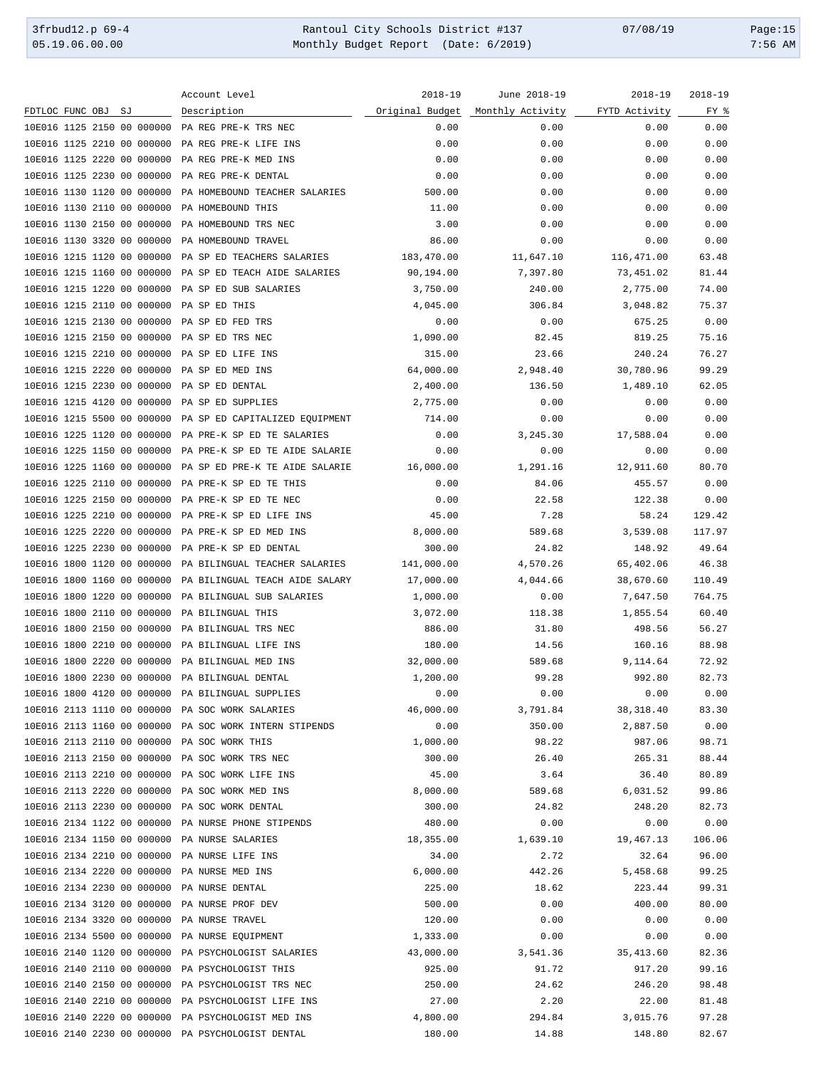| FDTLOC FUNC OBJ SJ | Account Level Description | 2018-19 Original Budget | June 2018-19 Monthly Activity | 2018-19 FYTD Activity | 2018-19 FY % |
|---|---|---|---|---|---|
| 10E016 1125 2150 00 000000 | PA REG PRE-K TRS NEC | 0.00 | 0.00 | 0.00 | 0.00 |
| 10E016 1125 2210 00 000000 | PA REG PRE-K LIFE INS | 0.00 | 0.00 | 0.00 | 0.00 |
| 10E016 1125 2220 00 000000 | PA REG PRE-K MED INS | 0.00 | 0.00 | 0.00 | 0.00 |
| 10E016 1125 2230 00 000000 | PA REG PRE-K DENTAL | 0.00 | 0.00 | 0.00 | 0.00 |
| 10E016 1130 1120 00 000000 | PA HOMEBOUND TEACHER SALARIES | 500.00 | 0.00 | 0.00 | 0.00 |
| 10E016 1130 2110 00 000000 | PA HOMEBOUND THIS | 11.00 | 0.00 | 0.00 | 0.00 |
| 10E016 1130 2150 00 000000 | PA HOMEBOUND TRS NEC | 3.00 | 0.00 | 0.00 | 0.00 |
| 10E016 1130 3320 00 000000 | PA HOMEBOUND TRAVEL | 86.00 | 0.00 | 0.00 | 0.00 |
| 10E016 1215 1120 00 000000 | PA SP ED TEACHERS SALARIES | 183,470.00 | 11,647.10 | 116,471.00 | 63.48 |
| 10E016 1215 1160 00 000000 | PA SP ED TEACH AIDE SALARIES | 90,194.00 | 7,397.80 | 73,451.02 | 81.44 |
| 10E016 1215 1220 00 000000 | PA SP ED SUB SALARIES | 3,750.00 | 240.00 | 2,775.00 | 74.00 |
| 10E016 1215 2110 00 000000 | PA SP ED THIS | 4,045.00 | 306.84 | 3,048.82 | 75.37 |
| 10E016 1215 2130 00 000000 | PA SP ED FED TRS | 0.00 | 0.00 | 675.25 | 0.00 |
| 10E016 1215 2150 00 000000 | PA SP ED TRS NEC | 1,090.00 | 82.45 | 819.25 | 75.16 |
| 10E016 1215 2210 00 000000 | PA SP ED LIFE INS | 315.00 | 23.66 | 240.24 | 76.27 |
| 10E016 1215 2220 00 000000 | PA SP ED MED INS | 64,000.00 | 2,948.40 | 30,780.96 | 99.29 |
| 10E016 1215 2230 00 000000 | PA SP ED DENTAL | 2,400.00 | 136.50 | 1,489.10 | 62.05 |
| 10E016 1215 4120 00 000000 | PA SP ED SUPPLIES | 2,775.00 | 0.00 | 0.00 | 0.00 |
| 10E016 1215 5500 00 000000 | PA SP ED CAPITALIZED EQUIPMENT | 714.00 | 0.00 | 0.00 | 0.00 |
| 10E016 1225 1120 00 000000 | PA PRE-K SP ED TE SALARIES | 0.00 | 3,245.30 | 17,588.04 | 0.00 |
| 10E016 1225 1150 00 000000 | PA PRE-K SP ED TE AIDE SALARIE | 0.00 | 0.00 | 0.00 | 0.00 |
| 10E016 1225 1160 00 000000 | PA SP ED PRE-K TE AIDE SALARIE | 16,000.00 | 1,291.16 | 12,911.60 | 80.70 |
| 10E016 1225 2110 00 000000 | PA PRE-K SP ED TE THIS | 0.00 | 84.06 | 455.57 | 0.00 |
| 10E016 1225 2150 00 000000 | PA PRE-K SP ED TE NEC | 0.00 | 22.58 | 122.38 | 0.00 |
| 10E016 1225 2210 00 000000 | PA PRE-K SP ED LIFE INS | 45.00 | 7.28 | 58.24 | 129.42 |
| 10E016 1225 2220 00 000000 | PA PRE-K SP ED MED INS | 8,000.00 | 589.68 | 3,539.08 | 117.97 |
| 10E016 1225 2230 00 000000 | PA PRE-K SP ED DENTAL | 300.00 | 24.82 | 148.92 | 49.64 |
| 10E016 1800 1120 00 000000 | PA BILINGUAL TEACHER SALARIES | 141,000.00 | 4,570.26 | 65,402.06 | 46.38 |
| 10E016 1800 1160 00 000000 | PA BILINGUAL TEACH AIDE SALARY | 17,000.00 | 4,044.66 | 38,670.60 | 110.49 |
| 10E016 1800 1220 00 000000 | PA BILINGUAL SUB SALARIES | 1,000.00 | 0.00 | 7,647.50 | 764.75 |
| 10E016 1800 2110 00 000000 | PA BILINGUAL THIS | 3,072.00 | 118.38 | 1,855.54 | 60.40 |
| 10E016 1800 2150 00 000000 | PA BILINGUAL TRS NEC | 886.00 | 31.80 | 498.56 | 56.27 |
| 10E016 1800 2210 00 000000 | PA BILINGUAL LIFE INS | 180.00 | 14.56 | 160.16 | 88.98 |
| 10E016 1800 2220 00 000000 | PA BILINGUAL MED INS | 32,000.00 | 589.68 | 9,114.64 | 72.92 |
| 10E016 1800 2230 00 000000 | PA BILINGUAL DENTAL | 1,200.00 | 99.28 | 992.80 | 82.73 |
| 10E016 1800 4120 00 000000 | PA BILINGUAL SUPPLIES | 0.00 | 0.00 | 0.00 | 0.00 |
| 10E016 2113 1110 00 000000 | PA SOC WORK SALARIES | 46,000.00 | 3,791.84 | 38,318.40 | 83.30 |
| 10E016 2113 1160 00 000000 | PA SOC WORK INTERN STIPENDS | 0.00 | 350.00 | 2,887.50 | 0.00 |
| 10E016 2113 2110 00 000000 | PA SOC WORK THIS | 1,000.00 | 98.22 | 987.06 | 98.71 |
| 10E016 2113 2150 00 000000 | PA SOC WORK TRS NEC | 300.00 | 26.40 | 265.31 | 88.44 |
| 10E016 2113 2210 00 000000 | PA SOC WORK LIFE INS | 45.00 | 3.64 | 36.40 | 80.89 |
| 10E016 2113 2220 00 000000 | PA SOC WORK MED INS | 8,000.00 | 589.68 | 6,031.52 | 99.86 |
| 10E016 2113 2230 00 000000 | PA SOC WORK DENTAL | 300.00 | 24.82 | 248.20 | 82.73 |
| 10E016 2134 1122 00 000000 | PA NURSE PHONE STIPENDS | 480.00 | 0.00 | 0.00 | 0.00 |
| 10E016 2134 1150 00 000000 | PA NURSE SALARIES | 18,355.00 | 1,639.10 | 19,467.13 | 106.06 |
| 10E016 2134 2210 00 000000 | PA NURSE LIFE INS | 34.00 | 2.72 | 32.64 | 96.00 |
| 10E016 2134 2220 00 000000 | PA NURSE MED INS | 6,000.00 | 442.26 | 5,458.68 | 99.25 |
| 10E016 2134 2230 00 000000 | PA NURSE DENTAL | 225.00 | 18.62 | 223.44 | 99.31 |
| 10E016 2134 3120 00 000000 | PA NURSE PROF DEV | 500.00 | 0.00 | 400.00 | 80.00 |
| 10E016 2134 3320 00 000000 | PA NURSE TRAVEL | 120.00 | 0.00 | 0.00 | 0.00 |
| 10E016 2134 5500 00 000000 | PA NURSE EQUIPMENT | 1,333.00 | 0.00 | 0.00 | 0.00 |
| 10E016 2140 1120 00 000000 | PA PSYCHOLOGIST SALARIES | 43,000.00 | 3,541.36 | 35,413.60 | 82.36 |
| 10E016 2140 2110 00 000000 | PA PSYCHOLOGIST THIS | 925.00 | 91.72 | 917.20 | 99.16 |
| 10E016 2140 2150 00 000000 | PA PSYCHOLOGIST TRS NEC | 250.00 | 24.62 | 246.20 | 98.48 |
| 10E016 2140 2210 00 000000 | PA PSYCHOLOGIST LIFE INS | 27.00 | 2.20 | 22.00 | 81.48 |
| 10E016 2140 2220 00 000000 | PA PSYCHOLOGIST MED INS | 4,800.00 | 294.84 | 3,015.76 | 97.28 |
| 10E016 2140 2230 00 000000 | PA PSYCHOLOGIST DENTAL | 180.00 | 14.88 | 148.80 | 82.67 |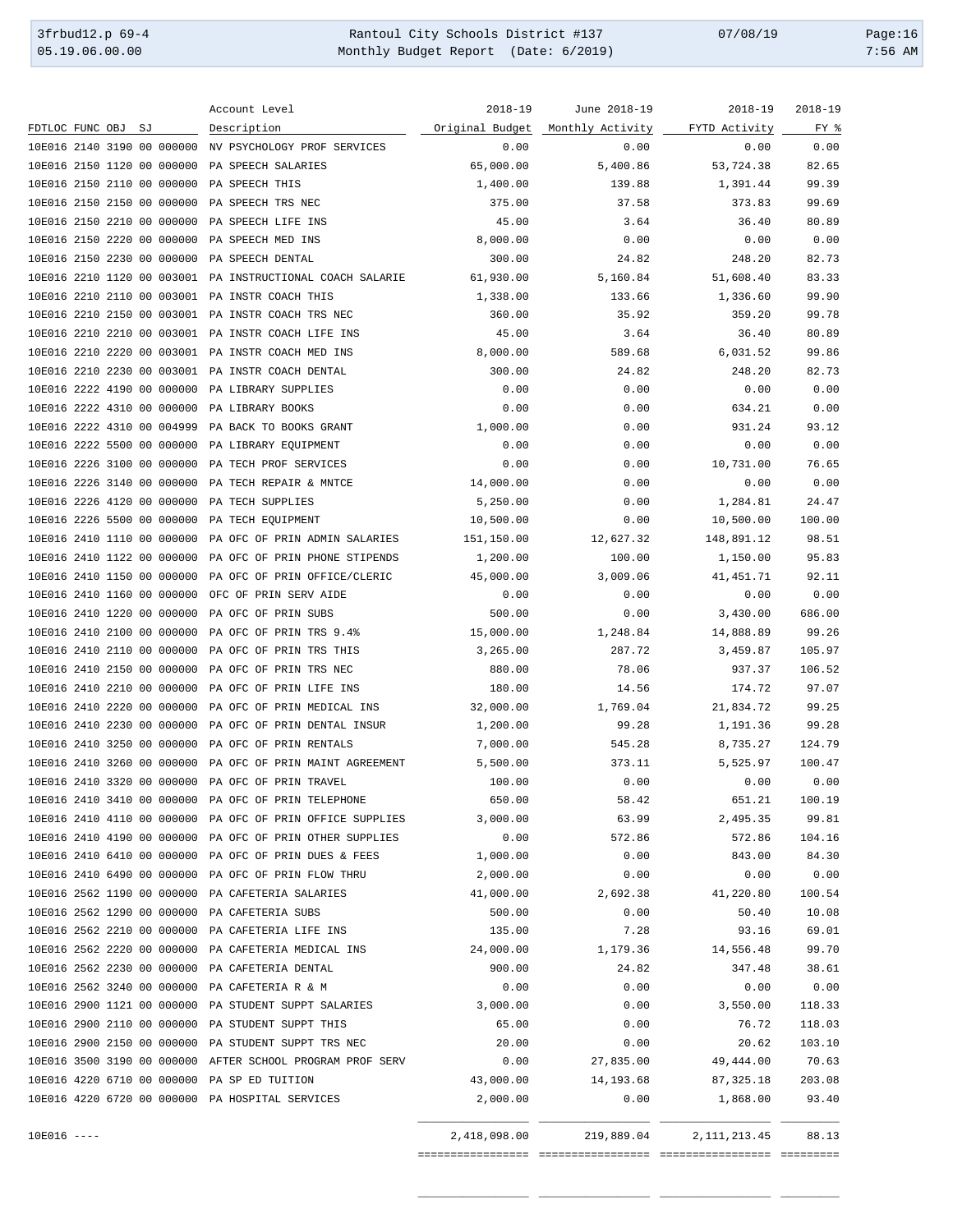| FDTLOC FUNC OBJ SJ | Account Level Description | 2018-19 Original Budget | June 2018-19 Monthly Activity | 2018-19 FYTD Activity | 2018-19 FY % |
|---|---|---|---|---|---|
| 10E016 2140 3190 00 000000 | NV PSYCHOLOGY PROF SERVICES | 0.00 | 0.00 | 0.00 | 0.00 |
| 10E016 2150 1120 00 000000 | PA SPEECH SALARIES | 65,000.00 | 5,400.86 | 53,724.38 | 82.65 |
| 10E016 2150 2110 00 000000 | PA SPEECH THIS | 1,400.00 | 139.88 | 1,391.44 | 99.39 |
| 10E016 2150 2150 00 000000 | PA SPEECH TRS NEC | 375.00 | 37.58 | 373.83 | 99.69 |
| 10E016 2150 2210 00 000000 | PA SPEECH LIFE INS | 45.00 | 3.64 | 36.40 | 80.89 |
| 10E016 2150 2220 00 000000 | PA SPEECH MED INS | 8,000.00 | 0.00 | 0.00 | 0.00 |
| 10E016 2150 2230 00 000000 | PA SPEECH DENTAL | 300.00 | 24.82 | 248.20 | 82.73 |
| 10E016 2210 1120 00 003001 | PA INSTRUCTIONAL COACH SALARIE | 61,930.00 | 5,160.84 | 51,608.40 | 83.33 |
| 10E016 2210 2110 00 003001 | PA INSTR COACH THIS | 1,338.00 | 133.66 | 1,336.60 | 99.90 |
| 10E016 2210 2150 00 003001 | PA INSTR COACH TRS NEC | 360.00 | 35.92 | 359.20 | 99.78 |
| 10E016 2210 2210 00 003001 | PA INSTR COACH LIFE INS | 45.00 | 3.64 | 36.40 | 80.89 |
| 10E016 2210 2220 00 003001 | PA INSTR COACH MED INS | 8,000.00 | 589.68 | 6,031.52 | 99.86 |
| 10E016 2210 2230 00 003001 | PA INSTR COACH DENTAL | 300.00 | 24.82 | 248.20 | 82.73 |
| 10E016 2222 4190 00 000000 | PA LIBRARY SUPPLIES | 0.00 | 0.00 | 0.00 | 0.00 |
| 10E016 2222 4310 00 000000 | PA LIBRARY BOOKS | 0.00 | 0.00 | 634.21 | 0.00 |
| 10E016 2222 4310 00 004999 | PA BACK TO BOOKS GRANT | 1,000.00 | 0.00 | 931.24 | 93.12 |
| 10E016 2222 5500 00 000000 | PA LIBRARY EQUIPMENT | 0.00 | 0.00 | 0.00 | 0.00 |
| 10E016 2226 3100 00 000000 | PA TECH PROF SERVICES | 0.00 | 0.00 | 10,731.00 | 76.65 |
| 10E016 2226 3140 00 000000 | PA TECH REPAIR & MNTCE | 14,000.00 | 0.00 | 0.00 | 0.00 |
| 10E016 2226 4120 00 000000 | PA TECH SUPPLIES | 5,250.00 | 0.00 | 1,284.81 | 24.47 |
| 10E016 2226 5500 00 000000 | PA TECH EQUIPMENT | 10,500.00 | 0.00 | 10,500.00 | 100.00 |
| 10E016 2410 1110 00 000000 | PA OFC OF PRIN ADMIN SALARIES | 151,150.00 | 12,627.32 | 148,891.12 | 98.51 |
| 10E016 2410 1122 00 000000 | PA OFC OF PRIN PHONE STIPENDS | 1,200.00 | 100.00 | 1,150.00 | 95.83 |
| 10E016 2410 1150 00 000000 | PA OFC OF PRIN OFFICE/CLERIC | 45,000.00 | 3,009.06 | 41,451.71 | 92.11 |
| 10E016 2410 1160 00 000000 | OFC OF PRIN SERV AIDE | 0.00 | 0.00 | 0.00 | 0.00 |
| 10E016 2410 1220 00 000000 | PA OFC OF PRIN SUBS | 500.00 | 0.00 | 3,430.00 | 686.00 |
| 10E016 2410 2100 00 000000 | PA OFC OF PRIN TRS 9.4% | 15,000.00 | 1,248.84 | 14,888.89 | 99.26 |
| 10E016 2410 2110 00 000000 | PA OFC OF PRIN TRS THIS | 3,265.00 | 287.72 | 3,459.87 | 105.97 |
| 10E016 2410 2150 00 000000 | PA OFC OF PRIN TRS NEC | 880.00 | 78.06 | 937.37 | 106.52 |
| 10E016 2410 2210 00 000000 | PA OFC OF PRIN LIFE INS | 180.00 | 14.56 | 174.72 | 97.07 |
| 10E016 2410 2220 00 000000 | PA OFC OF PRIN MEDICAL INS | 32,000.00 | 1,769.04 | 21,834.72 | 99.25 |
| 10E016 2410 2230 00 000000 | PA OFC OF PRIN DENTAL INSUR | 1,200.00 | 99.28 | 1,191.36 | 99.28 |
| 10E016 2410 3250 00 000000 | PA OFC OF PRIN RENTALS | 7,000.00 | 545.28 | 8,735.27 | 124.79 |
| 10E016 2410 3260 00 000000 | PA OFC OF PRIN MAINT AGREEMENT | 5,500.00 | 373.11 | 5,525.97 | 100.47 |
| 10E016 2410 3320 00 000000 | PA OFC OF PRIN TRAVEL | 100.00 | 0.00 | 0.00 | 0.00 |
| 10E016 2410 3410 00 000000 | PA OFC OF PRIN TELEPHONE | 650.00 | 58.42 | 651.21 | 100.19 |
| 10E016 2410 4110 00 000000 | PA OFC OF PRIN OFFICE SUPPLIES | 3,000.00 | 63.99 | 2,495.35 | 99.81 |
| 10E016 2410 4190 00 000000 | PA OFC OF PRIN OTHER SUPPLIES | 0.00 | 572.86 | 572.86 | 104.16 |
| 10E016 2410 6410 00 000000 | PA OFC OF PRIN DUES & FEES | 1,000.00 | 0.00 | 843.00 | 84.30 |
| 10E016 2410 6490 00 000000 | PA OFC OF PRIN FLOW THRU | 2,000.00 | 0.00 | 0.00 | 0.00 |
| 10E016 2562 1190 00 000000 | PA CAFETERIA SALARIES | 41,000.00 | 2,692.38 | 41,220.80 | 100.54 |
| 10E016 2562 1290 00 000000 | PA CAFETERIA SUBS | 500.00 | 0.00 | 50.40 | 10.08 |
| 10E016 2562 2210 00 000000 | PA CAFETERIA LIFE INS | 135.00 | 7.28 | 93.16 | 69.01 |
| 10E016 2562 2220 00 000000 | PA CAFETERIA MEDICAL INS | 24,000.00 | 1,179.36 | 14,556.48 | 99.70 |
| 10E016 2562 2230 00 000000 | PA CAFETERIA DENTAL | 900.00 | 24.82 | 347.48 | 38.61 |
| 10E016 2562 3240 00 000000 | PA CAFETERIA R & M | 0.00 | 0.00 | 0.00 | 0.00 |
| 10E016 2900 1121 00 000000 | PA STUDENT SUPPT SALARIES | 3,000.00 | 0.00 | 3,550.00 | 118.33 |
| 10E016 2900 2110 00 000000 | PA STUDENT SUPPT THIS | 65.00 | 0.00 | 76.72 | 118.03 |
| 10E016 2900 2150 00 000000 | PA STUDENT SUPPT TRS NEC | 20.00 | 0.00 | 20.62 | 103.10 |
| 10E016 3500 3190 00 000000 | AFTER SCHOOL PROGRAM PROF SERV | 0.00 | 27,835.00 | 49,444.00 | 70.63 |
| 10E016 4220 6710 00 000000 | PA SP ED TUITION | 43,000.00 | 14,193.68 | 87,325.18 | 203.08 |
| 10E016 4220 6720 00 000000 | PA HOSPITAL SERVICES | 2,000.00 | 0.00 | 1,868.00 | 93.40 |
| 10E016 ---- | | 2,418,098.00 | 219,889.04 | 2,111,213.45 | 88.13 |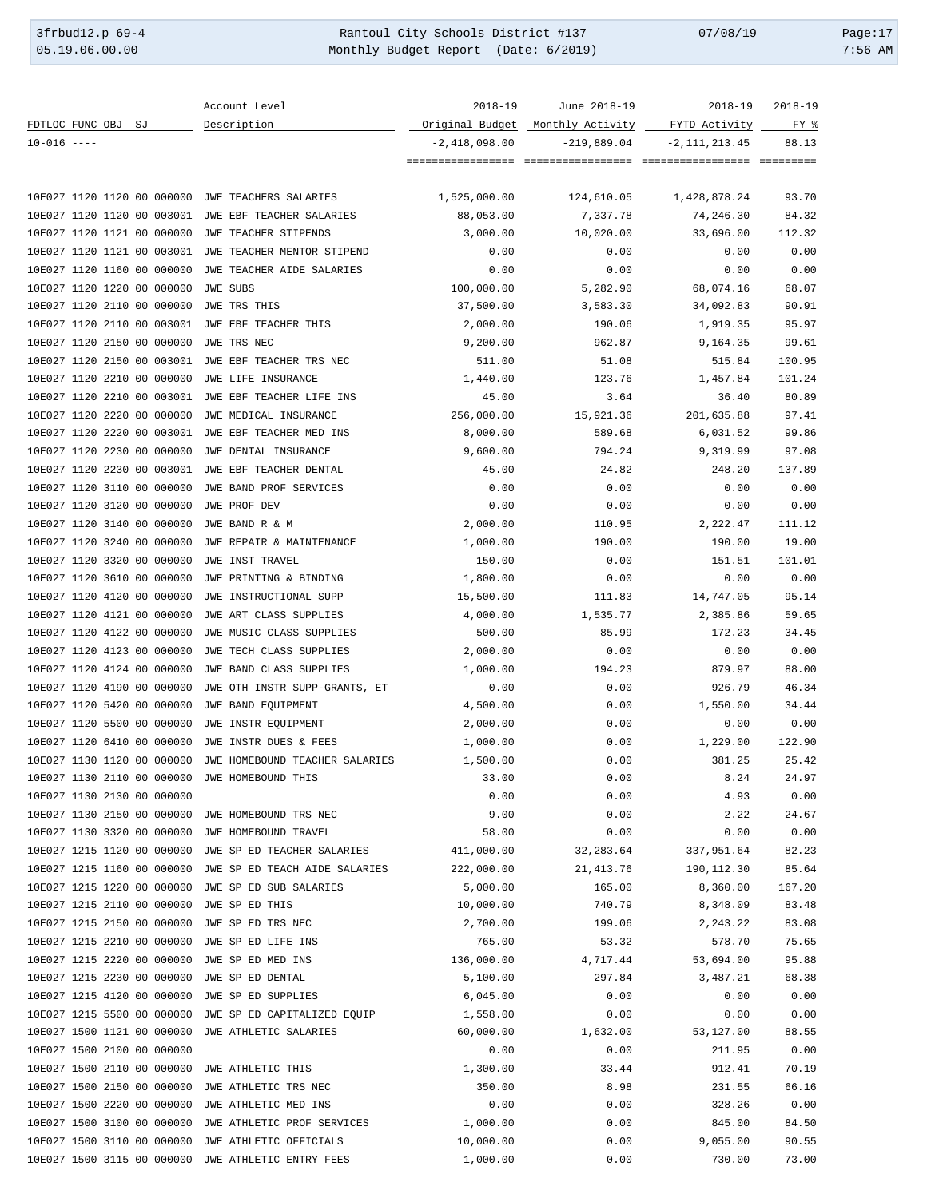| FDTLOC FUNC OBJ SJ | Account Level Description | 2018-19 Original Budget | June 2018-19 Monthly Activity | 2018-19 FYTD Activity | 2018-19 FY % |
|---|---|---|---|---|---|
| 10-016 ---- | | -2,418,098.00 | -219,889.04 | -2,111,213.45 | 88.13 |
| | | ================ | ================ | ================ | ========= |
| 10E027 1120 1120 00 000000 | JWE TEACHERS SALARIES | 1,525,000.00 | 124,610.05 | 1,428,878.24 | 93.70 |
| 10E027 1120 1120 00 003001 | JWE EBF TEACHER SALARIES | 88,053.00 | 7,337.78 | 74,246.30 | 84.32 |
| 10E027 1120 1121 00 000000 | JWE TEACHER STIPENDS | 3,000.00 | 10,020.00 | 33,696.00 | 112.32 |
| 10E027 1120 1121 00 003001 | JWE TEACHER MENTOR STIPEND | 0.00 | 0.00 | 0.00 | 0.00 |
| 10E027 1120 1160 00 000000 | JWE TEACHER AIDE SALARIES | 0.00 | 0.00 | 0.00 | 0.00 |
| 10E027 1120 1220 00 000000 | JWE SUBS | 100,000.00 | 5,282.90 | 68,074.16 | 68.07 |
| 10E027 1120 2110 00 000000 | JWE TRS THIS | 37,500.00 | 3,583.30 | 34,092.83 | 90.91 |
| 10E027 1120 2110 00 003001 | JWE EBF TEACHER THIS | 2,000.00 | 190.06 | 1,919.35 | 95.97 |
| 10E027 1120 2150 00 000000 | JWE TRS NEC | 9,200.00 | 962.87 | 9,164.35 | 99.61 |
| 10E027 1120 2150 00 003001 | JWE EBF TEACHER TRS NEC | 511.00 | 51.08 | 515.84 | 100.95 |
| 10E027 1120 2210 00 000000 | JWE LIFE INSURANCE | 1,440.00 | 123.76 | 1,457.84 | 101.24 |
| 10E027 1120 2210 00 003001 | JWE EBF TEACHER LIFE INS | 45.00 | 3.64 | 36.40 | 80.89 |
| 10E027 1120 2220 00 000000 | JWE MEDICAL INSURANCE | 256,000.00 | 15,921.36 | 201,635.88 | 97.41 |
| 10E027 1120 2220 00 003001 | JWE EBF TEACHER MED INS | 8,000.00 | 589.68 | 6,031.52 | 99.86 |
| 10E027 1120 2230 00 000000 | JWE DENTAL INSURANCE | 9,600.00 | 794.24 | 9,319.99 | 97.08 |
| 10E027 1120 2230 00 003001 | JWE EBF TEACHER DENTAL | 45.00 | 24.82 | 248.20 | 137.89 |
| 10E027 1120 3110 00 000000 | JWE BAND PROF SERVICES | 0.00 | 0.00 | 0.00 | 0.00 |
| 10E027 1120 3120 00 000000 | JWE PROF DEV | 0.00 | 0.00 | 0.00 | 0.00 |
| 10E027 1120 3140 00 000000 | JWE BAND R & M | 2,000.00 | 110.95 | 2,222.47 | 111.12 |
| 10E027 1120 3240 00 000000 | JWE REPAIR & MAINTENANCE | 1,000.00 | 190.00 | 190.00 | 19.00 |
| 10E027 1120 3320 00 000000 | JWE INST TRAVEL | 150.00 | 0.00 | 151.51 | 101.01 |
| 10E027 1120 3610 00 000000 | JWE PRINTING & BINDING | 1,800.00 | 0.00 | 0.00 | 0.00 |
| 10E027 1120 4120 00 000000 | JWE INSTRUCTIONAL SUPP | 15,500.00 | 111.83 | 14,747.05 | 95.14 |
| 10E027 1120 4121 00 000000 | JWE ART CLASS SUPPLIES | 4,000.00 | 1,535.77 | 2,385.86 | 59.65 |
| 10E027 1120 4122 00 000000 | JWE MUSIC CLASS SUPPLIES | 500.00 | 85.99 | 172.23 | 34.45 |
| 10E027 1120 4123 00 000000 | JWE TECH CLASS SUPPLIES | 2,000.00 | 0.00 | 0.00 | 0.00 |
| 10E027 1120 4124 00 000000 | JWE BAND CLASS SUPPLIES | 1,000.00 | 194.23 | 879.97 | 88.00 |
| 10E027 1120 4190 00 000000 | JWE OTH INSTR SUPP-GRANTS, ET | 0.00 | 0.00 | 926.79 | 46.34 |
| 10E027 1120 5420 00 000000 | JWE BAND EQUIPMENT | 4,500.00 | 0.00 | 1,550.00 | 34.44 |
| 10E027 1120 5500 00 000000 | JWE INSTR EQUIPMENT | 2,000.00 | 0.00 | 0.00 | 0.00 |
| 10E027 1120 6410 00 000000 | JWE INSTR DUES & FEES | 1,000.00 | 0.00 | 1,229.00 | 122.90 |
| 10E027 1130 1120 00 000000 | JWE HOMEBOUND TEACHER SALARIES | 1,500.00 | 0.00 | 381.25 | 25.42 |
| 10E027 1130 2110 00 000000 | JWE HOMEBOUND THIS | 33.00 | 0.00 | 8.24 | 24.97 |
| 10E027 1130 2130 00 000000 | | 0.00 | 0.00 | 4.93 | 0.00 |
| 10E027 1130 2150 00 000000 | JWE HOMEBOUND TRS NEC | 9.00 | 0.00 | 2.22 | 24.67 |
| 10E027 1130 3320 00 000000 | JWE HOMEBOUND TRAVEL | 58.00 | 0.00 | 0.00 | 0.00 |
| 10E027 1215 1120 00 000000 | JWE SP ED TEACHER SALARIES | 411,000.00 | 32,283.64 | 337,951.64 | 82.23 |
| 10E027 1215 1160 00 000000 | JWE SP ED TEACH AIDE SALARIES | 222,000.00 | 21,413.76 | 190,112.30 | 85.64 |
| 10E027 1215 1220 00 000000 | JWE SP ED SUB SALARIES | 5,000.00 | 165.00 | 8,360.00 | 167.20 |
| 10E027 1215 2110 00 000000 | JWE SP ED THIS | 10,000.00 | 740.79 | 8,348.09 | 83.48 |
| 10E027 1215 2150 00 000000 | JWE SP ED TRS NEC | 2,700.00 | 199.06 | 2,243.22 | 83.08 |
| 10E027 1215 2210 00 000000 | JWE SP ED LIFE INS | 765.00 | 53.32 | 578.70 | 75.65 |
| 10E027 1215 2220 00 000000 | JWE SP ED MED INS | 136,000.00 | 4,717.44 | 53,694.00 | 95.88 |
| 10E027 1215 2230 00 000000 | JWE SP ED DENTAL | 5,100.00 | 297.84 | 3,487.21 | 68.38 |
| 10E027 1215 4120 00 000000 | JWE SP ED SUPPLIES | 6,045.00 | 0.00 | 0.00 | 0.00 |
| 10E027 1215 5500 00 000000 | JWE SP ED CAPITALIZED EQUIP | 1,558.00 | 0.00 | 0.00 | 0.00 |
| 10E027 1500 1121 00 000000 | JWE ATHLETIC SALARIES | 60,000.00 | 1,632.00 | 53,127.00 | 88.55 |
| 10E027 1500 2100 00 000000 | | 0.00 | 0.00 | 211.95 | 0.00 |
| 10E027 1500 2110 00 000000 | JWE ATHLETIC THIS | 1,300.00 | 33.44 | 912.41 | 70.19 |
| 10E027 1500 2150 00 000000 | JWE ATHLETIC TRS NEC | 350.00 | 8.98 | 231.55 | 66.16 |
| 10E027 1500 2220 00 000000 | JWE ATHLETIC MED INS | 0.00 | 0.00 | 328.26 | 0.00 |
| 10E027 1500 3100 00 000000 | JWE ATHLETIC PROF SERVICES | 1,000.00 | 0.00 | 845.00 | 84.50 |
| 10E027 1500 3110 00 000000 | JWE ATHLETIC OFFICIALS | 10,000.00 | 0.00 | 9,055.00 | 90.55 |
| 10E027 1500 3115 00 000000 | JWE ATHLETIC ENTRY FEES | 1,000.00 | 0.00 | 730.00 | 73.00 |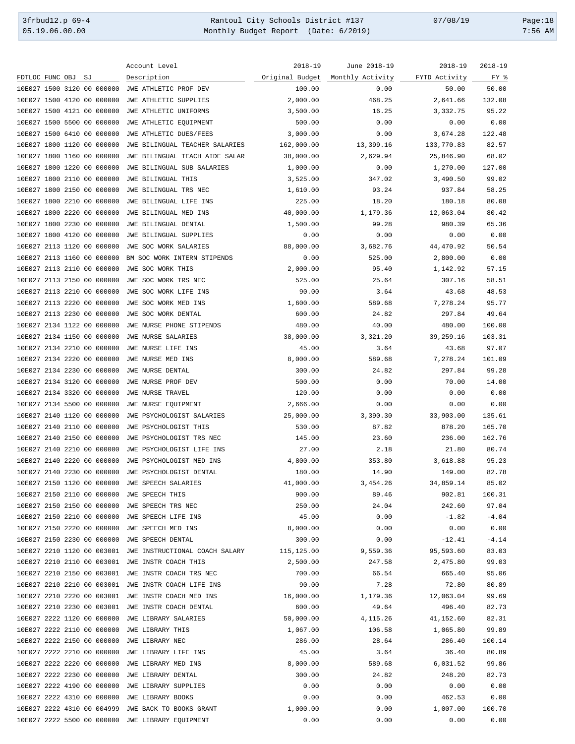| FDTLOC FUNC OBJ SJ | Account Level Description | 2018-19 Original Budget | June 2018-19 Monthly Activity | 2018-19 FYTD Activity | 2018-19 FY % |
|---|---|---|---|---|---|
| 10E027 1500 3120 00 000000 | JWE ATHLETIC PROF DEV | 100.00 | 0.00 | 50.00 | 50.00 |
| 10E027 1500 4120 00 000000 | JWE ATHLETIC SUPPLIES | 2,000.00 | 468.25 | 2,641.66 | 132.08 |
| 10E027 1500 4121 00 000000 | JWE ATHLETIC UNIFORMS | 3,500.00 | 16.25 | 3,332.75 | 95.22 |
| 10E027 1500 5500 00 000000 | JWE ATHLETIC EQUIPMENT | 500.00 | 0.00 | 0.00 | 0.00 |
| 10E027 1500 6410 00 000000 | JWE ATHLETIC DUES/FEES | 3,000.00 | 0.00 | 3,674.28 | 122.48 |
| 10E027 1800 1120 00 000000 | JWE BILINGUAL TEACHER SALARIES | 162,000.00 | 13,399.16 | 133,770.83 | 82.57 |
| 10E027 1800 1160 00 000000 | JWE BILINGUAL TEACH AIDE SALAR | 38,000.00 | 2,629.94 | 25,846.90 | 68.02 |
| 10E027 1800 1220 00 000000 | JWE BILINGUAL SUB SALARIES | 1,000.00 | 0.00 | 1,270.00 | 127.00 |
| 10E027 1800 2110 00 000000 | JWE BILINGUAL THIS | 3,525.00 | 347.02 | 3,490.50 | 99.02 |
| 10E027 1800 2150 00 000000 | JWE BILINGUAL TRS NEC | 1,610.00 | 93.24 | 937.84 | 58.25 |
| 10E027 1800 2210 00 000000 | JWE BILINGUAL LIFE INS | 225.00 | 18.20 | 180.18 | 80.08 |
| 10E027 1800 2220 00 000000 | JWE BILINGUAL MED INS | 40,000.00 | 1,179.36 | 12,063.04 | 80.42 |
| 10E027 1800 2230 00 000000 | JWE BILINGUAL DENTAL | 1,500.00 | 99.28 | 980.39 | 65.36 |
| 10E027 1800 4120 00 000000 | JWE BILINGUAL SUPPLIES | 0.00 | 0.00 | 0.00 | 0.00 |
| 10E027 2113 1120 00 000000 | JWE SOC WORK SALARIES | 88,000.00 | 3,682.76 | 44,470.92 | 50.54 |
| 10E027 2113 1160 00 000000 | BM SOC WORK INTERN STIPENDS | 0.00 | 525.00 | 2,800.00 | 0.00 |
| 10E027 2113 2110 00 000000 | JWE SOC WORK THIS | 2,000.00 | 95.40 | 1,142.92 | 57.15 |
| 10E027 2113 2150 00 000000 | JWE SOC WORK TRS NEC | 525.00 | 25.64 | 307.16 | 58.51 |
| 10E027 2113 2210 00 000000 | JWE SOC WORK LIFE INS | 90.00 | 3.64 | 43.68 | 48.53 |
| 10E027 2113 2220 00 000000 | JWE SOC WORK MED INS | 1,600.00 | 589.68 | 7,278.24 | 95.77 |
| 10E027 2113 2230 00 000000 | JWE SOC WORK DENTAL | 600.00 | 24.82 | 297.84 | 49.64 |
| 10E027 2134 1122 00 000000 | JWE NURSE PHONE STIPENDS | 480.00 | 40.00 | 480.00 | 100.00 |
| 10E027 2134 1150 00 000000 | JWE NURSE SALARIES | 38,000.00 | 3,321.20 | 39,259.16 | 103.31 |
| 10E027 2134 2210 00 000000 | JWE NURSE LIFE INS | 45.00 | 3.64 | 43.68 | 97.07 |
| 10E027 2134 2220 00 000000 | JWE NURSE MED INS | 8,000.00 | 589.68 | 7,278.24 | 101.09 |
| 10E027 2134 2230 00 000000 | JWE NURSE DENTAL | 300.00 | 24.82 | 297.84 | 99.28 |
| 10E027 2134 3120 00 000000 | JWE NURSE PROF DEV | 500.00 | 0.00 | 70.00 | 14.00 |
| 10E027 2134 3320 00 000000 | JWE NURSE TRAVEL | 120.00 | 0.00 | 0.00 | 0.00 |
| 10E027 2134 5500 00 000000 | JWE NURSE EQUIPMENT | 2,666.00 | 0.00 | 0.00 | 0.00 |
| 10E027 2140 1120 00 000000 | JWE PSYCHOLOGIST SALARIES | 25,000.00 | 3,390.30 | 33,903.00 | 135.61 |
| 10E027 2140 2110 00 000000 | JWE PSYCHOLOGIST THIS | 530.00 | 87.82 | 878.20 | 165.70 |
| 10E027 2140 2150 00 000000 | JWE PSYCHOLOGIST TRS NEC | 145.00 | 23.60 | 236.00 | 162.76 |
| 10E027 2140 2210 00 000000 | JWE PSYCHOLOGIST LIFE INS | 27.00 | 2.18 | 21.80 | 80.74 |
| 10E027 2140 2220 00 000000 | JWE PSYCHOLOGIST MED INS | 4,800.00 | 353.80 | 3,618.88 | 95.23 |
| 10E027 2140 2230 00 000000 | JWE PSYCHOLOGIST DENTAL | 180.00 | 14.90 | 149.00 | 82.78 |
| 10E027 2150 1120 00 000000 | JWE SPEECH SALARIES | 41,000.00 | 3,454.26 | 34,859.14 | 85.02 |
| 10E027 2150 2110 00 000000 | JWE SPEECH THIS | 900.00 | 89.46 | 902.81 | 100.31 |
| 10E027 2150 2150 00 000000 | JWE SPEECH TRS NEC | 250.00 | 24.04 | 242.60 | 97.04 |
| 10E027 2150 2210 00 000000 | JWE SPEECH LIFE INS | 45.00 | 0.00 | -1.82 | -4.04 |
| 10E027 2150 2220 00 000000 | JWE SPEECH MED INS | 8,000.00 | 0.00 | 0.00 | 0.00 |
| 10E027 2150 2230 00 000000 | JWE SPEECH DENTAL | 300.00 | 0.00 | -12.41 | -4.14 |
| 10E027 2210 1120 00 003001 | JWE INSTRUCTIONAL COACH SALARY | 115,125.00 | 9,559.36 | 95,593.60 | 83.03 |
| 10E027 2210 2110 00 003001 | JWE INSTR COACH THIS | 2,500.00 | 247.58 | 2,475.80 | 99.03 |
| 10E027 2210 2150 00 003001 | JWE INSTR COACH TRS NEC | 700.00 | 66.54 | 665.40 | 95.06 |
| 10E027 2210 2210 00 003001 | JWE INSTR COACH LIFE INS | 90.00 | 7.28 | 72.80 | 80.89 |
| 10E027 2210 2220 00 003001 | JWE INSTR COACH MED INS | 16,000.00 | 1,179.36 | 12,063.04 | 99.69 |
| 10E027 2210 2230 00 003001 | JWE INSTR COACH DENTAL | 600.00 | 49.64 | 496.40 | 82.73 |
| 10E027 2222 1120 00 000000 | JWE LIBRARY SALARIES | 50,000.00 | 4,115.26 | 41,152.60 | 82.31 |
| 10E027 2222 2110 00 000000 | JWE LIBRARY THIS | 1,067.00 | 106.58 | 1,065.80 | 99.89 |
| 10E027 2222 2150 00 000000 | JWE LIBRARY NEC | 286.00 | 28.64 | 286.40 | 100.14 |
| 10E027 2222 2210 00 000000 | JWE LIBRARY LIFE INS | 45.00 | 3.64 | 36.40 | 80.89 |
| 10E027 2222 2220 00 000000 | JWE LIBRARY MED INS | 8,000.00 | 589.68 | 6,031.52 | 99.86 |
| 10E027 2222 2230 00 000000 | JWE LIBRARY DENTAL | 300.00 | 24.82 | 248.20 | 82.73 |
| 10E027 2222 4190 00 000000 | JWE LIBRARY SUPPLIES | 0.00 | 0.00 | 0.00 | 0.00 |
| 10E027 2222 4310 00 000000 | JWE LIBRARY BOOKS | 0.00 | 0.00 | 462.53 | 0.00 |
| 10E027 2222 4310 00 004999 | JWE BACK TO BOOKS GRANT | 1,000.00 | 0.00 | 1,007.00 | 100.70 |
| 10E027 2222 5500 00 000000 | JWE LIBRARY EQUIPMENT | 0.00 | 0.00 | 0.00 | 0.00 |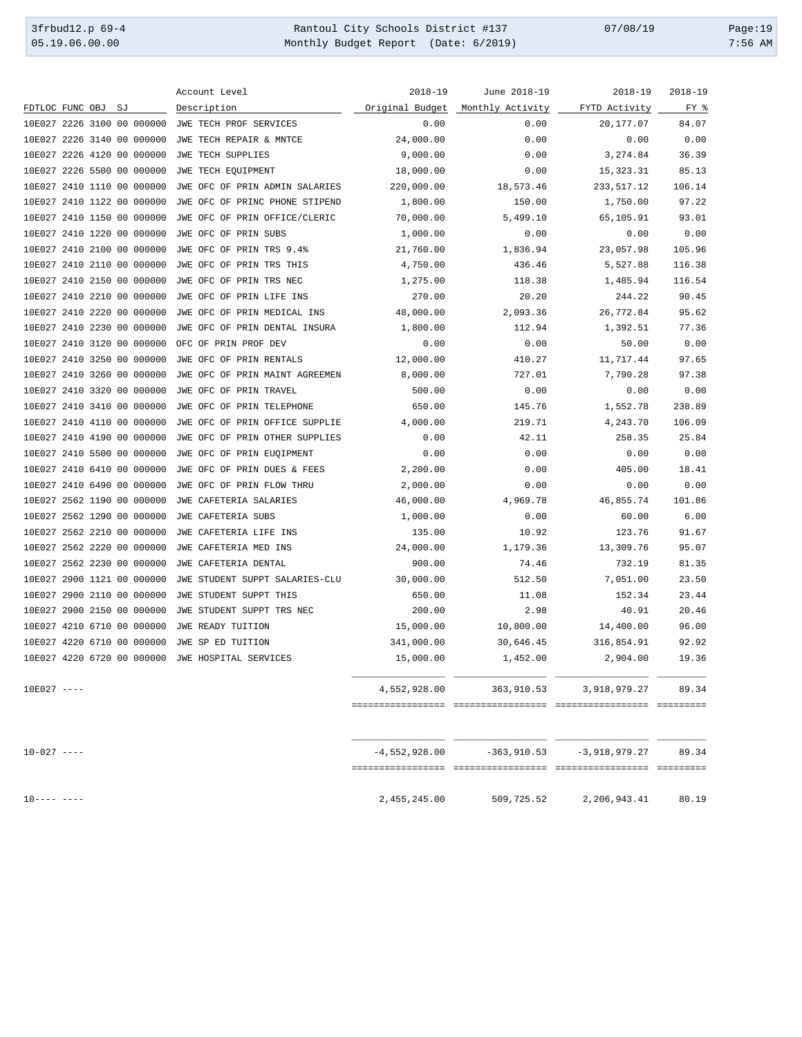| FDTLOC FUNC OBJ SJ | Account Level Description | 2018-19 Original Budget | June 2018-19 Monthly Activity | 2018-19 FYTD Activity | 2018-19 FY % |
|---|---|---|---|---|---|
| 10E027 2226 3100 00 000000 | JWE TECH PROF SERVICES | 0.00 | 0.00 | 20,177.07 | 84.07 |
| 10E027 2226 3140 00 000000 | JWE TECH REPAIR & MNTCE | 24,000.00 | 0.00 | 0.00 | 0.00 |
| 10E027 2226 4120 00 000000 | JWE TECH SUPPLIES | 9,000.00 | 0.00 | 3,274.84 | 36.39 |
| 10E027 2226 5500 00 000000 | JWE TECH EQUIPMENT | 18,000.00 | 0.00 | 15,323.31 | 85.13 |
| 10E027 2410 1110 00 000000 | JWE OFC OF PRIN ADMIN SALARIES | 220,000.00 | 18,573.46 | 233,517.12 | 106.14 |
| 10E027 2410 1122 00 000000 | JWE OFC OF PRINC PHONE STIPEND | 1,800.00 | 150.00 | 1,750.00 | 97.22 |
| 10E027 2410 1150 00 000000 | JWE OFC OF PRIN OFFICE/CLERIC | 70,000.00 | 5,499.10 | 65,105.91 | 93.01 |
| 10E027 2410 1220 00 000000 | JWE OFC OF PRIN SUBS | 1,000.00 | 0.00 | 0.00 | 0.00 |
| 10E027 2410 2100 00 000000 | JWE OFC OF PRIN TRS 9.4% | 21,760.00 | 1,836.94 | 23,057.98 | 105.96 |
| 10E027 2410 2110 00 000000 | JWE OFC OF PRIN TRS THIS | 4,750.00 | 436.46 | 5,527.88 | 116.38 |
| 10E027 2410 2150 00 000000 | JWE OFC OF PRIN TRS NEC | 1,275.00 | 118.38 | 1,485.94 | 116.54 |
| 10E027 2410 2210 00 000000 | JWE OFC OF PRIN LIFE INS | 270.00 | 20.20 | 244.22 | 90.45 |
| 10E027 2410 2220 00 000000 | JWE OFC OF PRIN MEDICAL INS | 48,000.00 | 2,093.36 | 26,772.84 | 95.62 |
| 10E027 2410 2230 00 000000 | JWE OFC OF PRIN DENTAL INSURA | 1,800.00 | 112.94 | 1,392.51 | 77.36 |
| 10E027 2410 3120 00 000000 | OFC OF PRIN PROF DEV | 0.00 | 0.00 | 50.00 | 0.00 |
| 10E027 2410 3250 00 000000 | JWE OFC OF PRIN RENTALS | 12,000.00 | 410.27 | 11,717.44 | 97.65 |
| 10E027 2410 3260 00 000000 | JWE OFC OF PRIN MAINT AGREEMEN | 8,000.00 | 727.01 | 7,790.28 | 97.38 |
| 10E027 2410 3320 00 000000 | JWE OFC OF PRIN TRAVEL | 500.00 | 0.00 | 0.00 | 0.00 |
| 10E027 2410 3410 00 000000 | JWE OFC OF PRIN TELEPHONE | 650.00 | 145.76 | 1,552.78 | 238.89 |
| 10E027 2410 4110 00 000000 | JWE OFC OF PRIN OFFICE SUPPLIE | 4,000.00 | 219.71 | 4,243.70 | 106.09 |
| 10E027 2410 4190 00 000000 | JWE OFC OF PRIN OTHER SUPPLIES | 0.00 | 42.11 | 258.35 | 25.84 |
| 10E027 2410 5500 00 000000 | JWE OFC OF PRIN EUQIPMENT | 0.00 | 0.00 | 0.00 | 0.00 |
| 10E027 2410 6410 00 000000 | JWE OFC OF PRIN DUES & FEES | 2,200.00 | 0.00 | 405.00 | 18.41 |
| 10E027 2410 6490 00 000000 | JWE OFC OF PRIN FLOW THRU | 2,000.00 | 0.00 | 0.00 | 0.00 |
| 10E027 2562 1190 00 000000 | JWE CAFETERIA SALARIES | 46,000.00 | 4,969.78 | 46,855.74 | 101.86 |
| 10E027 2562 1290 00 000000 | JWE CAFETERIA SUBS | 1,000.00 | 0.00 | 60.00 | 6.00 |
| 10E027 2562 2210 00 000000 | JWE CAFETERIA LIFE INS | 135.00 | 10.92 | 123.76 | 91.67 |
| 10E027 2562 2220 00 000000 | JWE CAFETERIA MED INS | 24,000.00 | 1,179.36 | 13,309.76 | 95.07 |
| 10E027 2562 2230 00 000000 | JWE CAFETERIA DENTAL | 900.00 | 74.46 | 732.19 | 81.35 |
| 10E027 2900 1121 00 000000 | JWE STUDENT SUPPT SALARIES-CLU | 30,000.00 | 512.50 | 7,051.00 | 23.50 |
| 10E027 2900 2110 00 000000 | JWE STUDENT SUPPT THIS | 650.00 | 11.08 | 152.34 | 23.44 |
| 10E027 2900 2150 00 000000 | JWE STUDENT SUPPT TRS NEC | 200.00 | 2.98 | 40.91 | 20.46 |
| 10E027 4210 6710 00 000000 | JWE READY TUITION | 15,000.00 | 10,800.00 | 14,400.00 | 96.00 |
| 10E027 4220 6710 00 000000 | JWE SP ED TUITION | 341,000.00 | 30,646.45 | 316,854.91 | 92.92 |
| 10E027 4220 6720 00 000000 | JWE HOSPITAL SERVICES | 15,000.00 | 1,452.00 | 2,904.00 | 19.36 |
| 10E027 ---- | | 4,552,928.00 | 363,910.53 | 3,918,979.27 | 89.34 |
| 10-027 ---- | | -4,552,928.00 | -363,910.53 | -3,918,979.27 | 89.34 |
| 10---- ---- | | 2,455,245.00 | 509,725.52 | 2,206,943.41 | 80.19 |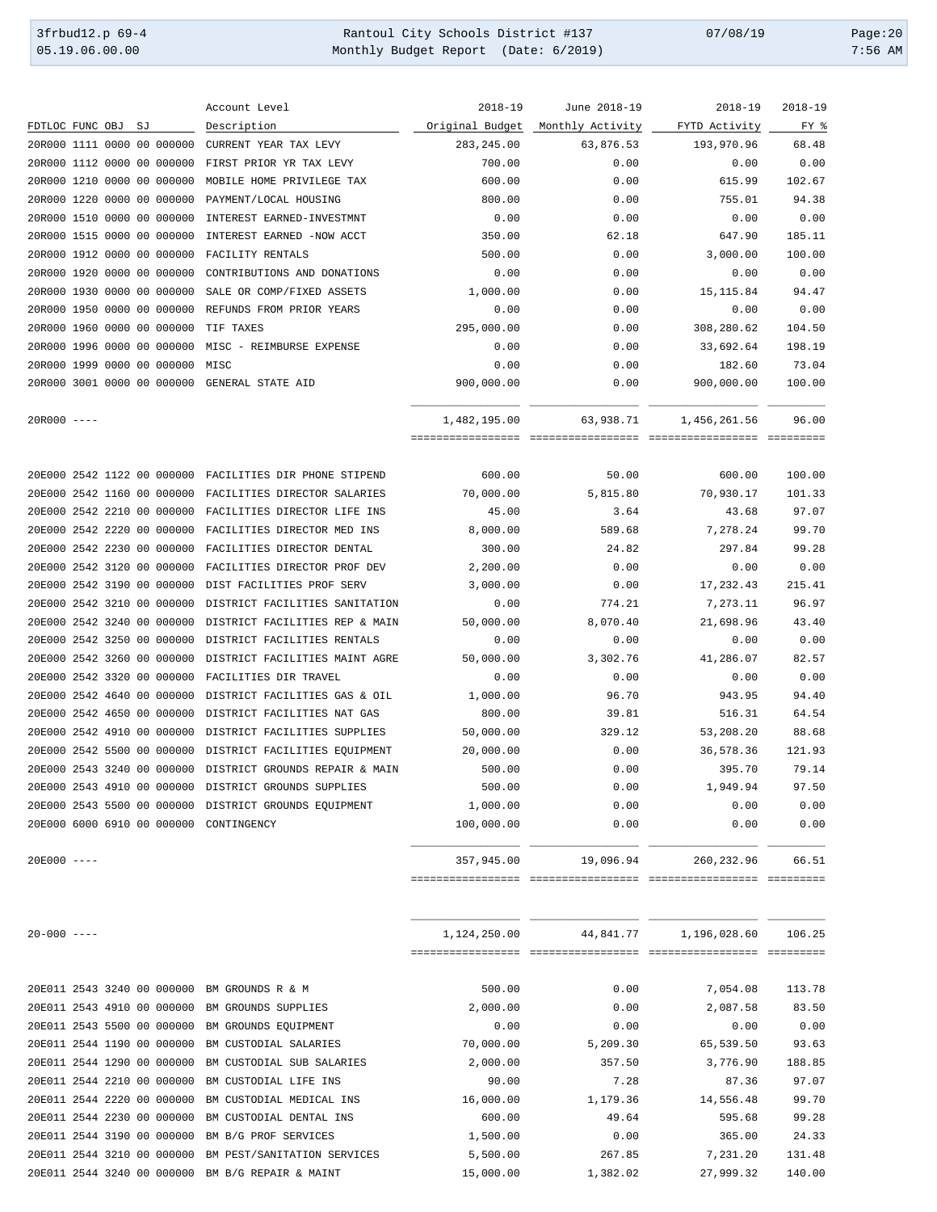| FDTLOC FUNC OBJ SJ | Account Level Description | 2018-19 Original Budget | June 2018-19 Monthly Activity | 2018-19 FYTD Activity | 2018-19 FY % |
|---|---|---|---|---|---|
| 20R000 1111 0000 00 000000 | CURRENT YEAR TAX LEVY | 283,245.00 | 63,876.53 | 193,970.96 | 68.48 |
| 20R000 1112 0000 00 000000 | FIRST PRIOR YR TAX LEVY | 700.00 | 0.00 | 0.00 | 0.00 |
| 20R000 1210 0000 00 000000 | MOBILE HOME PRIVILEGE TAX | 600.00 | 0.00 | 615.99 | 102.67 |
| 20R000 1220 0000 00 000000 | PAYMENT/LOCAL HOUSING | 800.00 | 0.00 | 755.01 | 94.38 |
| 20R000 1510 0000 00 000000 | INTEREST EARNED-INVESTMNT | 0.00 | 0.00 | 0.00 | 0.00 |
| 20R000 1515 0000 00 000000 | INTEREST EARNED -NOW ACCT | 350.00 | 62.18 | 647.90 | 185.11 |
| 20R000 1912 0000 00 000000 | FACILITY RENTALS | 500.00 | 0.00 | 3,000.00 | 100.00 |
| 20R000 1920 0000 00 000000 | CONTRIBUTIONS AND DONATIONS | 0.00 | 0.00 | 0.00 | 0.00 |
| 20R000 1930 0000 00 000000 | SALE OR COMP/FIXED ASSETS | 1,000.00 | 0.00 | 15,115.84 | 94.47 |
| 20R000 1950 0000 00 000000 | REFUNDS FROM PRIOR YEARS | 0.00 | 0.00 | 0.00 | 0.00 |
| 20R000 1960 0000 00 000000 | TIF TAXES | 295,000.00 | 0.00 | 308,280.62 | 104.50 |
| 20R000 1996 0000 00 000000 | MISC - REIMBURSE EXPENSE | 0.00 | 0.00 | 33,692.64 | 198.19 |
| 20R000 1999 0000 00 000000 | MISC | 0.00 | 0.00 | 182.60 | 73.04 |
| 20R000 3001 0000 00 000000 | GENERAL STATE AID | 900,000.00 | 0.00 | 900,000.00 | 100.00 |
| 20R000 ---- | | 1,482,195.00 | 63,938.71 | 1,456,261.56 | 96.00 |
| 20E000 2542 1122 00 000000 | FACILITIES DIR PHONE STIPEND | 600.00 | 50.00 | 600.00 | 100.00 |
| 20E000 2542 1160 00 000000 | FACILITIES DIRECTOR SALARIES | 70,000.00 | 5,815.80 | 70,930.17 | 101.33 |
| 20E000 2542 2210 00 000000 | FACILITIES DIRECTOR LIFE INS | 45.00 | 3.64 | 43.68 | 97.07 |
| 20E000 2542 2220 00 000000 | FACILITIES DIRECTOR MED INS | 8,000.00 | 589.68 | 7,278.24 | 99.70 |
| 20E000 2542 2230 00 000000 | FACILITIES DIRECTOR DENTAL | 300.00 | 24.82 | 297.84 | 99.28 |
| 20E000 2542 3120 00 000000 | FACILITIES DIRECTOR PROF DEV | 2,200.00 | 0.00 | 0.00 | 0.00 |
| 20E000 2542 3190 00 000000 | DIST FACILITIES PROF SERV | 3,000.00 | 0.00 | 17,232.43 | 215.41 |
| 20E000 2542 3210 00 000000 | DISTRICT FACILITIES SANITATION | 0.00 | 774.21 | 7,273.11 | 96.97 |
| 20E000 2542 3240 00 000000 | DISTRICT FACILITIES REP & MAIN | 50,000.00 | 8,070.40 | 21,698.96 | 43.40 |
| 20E000 2542 3250 00 000000 | DISTRICT FACILITIES RENTALS | 0.00 | 0.00 | 0.00 | 0.00 |
| 20E000 2542 3260 00 000000 | DISTRICT FACILITIES MAINT AGRE | 50,000.00 | 3,302.76 | 41,286.07 | 82.57 |
| 20E000 2542 3320 00 000000 | FACILITIES DIR TRAVEL | 0.00 | 0.00 | 0.00 | 0.00 |
| 20E000 2542 4640 00 000000 | DISTRICT FACILITIES GAS & OIL | 1,000.00 | 96.70 | 943.95 | 94.40 |
| 20E000 2542 4650 00 000000 | DISTRICT FACILITIES NAT GAS | 800.00 | 39.81 | 516.31 | 64.54 |
| 20E000 2542 4910 00 000000 | DISTRICT FACILITIES SUPPLIES | 50,000.00 | 329.12 | 53,208.20 | 88.68 |
| 20E000 2542 5500 00 000000 | DISTRICT FACILITIES EQUIPMENT | 20,000.00 | 0.00 | 36,578.36 | 121.93 |
| 20E000 2543 3240 00 000000 | DISTRICT GROUNDS REPAIR & MAIN | 500.00 | 0.00 | 395.70 | 79.14 |
| 20E000 2543 4910 00 000000 | DISTRICT GROUNDS SUPPLIES | 500.00 | 0.00 | 1,949.94 | 97.50 |
| 20E000 2543 5500 00 000000 | DISTRICT GROUNDS EQUIPMENT | 1,000.00 | 0.00 | 0.00 | 0.00 |
| 20E000 6000 6910 00 000000 | CONTINGENCY | 100,000.00 | 0.00 | 0.00 | 0.00 |
| 20E000 ---- | | 357,945.00 | 19,096.94 | 260,232.96 | 66.51 |
| 20-000 ---- | | 1,124,250.00 | 44,841.77 | 1,196,028.60 | 106.25 |
| 20E011 2543 3240 00 000000 | BM GROUNDS R & M | 500.00 | 0.00 | 7,054.08 | 113.78 |
| 20E011 2543 4910 00 000000 | BM GROUNDS SUPPLIES | 2,000.00 | 0.00 | 2,087.58 | 83.50 |
| 20E011 2543 5500 00 000000 | BM GROUNDS EQUIPMENT | 0.00 | 0.00 | 0.00 | 0.00 |
| 20E011 2544 1190 00 000000 | BM CUSTODIAL SALARIES | 70,000.00 | 5,209.30 | 65,539.50 | 93.63 |
| 20E011 2544 1290 00 000000 | BM CUSTODIAL SUB SALARIES | 2,000.00 | 357.50 | 3,776.90 | 188.85 |
| 20E011 2544 2210 00 000000 | BM CUSTODIAL LIFE INS | 90.00 | 7.28 | 87.36 | 97.07 |
| 20E011 2544 2220 00 000000 | BM CUSTODIAL MEDICAL INS | 16,000.00 | 1,179.36 | 14,556.48 | 99.70 |
| 20E011 2544 2230 00 000000 | BM CUSTODIAL DENTAL INS | 600.00 | 49.64 | 595.68 | 99.28 |
| 20E011 2544 3190 00 000000 | BM B/G PROF SERVICES | 1,500.00 | 0.00 | 365.00 | 24.33 |
| 20E011 2544 3210 00 000000 | BM PEST/SANITATION SERVICES | 5,500.00 | 267.85 | 7,231.20 | 131.48 |
| 20E011 2544 3240 00 000000 | BM B/G REPAIR & MAINT | 15,000.00 | 1,382.02 | 27,999.32 | 140.00 |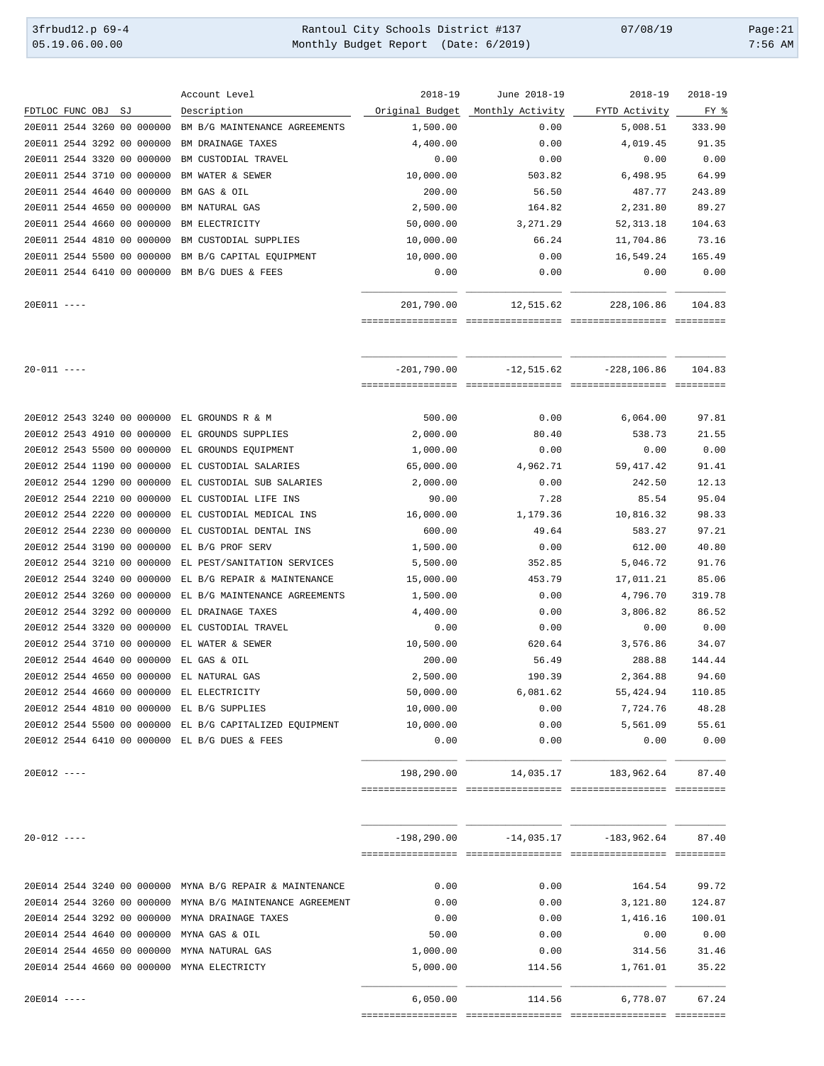| FDTLOC FUNC OBJ SJ | Account Level Description | 2018-19 Original Budget | June 2018-19 Monthly Activity | 2018-19 FYTD Activity | 2018-19 FY % |
|---|---|---|---|---|---|
| 20E011 2544 3260 00 000000 | BM B/G MAINTENANCE AGREEMENTS | 1,500.00 | 0.00 | 5,008.51 | 333.90 |
| 20E011 2544 3292 00 000000 | BM DRAINAGE TAXES | 4,400.00 | 0.00 | 4,019.45 | 91.35 |
| 20E011 2544 3320 00 000000 | BM CUSTODIAL TRAVEL | 0.00 | 0.00 | 0.00 | 0.00 |
| 20E011 2544 3710 00 000000 | BM WATER & SEWER | 10,000.00 | 503.82 | 6,498.95 | 64.99 |
| 20E011 2544 4640 00 000000 | BM GAS & OIL | 200.00 | 56.50 | 487.77 | 243.89 |
| 20E011 2544 4650 00 000000 | BM NATURAL GAS | 2,500.00 | 164.82 | 2,231.80 | 89.27 |
| 20E011 2544 4660 00 000000 | BM ELECTRICITY | 50,000.00 | 3,271.29 | 52,313.18 | 104.63 |
| 20E011 2544 4810 00 000000 | BM CUSTODIAL SUPPLIES | 10,000.00 | 66.24 | 11,704.86 | 73.16 |
| 20E011 2544 5500 00 000000 | BM B/G CAPITAL EQUIPMENT | 10,000.00 | 0.00 | 16,549.24 | 165.49 |
| 20E011 2544 6410 00 000000 | BM B/G DUES & FEES | 0.00 | 0.00 | 0.00 | 0.00 |
| 20E011 ---- | | 201,790.00 | 12,515.62 | 228,106.86 | 104.83 |
| 20-011 ---- | | -201,790.00 | -12,515.62 | -228,106.86 | 104.83 |
| 20E012 2543 3240 00 000000 | EL GROUNDS R & M | 500.00 | 0.00 | 6,064.00 | 97.81 |
| 20E012 2543 4910 00 000000 | EL GROUNDS SUPPLIES | 2,000.00 | 80.40 | 538.73 | 21.55 |
| 20E012 2543 5500 00 000000 | EL GROUNDS EQUIPMENT | 1,000.00 | 0.00 | 0.00 | 0.00 |
| 20E012 2544 1190 00 000000 | EL CUSTODIAL SALARIES | 65,000.00 | 4,962.71 | 59,417.42 | 91.41 |
| 20E012 2544 1290 00 000000 | EL CUSTODIAL SUB SALARIES | 2,000.00 | 0.00 | 242.50 | 12.13 |
| 20E012 2544 2210 00 000000 | EL CUSTODIAL LIFE INS | 90.00 | 7.28 | 85.54 | 95.04 |
| 20E012 2544 2220 00 000000 | EL CUSTODIAL MEDICAL INS | 16,000.00 | 1,179.36 | 10,816.32 | 98.33 |
| 20E012 2544 2230 00 000000 | EL CUSTODIAL DENTAL INS | 600.00 | 49.64 | 583.27 | 97.21 |
| 20E012 2544 3190 00 000000 | EL B/G PROF SERV | 1,500.00 | 0.00 | 612.00 | 40.80 |
| 20E012 2544 3210 00 000000 | EL PEST/SANITATION SERVICES | 5,500.00 | 352.85 | 5,046.72 | 91.76 |
| 20E012 2544 3240 00 000000 | EL B/G REPAIR & MAINTENANCE | 15,000.00 | 453.79 | 17,011.21 | 85.06 |
| 20E012 2544 3260 00 000000 | EL B/G MAINTENANCE AGREEMENTS | 1,500.00 | 0.00 | 4,796.70 | 319.78 |
| 20E012 2544 3292 00 000000 | EL DRAINAGE TAXES | 4,400.00 | 0.00 | 3,806.82 | 86.52 |
| 20E012 2544 3320 00 000000 | EL CUSTODIAL TRAVEL | 0.00 | 0.00 | 0.00 | 0.00 |
| 20E012 2544 3710 00 000000 | EL WATER & SEWER | 10,500.00 | 620.64 | 3,576.86 | 34.07 |
| 20E012 2544 4640 00 000000 | EL GAS & OIL | 200.00 | 56.49 | 288.88 | 144.44 |
| 20E012 2544 4650 00 000000 | EL NATURAL GAS | 2,500.00 | 190.39 | 2,364.88 | 94.60 |
| 20E012 2544 4660 00 000000 | EL ELECTRICITY | 50,000.00 | 6,081.62 | 55,424.94 | 110.85 |
| 20E012 2544 4810 00 000000 | EL B/G SUPPLIES | 10,000.00 | 0.00 | 7,724.76 | 48.28 |
| 20E012 2544 5500 00 000000 | EL B/G CAPITALIZED EQUIPMENT | 10,000.00 | 0.00 | 5,561.09 | 55.61 |
| 20E012 2544 6410 00 000000 | EL B/G DUES & FEES | 0.00 | 0.00 | 0.00 | 0.00 |
| 20E012 ---- | | 198,290.00 | 14,035.17 | 183,962.64 | 87.40 |
| 20-012 ---- | | -198,290.00 | -14,035.17 | -183,962.64 | 87.40 |
| 20E014 2544 3240 00 000000 | MYNA B/G REPAIR & MAINTENANCE | 0.00 | 0.00 | 164.54 | 99.72 |
| 20E014 2544 3260 00 000000 | MYNA B/G MAINTENANCE AGREEMENT | 0.00 | 0.00 | 3,121.80 | 124.87 |
| 20E014 2544 3292 00 000000 | MYNA DRAINAGE TAXES | 0.00 | 0.00 | 1,416.16 | 100.01 |
| 20E014 2544 4640 00 000000 | MYNA GAS & OIL | 50.00 | 0.00 | 0.00 | 0.00 |
| 20E014 2544 4650 00 000000 | MYNA NATURAL GAS | 1,000.00 | 0.00 | 314.56 | 31.46 |
| 20E014 2544 4660 00 000000 | MYNA ELECTRICTY | 5,000.00 | 114.56 | 1,761.01 | 35.22 |
| 20E014 ---- | | 6,050.00 | 114.56 | 6,778.07 | 67.24 |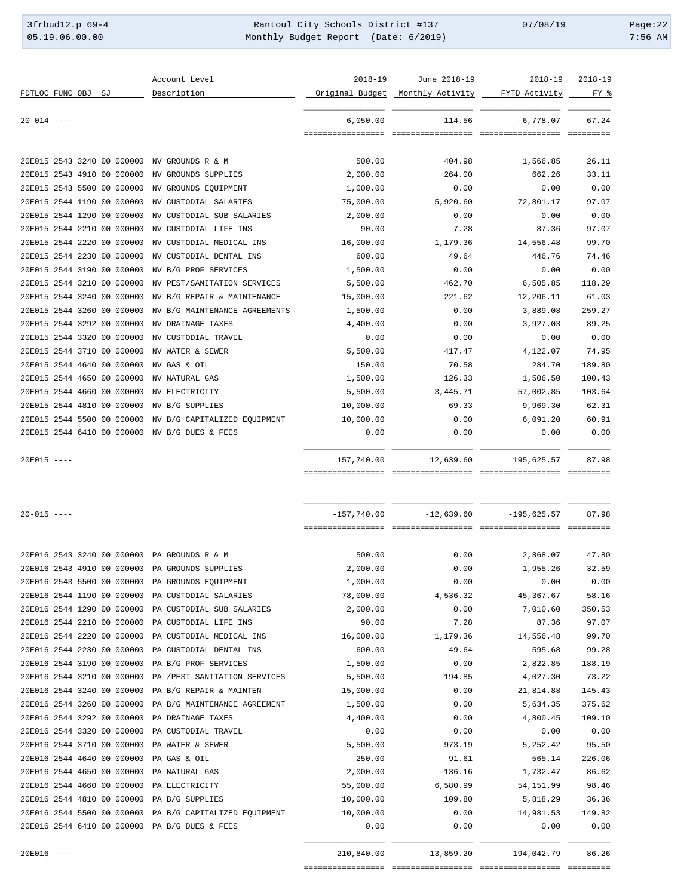| FDTLOC FUNC OBJ SJ | Account Level Description | 2018-19 Original Budget | June 2018-19 Monthly Activity | 2018-19 FYTD Activity | 2018-19 FY % |
|---|---|---|---|---|---|
| 20-014 ---- | | -6,050.00 | -114.56 | -6,778.07 | 67.24 |
| 20E015 2543 3240 00 000000 | NV GROUNDS R & M | 500.00 | 404.98 | 1,566.85 | 26.11 |
| 20E015 2543 4910 00 000000 | NV GROUNDS SUPPLIES | 2,000.00 | 264.00 | 662.26 | 33.11 |
| 20E015 2543 5500 00 000000 | NV GROUNDS EQUIPMENT | 1,000.00 | 0.00 | 0.00 | 0.00 |
| 20E015 2544 1190 00 000000 | NV CUSTODIAL SALARIES | 75,000.00 | 5,920.60 | 72,801.17 | 97.07 |
| 20E015 2544 1290 00 000000 | NV CUSTODIAL SUB SALARIES | 2,000.00 | 0.00 | 0.00 | 0.00 |
| 20E015 2544 2210 00 000000 | NV CUSTODIAL LIFE INS | 90.00 | 7.28 | 87.36 | 97.07 |
| 20E015 2544 2220 00 000000 | NV CUSTODIAL MEDICAL INS | 16,000.00 | 1,179.36 | 14,556.48 | 99.70 |
| 20E015 2544 2230 00 000000 | NV CUSTODIAL DENTAL INS | 600.00 | 49.64 | 446.76 | 74.46 |
| 20E015 2544 3190 00 000000 | NV B/G PROF SERVICES | 1,500.00 | 0.00 | 0.00 | 0.00 |
| 20E015 2544 3210 00 000000 | NV PEST/SANITATION SERVICES | 5,500.00 | 462.70 | 6,505.85 | 118.29 |
| 20E015 2544 3240 00 000000 | NV B/G REPAIR & MAINTENANCE | 15,000.00 | 221.62 | 12,206.11 | 61.03 |
| 20E015 2544 3260 00 000000 | NV B/G MAINTENANCE AGREEMENTS | 1,500.00 | 0.00 | 3,889.08 | 259.27 |
| 20E015 2544 3292 00 000000 | NV DRAINAGE TAXES | 4,400.00 | 0.00 | 3,927.03 | 89.25 |
| 20E015 2544 3320 00 000000 | NV CUSTODIAL TRAVEL | 0.00 | 0.00 | 0.00 | 0.00 |
| 20E015 2544 3710 00 000000 | NV WATER & SEWER | 5,500.00 | 417.47 | 4,122.07 | 74.95 |
| 20E015 2544 4640 00 000000 | NV GAS & OIL | 150.00 | 70.58 | 284.70 | 189.80 |
| 20E015 2544 4650 00 000000 | NV NATURAL GAS | 1,500.00 | 126.33 | 1,506.50 | 100.43 |
| 20E015 2544 4660 00 000000 | NV ELECTRICITY | 5,500.00 | 3,445.71 | 57,002.85 | 103.64 |
| 20E015 2544 4810 00 000000 | NV B/G SUPPLIES | 10,000.00 | 69.33 | 9,969.30 | 62.31 |
| 20E015 2544 5500 00 000000 | NV B/G CAPITALIZED EQUIPMENT | 10,000.00 | 0.00 | 6,091.20 | 60.91 |
| 20E015 2544 6410 00 000000 | NV B/G DUES & FEES | 0.00 | 0.00 | 0.00 | 0.00 |
| 20E015 ---- | | 157,740.00 | 12,639.60 | 195,625.57 | 87.98 |
| 20-015 ---- | | -157,740.00 | -12,639.60 | -195,625.57 | 87.98 |
| 20E016 2543 3240 00 000000 | PA GROUNDS R & M | 500.00 | 0.00 | 2,868.07 | 47.80 |
| 20E016 2543 4910 00 000000 | PA GROUNDS SUPPLIES | 2,000.00 | 0.00 | 1,955.26 | 32.59 |
| 20E016 2543 5500 00 000000 | PA GROUNDS EQUIPMENT | 1,000.00 | 0.00 | 0.00 | 0.00 |
| 20E016 2544 1190 00 000000 | PA CUSTODIAL SALARIES | 78,000.00 | 4,536.32 | 45,367.67 | 58.16 |
| 20E016 2544 1290 00 000000 | PA CUSTODIAL SUB SALARIES | 2,000.00 | 0.00 | 7,010.60 | 350.53 |
| 20E016 2544 2210 00 000000 | PA CUSTODIAL LIFE INS | 90.00 | 7.28 | 87.36 | 97.07 |
| 20E016 2544 2220 00 000000 | PA CUSTODIAL MEDICAL INS | 16,000.00 | 1,179.36 | 14,556.48 | 99.70 |
| 20E016 2544 2230 00 000000 | PA CUSTODIAL DENTAL INS | 600.00 | 49.64 | 595.68 | 99.28 |
| 20E016 2544 3190 00 000000 | PA B/G PROF SERVICES | 1,500.00 | 0.00 | 2,822.85 | 188.19 |
| 20E016 2544 3210 00 000000 | PA /PEST SANITATION SERVICES | 5,500.00 | 194.85 | 4,027.30 | 73.22 |
| 20E016 2544 3240 00 000000 | PA B/G REPAIR & MAINTEN | 15,000.00 | 0.00 | 21,814.88 | 145.43 |
| 20E016 2544 3260 00 000000 | PA B/G MAINTENANCE AGREEMENT | 1,500.00 | 0.00 | 5,634.35 | 375.62 |
| 20E016 2544 3292 00 000000 | PA DRAINAGE TAXES | 4,400.00 | 0.00 | 4,800.45 | 109.10 |
| 20E016 2544 3320 00 000000 | PA CUSTODIAL TRAVEL | 0.00 | 0.00 | 0.00 | 0.00 |
| 20E016 2544 3710 00 000000 | PA WATER & SEWER | 5,500.00 | 973.19 | 5,252.42 | 95.50 |
| 20E016 2544 4640 00 000000 | PA GAS & OIL | 250.00 | 91.61 | 565.14 | 226.06 |
| 20E016 2544 4650 00 000000 | PA NATURAL GAS | 2,000.00 | 136.16 | 1,732.47 | 86.62 |
| 20E016 2544 4660 00 000000 | PA ELECTRICITY | 55,000.00 | 6,580.99 | 54,151.99 | 98.46 |
| 20E016 2544 4810 00 000000 | PA B/G SUPPLIES | 10,000.00 | 109.80 | 5,818.29 | 36.36 |
| 20E016 2544 5500 00 000000 | PA B/G CAPITALIZED EQUIPMENT | 10,000.00 | 0.00 | 14,981.53 | 149.82 |
| 20E016 2544 6410 00 000000 | PA B/G DUES & FEES | 0.00 | 0.00 | 0.00 | 0.00 |
| 20E016 ---- | | 210,840.00 | 13,859.20 | 194,042.79 | 86.26 |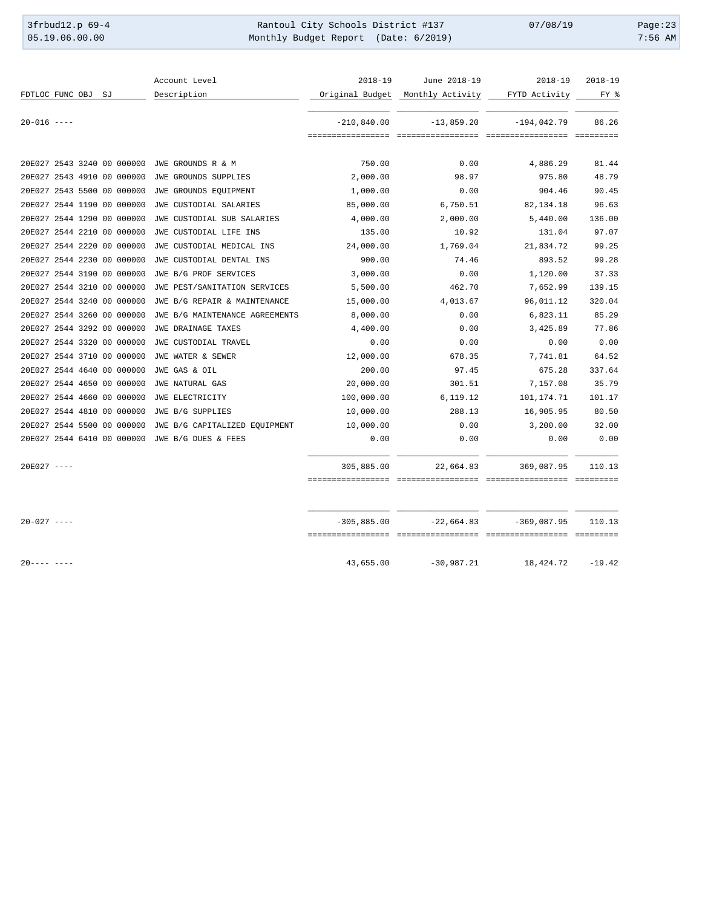| FDTLOC FUNC OBJ SJ | Account Level Description | 2018-19 Original Budget | June 2018-19 Monthly Activity | 2018-19 FYTD Activity | 2018-19 FY % |
|---|---|---|---|---|---|
| 20-016 ---- | | -210,840.00 | -13,859.20 | -194,042.79 | 86.26 |
| 20E027 2543 3240 00 000000 | JWE GROUNDS R & M | 750.00 | 0.00 | 4,886.29 | 81.44 |
| 20E027 2543 4910 00 000000 | JWE GROUNDS SUPPLIES | 2,000.00 | 98.97 | 975.80 | 48.79 |
| 20E027 2543 5500 00 000000 | JWE GROUNDS EQUIPMENT | 1,000.00 | 0.00 | 904.46 | 90.45 |
| 20E027 2544 1190 00 000000 | JWE CUSTODIAL SALARIES | 85,000.00 | 6,750.51 | 82,134.18 | 96.63 |
| 20E027 2544 1290 00 000000 | JWE CUSTODIAL SUB SALARIES | 4,000.00 | 2,000.00 | 5,440.00 | 136.00 |
| 20E027 2544 2210 00 000000 | JWE CUSTODIAL LIFE INS | 135.00 | 10.92 | 131.04 | 97.07 |
| 20E027 2544 2220 00 000000 | JWE CUSTODIAL MEDICAL INS | 24,000.00 | 1,769.04 | 21,834.72 | 99.25 |
| 20E027 2544 2230 00 000000 | JWE CUSTODIAL DENTAL INS | 900.00 | 74.46 | 893.52 | 99.28 |
| 20E027 2544 3190 00 000000 | JWE B/G PROF SERVICES | 3,000.00 | 0.00 | 1,120.00 | 37.33 |
| 20E027 2544 3210 00 000000 | JWE PEST/SANITATION SERVICES | 5,500.00 | 462.70 | 7,652.99 | 139.15 |
| 20E027 2544 3240 00 000000 | JWE B/G REPAIR & MAINTENANCE | 15,000.00 | 4,013.67 | 96,011.12 | 320.04 |
| 20E027 2544 3260 00 000000 | JWE B/G MAINTENANCE AGREEMENTS | 8,000.00 | 0.00 | 6,823.11 | 85.29 |
| 20E027 2544 3292 00 000000 | JWE DRAINAGE TAXES | 4,400.00 | 0.00 | 3,425.89 | 77.86 |
| 20E027 2544 3320 00 000000 | JWE CUSTODIAL TRAVEL | 0.00 | 0.00 | 0.00 | 0.00 |
| 20E027 2544 3710 00 000000 | JWE WATER & SEWER | 12,000.00 | 678.35 | 7,741.81 | 64.52 |
| 20E027 2544 4640 00 000000 | JWE GAS & OIL | 200.00 | 97.45 | 675.28 | 337.64 |
| 20E027 2544 4650 00 000000 | JWE NATURAL GAS | 20,000.00 | 301.51 | 7,157.08 | 35.79 |
| 20E027 2544 4660 00 000000 | JWE ELECTRICITY | 100,000.00 | 6,119.12 | 101,174.71 | 101.17 |
| 20E027 2544 4810 00 000000 | JWE B/G SUPPLIES | 10,000.00 | 288.13 | 16,905.95 | 80.50 |
| 20E027 2544 5500 00 000000 | JWE B/G CAPITALIZED EQUIPMENT | 10,000.00 | 0.00 | 3,200.00 | 32.00 |
| 20E027 2544 6410 00 000000 | JWE B/G DUES & FEES | 0.00 | 0.00 | 0.00 | 0.00 |
| 20E027 ---- | | 305,885.00 | 22,664.83 | 369,087.95 | 110.13 |
| 20-027 ---- | | -305,885.00 | -22,664.83 | -369,087.95 | 110.13 |
| 20---- ---- | | 43,655.00 | -30,987.21 | 18,424.72 | -19.42 |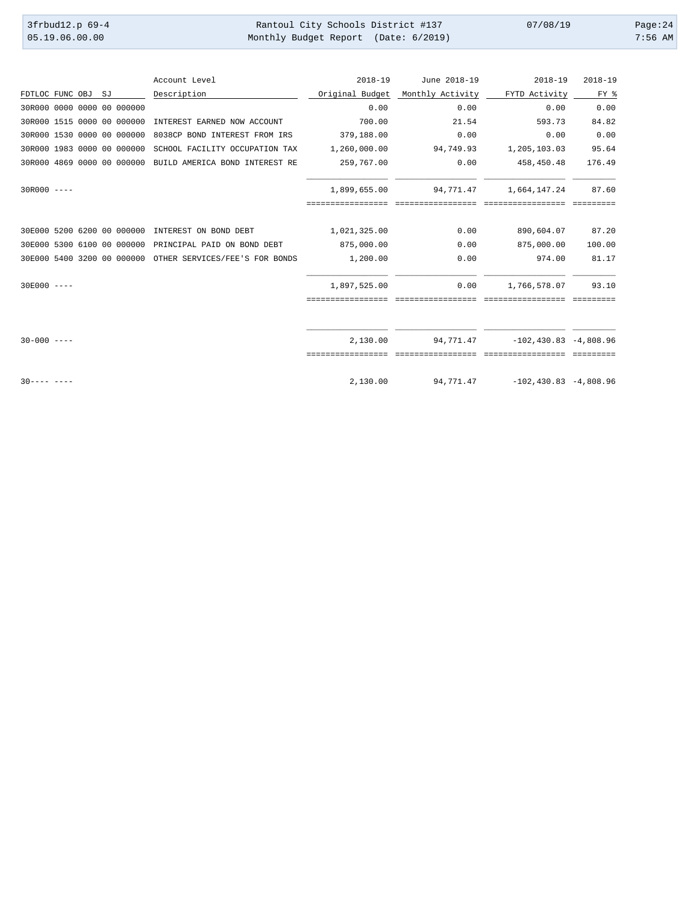| FDTLOC FUNC OBJ SJ | Account Level Description | 2018-19 Original Budget | June 2018-19 Monthly Activity | 2018-19 FYTD Activity | 2018-19 FY % |
|---|---|---|---|---|---|
| 30R000 0000 0000 00 000000 | | 0.00 | 0.00 | 0.00 | 0.00 |
| 30R000 1515 0000 00 000000 | INTEREST EARNED NOW ACCOUNT | 700.00 | 21.54 | 593.73 | 84.82 |
| 30R000 1530 0000 00 000000 | 8038CP BOND INTEREST FROM IRS | 379,188.00 | 0.00 | 0.00 | 0.00 |
| 30R000 1983 0000 00 000000 | SCHOOL FACILITY OCCUPATION TAX | 1,260,000.00 | 94,749.93 | 1,205,103.03 | 95.64 |
| 30R000 4869 0000 00 000000 | BUILD AMERICA BOND INTEREST RE | 259,767.00 | 0.00 | 458,450.48 | 176.49 |
| 30R000 ---- | | 1,899,655.00 | 94,771.47 | 1,664,147.24 | 87.60 |
| 30E000 5200 6200 00 000000 | INTEREST ON BOND DEBT | 1,021,325.00 | 0.00 | 890,604.07 | 87.20 |
| 30E000 5300 6100 00 000000 | PRINCIPAL PAID ON BOND DEBT | 875,000.00 | 0.00 | 875,000.00 | 100.00 |
| 30E000 5400 3200 00 000000 | OTHER SERVICES/FEE'S FOR BONDS | 1,200.00 | 0.00 | 974.00 | 81.17 |
| 30E000 ---- | | 1,897,525.00 | 0.00 | 1,766,578.07 | 93.10 |
| 30-000 ---- | | 2,130.00 | 94,771.47 | -102,430.83 | -4,808.96 |
| 30---- ---- | | 2,130.00 | 94,771.47 | -102,430.83 | -4,808.96 |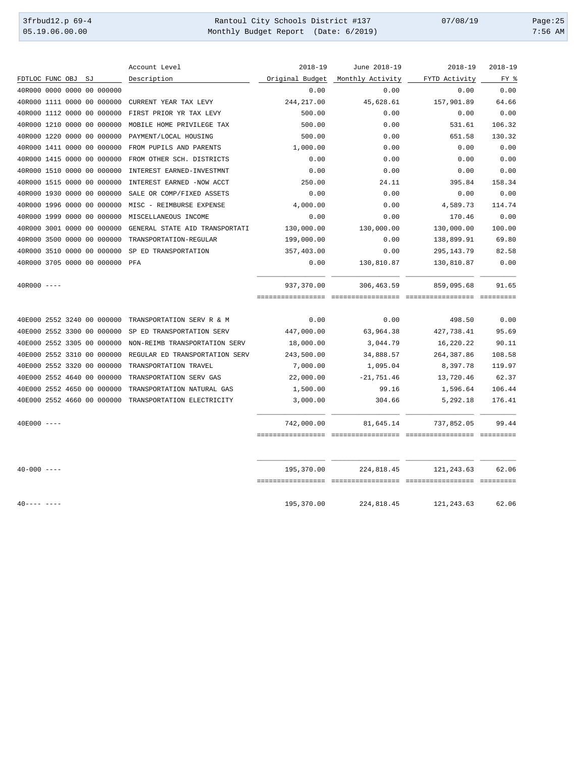| FDTLOC FUNC OBJ SJ | Account Level Description | 2018-19 Original Budget | June 2018-19 Monthly Activity | 2018-19 FYTD Activity | 2018-19 FY % |
|---|---|---|---|---|---|
| 40R000 0000 0000 00 000000 | | 0.00 | 0.00 | 0.00 | 0.00 |
| 40R000 1111 0000 00 000000 | CURRENT YEAR TAX LEVY | 244,217.00 | 45,628.61 | 157,901.89 | 64.66 |
| 40R000 1112 0000 00 000000 | FIRST PRIOR YR TAX LEVY | 500.00 | 0.00 | 0.00 | 0.00 |
| 40R000 1210 0000 00 000000 | MOBILE HOME PRIVILEGE TAX | 500.00 | 0.00 | 531.61 | 106.32 |
| 40R000 1220 0000 00 000000 | PAYMENT/LOCAL HOUSING | 500.00 | 0.00 | 651.58 | 130.32 |
| 40R000 1411 0000 00 000000 | FROM PUPILS AND PARENTS | 1,000.00 | 0.00 | 0.00 | 0.00 |
| 40R000 1415 0000 00 000000 | FROM OTHER SCH. DISTRICTS | 0.00 | 0.00 | 0.00 | 0.00 |
| 40R000 1510 0000 00 000000 | INTEREST EARNED-INVESTMNT | 0.00 | 0.00 | 0.00 | 0.00 |
| 40R000 1515 0000 00 000000 | INTEREST EARNED -NOW ACCT | 250.00 | 24.11 | 395.84 | 158.34 |
| 40R000 1930 0000 00 000000 | SALE OR COMP/FIXED ASSETS | 0.00 | 0.00 | 0.00 | 0.00 |
| 40R000 1996 0000 00 000000 | MISC - REIMBURSE EXPENSE | 4,000.00 | 0.00 | 4,589.73 | 114.74 |
| 40R000 1999 0000 00 000000 | MISCELLANEOUS INCOME | 0.00 | 0.00 | 170.46 | 0.00 |
| 40R000 3001 0000 00 000000 | GENERAL STATE AID TRANSPORTATI | 130,000.00 | 130,000.00 | 130,000.00 | 100.00 |
| 40R000 3500 0000 00 000000 | TRANSPORTATION-REGULAR | 199,000.00 | 0.00 | 138,899.91 | 69.80 |
| 40R000 3510 0000 00 000000 | SP ED TRANSPORTATION | 357,403.00 | 0.00 | 295,143.79 | 82.58 |
| 40R000 3705 0000 00 000000 | PFA | 0.00 | 130,810.87 | 130,810.87 | 0.00 |
| 40R000 ---- | | 937,370.00 | 306,463.59 | 859,095.68 | 91.65 |
| 40E000 2552 3240 00 000000 | TRANSPORTATION SERV R & M | 0.00 | 0.00 | 498.50 | 0.00 |
| 40E000 2552 3300 00 000000 | SP ED TRANSPORTATION SERV | 447,000.00 | 63,964.38 | 427,738.41 | 95.69 |
| 40E000 2552 3305 00 000000 | NON-REIMB TRANSPORTATION SERV | 18,000.00 | 3,044.79 | 16,220.22 | 90.11 |
| 40E000 2552 3310 00 000000 | REGULAR ED TRANSPORTATION SERV | 243,500.00 | 34,888.57 | 264,387.86 | 108.58 |
| 40E000 2552 3320 00 000000 | TRANSPORTATION TRAVEL | 7,000.00 | 1,095.04 | 8,397.78 | 119.97 |
| 40E000 2552 4640 00 000000 | TRANSPORTATION SERV GAS | 22,000.00 | -21,751.46 | 13,720.46 | 62.37 |
| 40E000 2552 4650 00 000000 | TRANSPORTATION NATURAL GAS | 1,500.00 | 99.16 | 1,596.64 | 106.44 |
| 40E000 2552 4660 00 000000 | TRANSPORTATION ELECTRICITY | 3,000.00 | 304.66 | 5,292.18 | 176.41 |
| 40E000 ---- | | 742,000.00 | 81,645.14 | 737,852.05 | 99.44 |
| 40-000 ---- | | 195,370.00 | 224,818.45 | 121,243.63 | 62.06 |
| 40---- ---- | | 195,370.00 | 224,818.45 | 121,243.63 | 62.06 |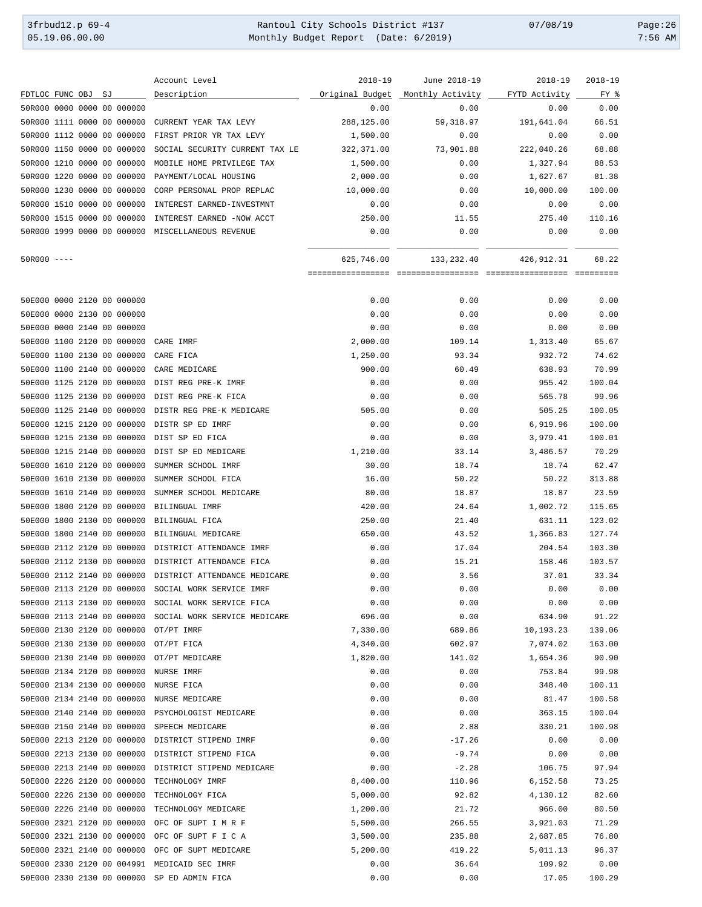| FDTLOC FUNC OBJ SJ | Account Level Description | 2018-19 Original Budget | June 2018-19 Monthly Activity | 2018-19 FYTD Activity | 2018-19 FY % |
|---|---|---|---|---|---|
| 50R000 0000 0000 00 000000 | | 0.00 | 0.00 | 0.00 | 0.00 |
| 50R000 1111 0000 00 000000 | CURRENT YEAR TAX LEVY | 288,125.00 | 59,318.97 | 191,641.04 | 66.51 |
| 50R000 1112 0000 00 000000 | FIRST PRIOR YR TAX LEVY | 1,500.00 | 0.00 | 0.00 | 0.00 |
| 50R000 1150 0000 00 000000 | SOCIAL SECURITY CURRENT TAX LE | 322,371.00 | 73,901.88 | 222,040.26 | 68.88 |
| 50R000 1210 0000 00 000000 | MOBILE HOME PRIVILEGE TAX | 1,500.00 | 0.00 | 1,327.94 | 88.53 |
| 50R000 1220 0000 00 000000 | PAYMENT/LOCAL HOUSING | 2,000.00 | 0.00 | 1,627.67 | 81.38 |
| 50R000 1230 0000 00 000000 | CORP PERSONAL PROP REPLAC | 10,000.00 | 0.00 | 10,000.00 | 100.00 |
| 50R000 1510 0000 00 000000 | INTEREST EARNED-INVESTMNT | 0.00 | 0.00 | 0.00 | 0.00 |
| 50R000 1515 0000 00 000000 | INTEREST EARNED -NOW ACCT | 250.00 | 11.55 | 275.40 | 110.16 |
| 50R000 1999 0000 00 000000 | MISCELLANEOUS REVENUE | 0.00 | 0.00 | 0.00 | 0.00 |
| 50R000 ---- | | 625,746.00 | 133,232.40 | 426,912.31 | 68.22 |
| 50E000 0000 2120 00 000000 | | 0.00 | 0.00 | 0.00 | 0.00 |
| 50E000 0000 2130 00 000000 | | 0.00 | 0.00 | 0.00 | 0.00 |
| 50E000 0000 2140 00 000000 | | 0.00 | 0.00 | 0.00 | 0.00 |
| 50E000 1100 2120 00 000000 | CARE IMRF | 2,000.00 | 109.14 | 1,313.40 | 65.67 |
| 50E000 1100 2130 00 000000 | CARE FICA | 1,250.00 | 93.34 | 932.72 | 74.62 |
| 50E000 1100 2140 00 000000 | CARE MEDICARE | 900.00 | 60.49 | 638.93 | 70.99 |
| 50E000 1125 2120 00 000000 | DIST REG PRE-K IMRF | 0.00 | 0.00 | 955.42 | 100.04 |
| 50E000 1125 2130 00 000000 | DIST REG PRE-K FICA | 0.00 | 0.00 | 565.78 | 99.96 |
| 50E000 1125 2140 00 000000 | DISTR REG PRE-K MEDICARE | 505.00 | 0.00 | 505.25 | 100.05 |
| 50E000 1215 2120 00 000000 | DISTR SP ED IMRF | 0.00 | 0.00 | 6,919.96 | 100.00 |
| 50E000 1215 2130 00 000000 | DIST SP ED FICA | 0.00 | 0.00 | 3,979.41 | 100.01 |
| 50E000 1215 2140 00 000000 | DIST SP ED MEDICARE | 1,210.00 | 33.14 | 3,486.57 | 70.29 |
| 50E000 1610 2120 00 000000 | SUMMER SCHOOL IMRF | 30.00 | 18.74 | 18.74 | 62.47 |
| 50E000 1610 2130 00 000000 | SUMMER SCHOOL FICA | 16.00 | 50.22 | 50.22 | 313.88 |
| 50E000 1610 2140 00 000000 | SUMMER SCHOOL MEDICARE | 80.00 | 18.87 | 18.87 | 23.59 |
| 50E000 1800 2120 00 000000 | BILINGUAL IMRF | 420.00 | 24.64 | 1,002.72 | 115.65 |
| 50E000 1800 2130 00 000000 | BILINGUAL FICA | 250.00 | 21.40 | 631.11 | 123.02 |
| 50E000 1800 2140 00 000000 | BILINGUAL MEDICARE | 650.00 | 43.52 | 1,366.83 | 127.74 |
| 50E000 2112 2120 00 000000 | DISTRICT ATTENDANCE IMRF | 0.00 | 17.04 | 204.54 | 103.30 |
| 50E000 2112 2130 00 000000 | DISTRICT ATTENDANCE FICA | 0.00 | 15.21 | 158.46 | 103.57 |
| 50E000 2112 2140 00 000000 | DISTRICT ATTENDANCE MEDICARE | 0.00 | 3.56 | 37.01 | 33.34 |
| 50E000 2113 2120 00 000000 | SOCIAL WORK SERVICE IMRF | 0.00 | 0.00 | 0.00 | 0.00 |
| 50E000 2113 2130 00 000000 | SOCIAL WORK SERVICE FICA | 0.00 | 0.00 | 0.00 | 0.00 |
| 50E000 2113 2140 00 000000 | SOCIAL WORK SERVICE MEDICARE | 696.00 | 0.00 | 634.90 | 91.22 |
| 50E000 2130 2120 00 000000 | OT/PT IMRF | 7,330.00 | 689.86 | 10,193.23 | 139.06 |
| 50E000 2130 2130 00 000000 | OT/PT FICA | 4,340.00 | 602.97 | 7,074.02 | 163.00 |
| 50E000 2130 2140 00 000000 | OT/PT MEDICARE | 1,820.00 | 141.02 | 1,654.36 | 90.90 |
| 50E000 2134 2120 00 000000 | NURSE IMRF | 0.00 | 0.00 | 753.84 | 99.98 |
| 50E000 2134 2130 00 000000 | NURSE FICA | 0.00 | 0.00 | 348.40 | 100.11 |
| 50E000 2134 2140 00 000000 | NURSE MEDICARE | 0.00 | 0.00 | 81.47 | 100.58 |
| 50E000 2140 2140 00 000000 | PSYCHOLOGIST MEDICARE | 0.00 | 0.00 | 363.15 | 100.04 |
| 50E000 2150 2140 00 000000 | SPEECH MEDICARE | 0.00 | 2.88 | 330.21 | 100.98 |
| 50E000 2213 2120 00 000000 | DISTRICT STIPEND IMRF | 0.00 | -17.26 | 0.00 | 0.00 |
| 50E000 2213 2130 00 000000 | DISTRICT STIPEND FICA | 0.00 | -9.74 | 0.00 | 0.00 |
| 50E000 2213 2140 00 000000 | DISTRICT STIPEND MEDICARE | 0.00 | -2.28 | 106.75 | 97.94 |
| 50E000 2226 2120 00 000000 | TECHNOLOGY IMRF | 8,400.00 | 110.96 | 6,152.58 | 73.25 |
| 50E000 2226 2130 00 000000 | TECHNOLOGY FICA | 5,000.00 | 92.82 | 4,130.12 | 82.60 |
| 50E000 2226 2140 00 000000 | TECHNOLOGY MEDICARE | 1,200.00 | 21.72 | 966.00 | 80.50 |
| 50E000 2321 2120 00 000000 | OFC OF SUPT I M R F | 5,500.00 | 266.55 | 3,921.03 | 71.29 |
| 50E000 2321 2130 00 000000 | OFC OF SUPT F I C A | 3,500.00 | 235.88 | 2,687.85 | 76.80 |
| 50E000 2321 2140 00 000000 | OFC OF SUPT MEDICARE | 5,200.00 | 419.22 | 5,011.13 | 96.37 |
| 50E000 2330 2120 00 004991 | MEDICAID SEC IMRF | 0.00 | 36.64 | 109.92 | 0.00 |
| 50E000 2330 2130 00 000000 | SP ED ADMIN FICA | 0.00 | 0.00 | 17.05 | 100.29 |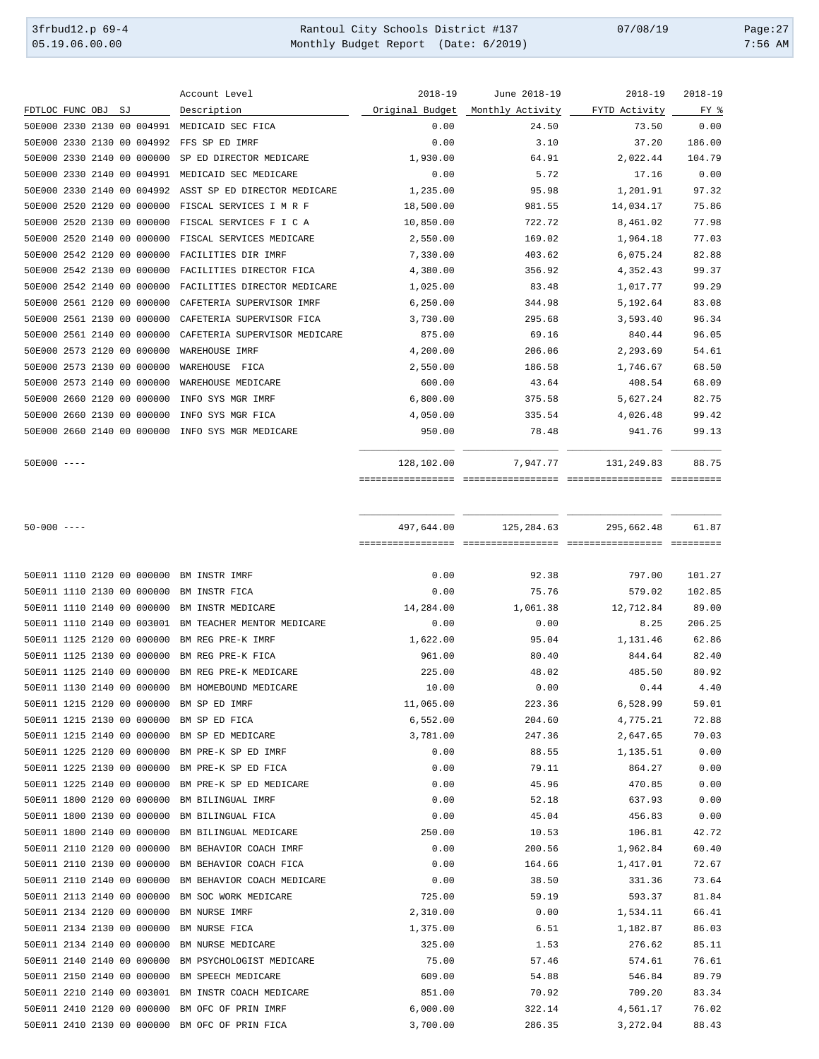| FDTLOC FUNC OBJ SJ | Account Level Description | 2018-19 Original Budget | June 2018-19 Monthly Activity | 2018-19 FYTD Activity | 2018-19 FY % |
|---|---|---|---|---|---|
| 50E000 2330 2130 00 004991 | MEDICAID SEC FICA | 0.00 | 24.50 | 73.50 | 0.00 |
| 50E000 2330 2130 00 004992 | FFS SP ED IMRF | 0.00 | 3.10 | 37.20 | 186.00 |
| 50E000 2330 2140 00 000000 | SP ED DIRECTOR MEDICARE | 1,930.00 | 64.91 | 2,022.44 | 104.79 |
| 50E000 2330 2140 00 004991 | MEDICAID SEC MEDICARE | 0.00 | 5.72 | 17.16 | 0.00 |
| 50E000 2330 2140 00 004992 | ASST SP ED DIRECTOR MEDICARE | 1,235.00 | 95.98 | 1,201.91 | 97.32 |
| 50E000 2520 2120 00 000000 | FISCAL SERVICES I M R F | 18,500.00 | 981.55 | 14,034.17 | 75.86 |
| 50E000 2520 2130 00 000000 | FISCAL SERVICES F I C A | 10,850.00 | 722.72 | 8,461.02 | 77.98 |
| 50E000 2520 2140 00 000000 | FISCAL SERVICES MEDICARE | 2,550.00 | 169.02 | 1,964.18 | 77.03 |
| 50E000 2542 2120 00 000000 | FACILITIES DIR IMRF | 7,330.00 | 403.62 | 6,075.24 | 82.88 |
| 50E000 2542 2130 00 000000 | FACILITIES DIRECTOR FICA | 4,380.00 | 356.92 | 4,352.43 | 99.37 |
| 50E000 2542 2140 00 000000 | FACILITIES DIRECTOR MEDICARE | 1,025.00 | 83.48 | 1,017.77 | 99.29 |
| 50E000 2561 2120 00 000000 | CAFETERIA SUPERVISOR IMRF | 6,250.00 | 344.98 | 5,192.64 | 83.08 |
| 50E000 2561 2130 00 000000 | CAFETERIA SUPERVISOR FICA | 3,730.00 | 295.68 | 3,593.40 | 96.34 |
| 50E000 2561 2140 00 000000 | CAFETERIA SUPERVISOR MEDICARE | 875.00 | 69.16 | 840.44 | 96.05 |
| 50E000 2573 2120 00 000000 | WAREHOUSE IMRF | 4,200.00 | 206.06 | 2,293.69 | 54.61 |
| 50E000 2573 2130 00 000000 | WAREHOUSE FICA | 2,550.00 | 186.58 | 1,746.67 | 68.50 |
| 50E000 2573 2140 00 000000 | WAREHOUSE MEDICARE | 600.00 | 43.64 | 408.54 | 68.09 |
| 50E000 2660 2120 00 000000 | INFO SYS MGR IMRF | 6,800.00 | 375.58 | 5,627.24 | 82.75 |
| 50E000 2660 2130 00 000000 | INFO SYS MGR FICA | 4,050.00 | 335.54 | 4,026.48 | 99.42 |
| 50E000 2660 2140 00 000000 | INFO SYS MGR MEDICARE | 950.00 | 78.48 | 941.76 | 99.13 |
| 50E000 ---- | | 128,102.00 | 7,947.77 | 131,249.83 | 88.75 |
| 50-000 ---- | | 497,644.00 | 125,284.63 | 295,662.48 | 61.87 |
| 50E011 1110 2120 00 000000 | BM INSTR IMRF | 0.00 | 92.38 | 797.00 | 101.27 |
| 50E011 1110 2130 00 000000 | BM INSTR FICA | 0.00 | 75.76 | 579.02 | 102.85 |
| 50E011 1110 2140 00 000000 | BM INSTR MEDICARE | 14,284.00 | 1,061.38 | 12,712.84 | 89.00 |
| 50E011 1110 2140 00 003001 | BM TEACHER MENTOR MEDICARE | 0.00 | 0.00 | 8.25 | 206.25 |
| 50E011 1125 2120 00 000000 | BM REG PRE-K IMRF | 1,622.00 | 95.04 | 1,131.46 | 62.86 |
| 50E011 1125 2130 00 000000 | BM REG PRE-K FICA | 961.00 | 80.40 | 844.64 | 82.40 |
| 50E011 1125 2140 00 000000 | BM REG PRE-K MEDICARE | 225.00 | 48.02 | 485.50 | 80.92 |
| 50E011 1130 2140 00 000000 | BM HOMEBOUND MEDICARE | 10.00 | 0.00 | 0.44 | 4.40 |
| 50E011 1215 2120 00 000000 | BM SP ED IMRF | 11,065.00 | 223.36 | 6,528.99 | 59.01 |
| 50E011 1215 2130 00 000000 | BM SP ED FICA | 6,552.00 | 204.60 | 4,775.21 | 72.88 |
| 50E011 1215 2140 00 000000 | BM SP ED MEDICARE | 3,781.00 | 247.36 | 2,647.65 | 70.03 |
| 50E011 1225 2120 00 000000 | BM PRE-K SP ED IMRF | 0.00 | 88.55 | 1,135.51 | 0.00 |
| 50E011 1225 2130 00 000000 | BM PRE-K SP ED FICA | 0.00 | 79.11 | 864.27 | 0.00 |
| 50E011 1225 2140 00 000000 | BM PRE-K SP ED MEDICARE | 0.00 | 45.96 | 470.85 | 0.00 |
| 50E011 1800 2120 00 000000 | BM BILINGUAL IMRF | 0.00 | 52.18 | 637.93 | 0.00 |
| 50E011 1800 2130 00 000000 | BM BILINGUAL FICA | 0.00 | 45.04 | 456.83 | 0.00 |
| 50E011 1800 2140 00 000000 | BM BILINGUAL MEDICARE | 250.00 | 10.53 | 106.81 | 42.72 |
| 50E011 2110 2120 00 000000 | BM BEHAVIOR COACH IMRF | 0.00 | 200.56 | 1,962.84 | 60.40 |
| 50E011 2110 2130 00 000000 | BM BEHAVIOR COACH FICA | 0.00 | 164.66 | 1,417.01 | 72.67 |
| 50E011 2110 2140 00 000000 | BM BEHAVIOR COACH MEDICARE | 0.00 | 38.50 | 331.36 | 73.64 |
| 50E011 2113 2140 00 000000 | BM SOC WORK MEDICARE | 725.00 | 59.19 | 593.37 | 81.84 |
| 50E011 2134 2120 00 000000 | BM NURSE IMRF | 2,310.00 | 0.00 | 1,534.11 | 66.41 |
| 50E011 2134 2130 00 000000 | BM NURSE FICA | 1,375.00 | 6.51 | 1,182.87 | 86.03 |
| 50E011 2134 2140 00 000000 | BM NURSE MEDICARE | 325.00 | 1.53 | 276.62 | 85.11 |
| 50E011 2140 2140 00 000000 | BM PSYCHOLOGIST MEDICARE | 75.00 | 57.46 | 574.61 | 76.61 |
| 50E011 2150 2140 00 000000 | BM SPEECH MEDICARE | 609.00 | 54.88 | 546.84 | 89.79 |
| 50E011 2210 2140 00 003001 | BM INSTR COACH MEDICARE | 851.00 | 70.92 | 709.20 | 83.34 |
| 50E011 2410 2120 00 000000 | BM OFC OF PRIN IMRF | 6,000.00 | 322.14 | 4,561.17 | 76.02 |
| 50E011 2410 2130 00 000000 | BM OFC OF PRIN FICA | 3,700.00 | 286.35 | 3,272.04 | 88.43 |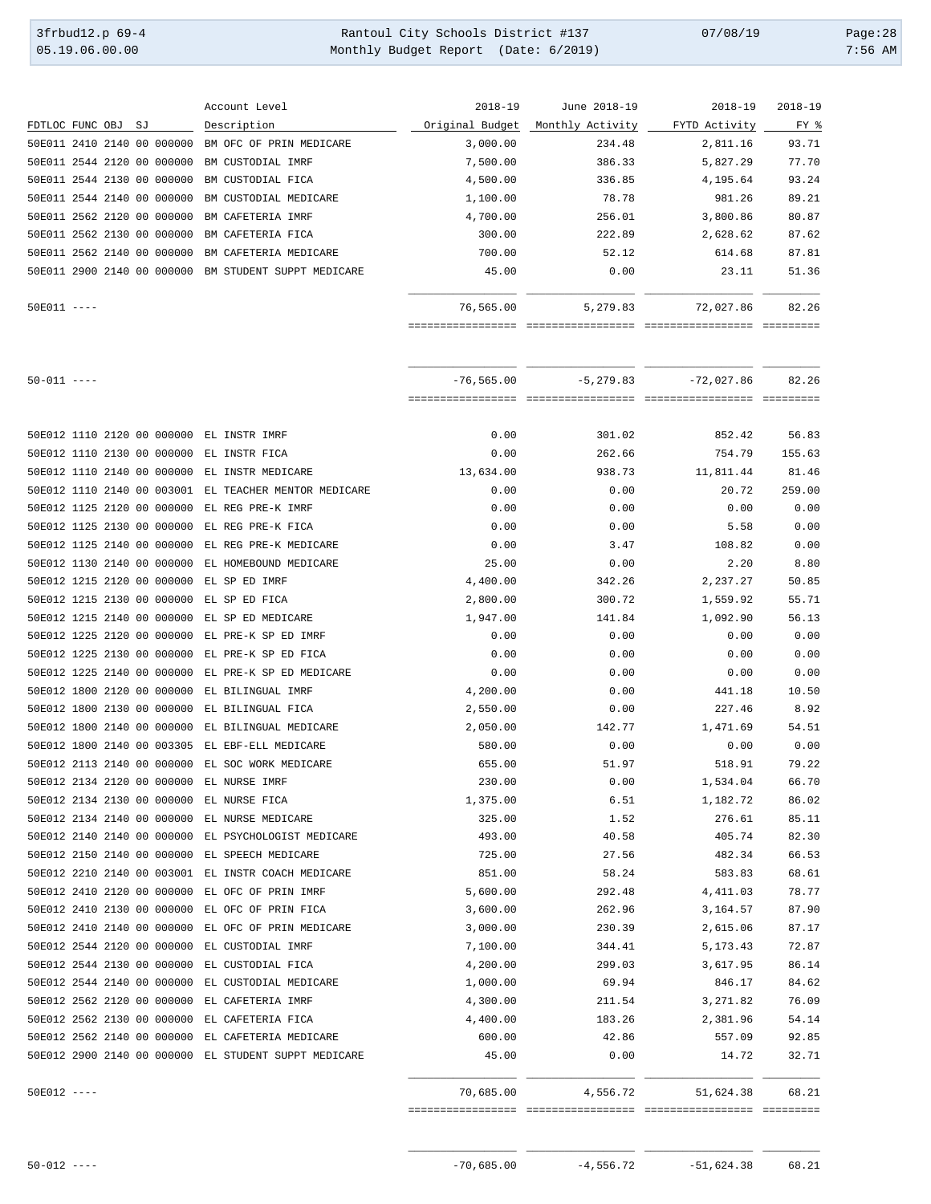| FDTLOC FUNC OBJ SJ | Account Level Description | 2018-19 Original Budget | June 2018-19 Monthly Activity | 2018-19 FYTD Activity | 2018-19 FY % |
|---|---|---|---|---|---|
| 50E011 2410 2140 00 000000 | BM OFC OF PRIN MEDICARE | 3,000.00 | 234.48 | 2,811.16 | 93.71 |
| 50E011 2544 2120 00 000000 | BM CUSTODIAL IMRF | 7,500.00 | 386.33 | 5,827.29 | 77.70 |
| 50E011 2544 2130 00 000000 | BM CUSTODIAL FICA | 4,500.00 | 336.85 | 4,195.64 | 93.24 |
| 50E011 2544 2140 00 000000 | BM CUSTODIAL MEDICARE | 1,100.00 | 78.78 | 981.26 | 89.21 |
| 50E011 2562 2120 00 000000 | BM CAFETERIA IMRF | 4,700.00 | 256.01 | 3,800.86 | 80.87 |
| 50E011 2562 2130 00 000000 | BM CAFETERIA FICA | 300.00 | 222.89 | 2,628.62 | 87.62 |
| 50E011 2562 2140 00 000000 | BM CAFETERIA MEDICARE | 700.00 | 52.12 | 614.68 | 87.81 |
| 50E011 2900 2140 00 000000 | BM STUDENT SUPPT MEDICARE | 45.00 | 0.00 | 23.11 | 51.36 |
| 50E011 ---- | | 76,565.00 | 5,279.83 | 72,027.86 | 82.26 |
| 50-011 ---- | | -76,565.00 | -5,279.83 | -72,027.86 | 82.26 |
| 50E012 1110 2120 00 000000 | EL INSTR IMRF | 0.00 | 301.02 | 852.42 | 56.83 |
| 50E012 1110 2130 00 000000 | EL INSTR FICA | 0.00 | 262.66 | 754.79 | 155.63 |
| 50E012 1110 2140 00 000000 | EL INSTR MEDICARE | 13,634.00 | 938.73 | 11,811.44 | 81.46 |
| 50E012 1110 2140 00 003001 | EL TEACHER MENTOR MEDICARE | 0.00 | 0.00 | 20.72 | 259.00 |
| 50E012 1125 2120 00 000000 | EL REG PRE-K IMRF | 0.00 | 0.00 | 0.00 | 0.00 |
| 50E012 1125 2130 00 000000 | EL REG PRE-K FICA | 0.00 | 0.00 | 5.58 | 0.00 |
| 50E012 1125 2140 00 000000 | EL REG PRE-K MEDICARE | 0.00 | 3.47 | 108.82 | 0.00 |
| 50E012 1130 2140 00 000000 | EL HOMEBOUND MEDICARE | 25.00 | 0.00 | 2.20 | 8.80 |
| 50E012 1215 2120 00 000000 | EL SP ED IMRF | 4,400.00 | 342.26 | 2,237.27 | 50.85 |
| 50E012 1215 2130 00 000000 | EL SP ED FICA | 2,800.00 | 300.72 | 1,559.92 | 55.71 |
| 50E012 1215 2140 00 000000 | EL SP ED MEDICARE | 1,947.00 | 141.84 | 1,092.90 | 56.13 |
| 50E012 1225 2120 00 000000 | EL PRE-K SP ED IMRF | 0.00 | 0.00 | 0.00 | 0.00 |
| 50E012 1225 2130 00 000000 | EL PRE-K SP ED FICA | 0.00 | 0.00 | 0.00 | 0.00 |
| 50E012 1225 2140 00 000000 | EL PRE-K SP ED MEDICARE | 0.00 | 0.00 | 0.00 | 0.00 |
| 50E012 1800 2120 00 000000 | EL BILINGUAL IMRF | 4,200.00 | 0.00 | 441.18 | 10.50 |
| 50E012 1800 2130 00 000000 | EL BILINGUAL FICA | 2,550.00 | 0.00 | 227.46 | 8.92 |
| 50E012 1800 2140 00 000000 | EL BILINGUAL MEDICARE | 2,050.00 | 142.77 | 1,471.69 | 54.51 |
| 50E012 1800 2140 00 003305 | EL EBF-ELL MEDICARE | 580.00 | 0.00 | 0.00 | 0.00 |
| 50E012 2113 2140 00 000000 | EL SOC WORK MEDICARE | 655.00 | 51.97 | 518.91 | 79.22 |
| 50E012 2134 2120 00 000000 | EL NURSE IMRF | 230.00 | 0.00 | 1,534.04 | 66.70 |
| 50E012 2134 2130 00 000000 | EL NURSE FICA | 1,375.00 | 6.51 | 1,182.72 | 86.02 |
| 50E012 2134 2140 00 000000 | EL NURSE MEDICARE | 325.00 | 1.52 | 276.61 | 85.11 |
| 50E012 2140 2140 00 000000 | EL PSYCHOLOGIST MEDICARE | 493.00 | 40.58 | 405.74 | 82.30 |
| 50E012 2150 2140 00 000000 | EL SPEECH MEDICARE | 725.00 | 27.56 | 482.34 | 66.53 |
| 50E012 2210 2140 00 003001 | EL INSTR COACH MEDICARE | 851.00 | 58.24 | 583.83 | 68.61 |
| 50E012 2410 2120 00 000000 | EL OFC OF PRIN IMRF | 5,600.00 | 292.48 | 4,411.03 | 78.77 |
| 50E012 2410 2130 00 000000 | EL OFC OF PRIN FICA | 3,600.00 | 262.96 | 3,164.57 | 87.90 |
| 50E012 2410 2140 00 000000 | EL OFC OF PRIN MEDICARE | 3,000.00 | 230.39 | 2,615.06 | 87.17 |
| 50E012 2544 2120 00 000000 | EL CUSTODIAL IMRF | 7,100.00 | 344.41 | 5,173.43 | 72.87 |
| 50E012 2544 2130 00 000000 | EL CUSTODIAL FICA | 4,200.00 | 299.03 | 3,617.95 | 86.14 |
| 50E012 2544 2140 00 000000 | EL CUSTODIAL MEDICARE | 1,000.00 | 69.94 | 846.17 | 84.62 |
| 50E012 2562 2120 00 000000 | EL CAFETERIA IMRF | 4,300.00 | 211.54 | 3,271.82 | 76.09 |
| 50E012 2562 2130 00 000000 | EL CAFETERIA FICA | 4,400.00 | 183.26 | 2,381.96 | 54.14 |
| 50E012 2562 2140 00 000000 | EL CAFETERIA MEDICARE | 600.00 | 42.86 | 557.09 | 92.85 |
| 50E012 2900 2140 00 000000 | EL STUDENT SUPPT MEDICARE | 45.00 | 0.00 | 14.72 | 32.71 |
| 50E012 ---- | | 70,685.00 | 4,556.72 | 51,624.38 | 68.21 |
| 50-012 ---- | | -70,685.00 | -4,556.72 | -51,624.38 | 68.21 |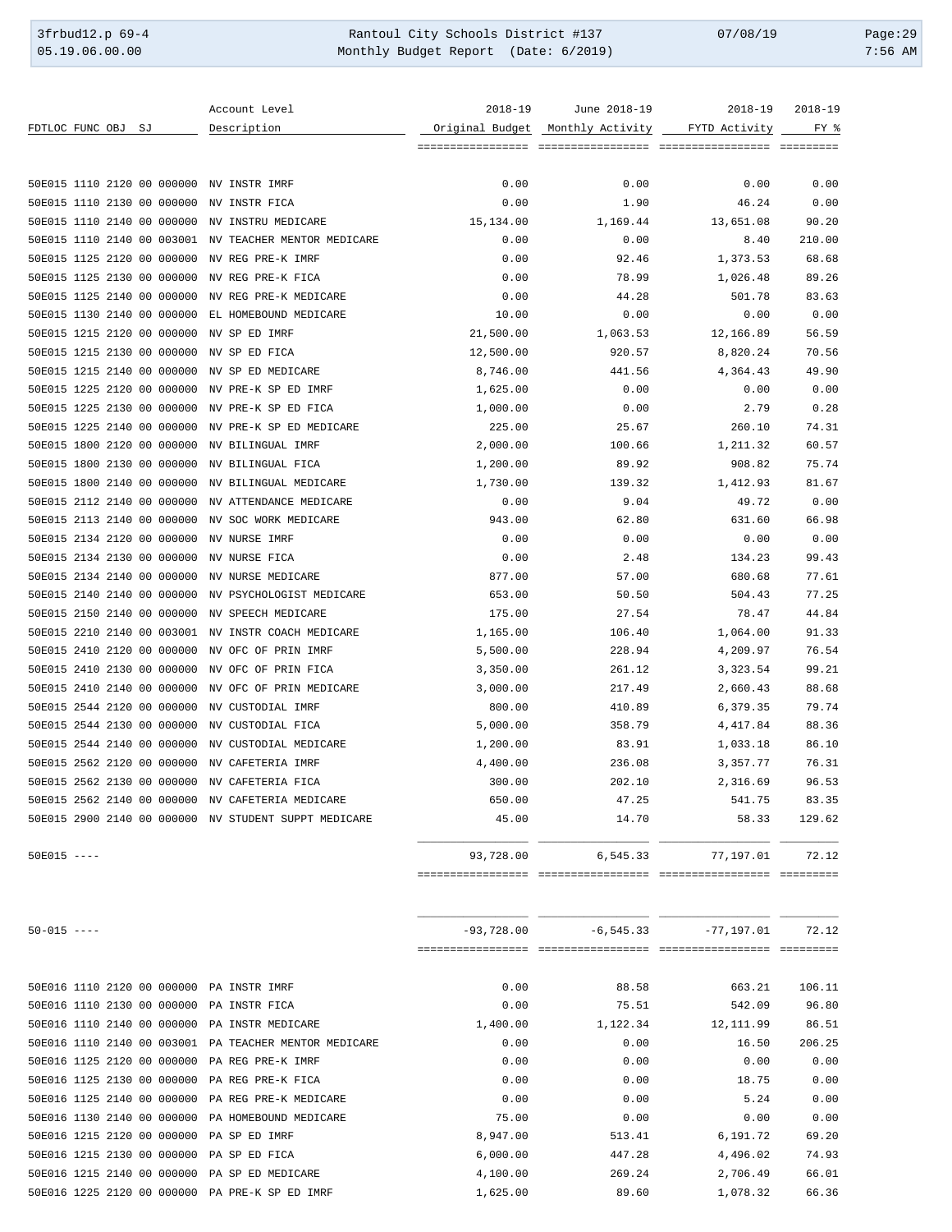| FDTLOC FUNC OBJ SJ | Account Level Description | 2018-19 Original Budget | June 2018-19 Monthly Activity | 2018-19 FYTD Activity | 2018-19 FY % |
|---|---|---|---|---|---|
| 50E015 1110 2120 00 000000 | NV INSTR IMRF | 0.00 | 0.00 | 0.00 | 0.00 |
| 50E015 1110 2130 00 000000 | NV INSTR FICA | 0.00 | 1.90 | 46.24 | 0.00 |
| 50E015 1110 2140 00 000000 | NV INSTRU MEDICARE | 15,134.00 | 1,169.44 | 13,651.08 | 90.20 |
| 50E015 1110 2140 00 003001 | NV TEACHER MENTOR MEDICARE | 0.00 | 0.00 | 8.40 | 210.00 |
| 50E015 1125 2120 00 000000 | NV REG PRE-K IMRF | 0.00 | 92.46 | 1,373.53 | 68.68 |
| 50E015 1125 2130 00 000000 | NV REG PRE-K FICA | 0.00 | 78.99 | 1,026.48 | 89.26 |
| 50E015 1125 2140 00 000000 | NV REG PRE-K MEDICARE | 0.00 | 44.28 | 501.78 | 83.63 |
| 50E015 1130 2140 00 000000 | EL HOMEBOUND MEDICARE | 10.00 | 0.00 | 0.00 | 0.00 |
| 50E015 1215 2120 00 000000 | NV SP ED IMRF | 21,500.00 | 1,063.53 | 12,166.89 | 56.59 |
| 50E015 1215 2130 00 000000 | NV SP ED FICA | 12,500.00 | 920.57 | 8,820.24 | 70.56 |
| 50E015 1215 2140 00 000000 | NV SP ED MEDICARE | 8,746.00 | 441.56 | 4,364.43 | 49.90 |
| 50E015 1225 2120 00 000000 | NV PRE-K SP ED IMRF | 1,625.00 | 0.00 | 0.00 | 0.00 |
| 50E015 1225 2130 00 000000 | NV PRE-K SP ED FICA | 1,000.00 | 0.00 | 2.79 | 0.28 |
| 50E015 1225 2140 00 000000 | NV PRE-K SP ED MEDICARE | 225.00 | 25.67 | 260.10 | 74.31 |
| 50E015 1800 2120 00 000000 | NV BILINGUAL IMRF | 2,000.00 | 100.66 | 1,211.32 | 60.57 |
| 50E015 1800 2130 00 000000 | NV BILINGUAL FICA | 1,200.00 | 89.92 | 908.82 | 75.74 |
| 50E015 1800 2140 00 000000 | NV BILINGUAL MEDICARE | 1,730.00 | 139.32 | 1,412.93 | 81.67 |
| 50E015 2112 2140 00 000000 | NV ATTENDANCE MEDICARE | 0.00 | 9.04 | 49.72 | 0.00 |
| 50E015 2113 2140 00 000000 | NV SOC WORK MEDICARE | 943.00 | 62.80 | 631.60 | 66.98 |
| 50E015 2134 2120 00 000000 | NV NURSE IMRF | 0.00 | 0.00 | 0.00 | 0.00 |
| 50E015 2134 2130 00 000000 | NV NURSE FICA | 0.00 | 2.48 | 134.23 | 99.43 |
| 50E015 2134 2140 00 000000 | NV NURSE MEDICARE | 877.00 | 57.00 | 680.68 | 77.61 |
| 50E015 2140 2140 00 000000 | NV PSYCHOLOGIST MEDICARE | 653.00 | 50.50 | 504.43 | 77.25 |
| 50E015 2150 2140 00 000000 | NV SPEECH MEDICARE | 175.00 | 27.54 | 78.47 | 44.84 |
| 50E015 2210 2140 00 003001 | NV INSTR COACH MEDICARE | 1,165.00 | 106.40 | 1,064.00 | 91.33 |
| 50E015 2410 2120 00 000000 | NV OFC OF PRIN IMRF | 5,500.00 | 228.94 | 4,209.97 | 76.54 |
| 50E015 2410 2130 00 000000 | NV OFC OF PRIN FICA | 3,350.00 | 261.12 | 3,323.54 | 99.21 |
| 50E015 2410 2140 00 000000 | NV OFC OF PRIN MEDICARE | 3,000.00 | 217.49 | 2,660.43 | 88.68 |
| 50E015 2544 2120 00 000000 | NV CUSTODIAL IMRF | 800.00 | 410.89 | 6,379.35 | 79.74 |
| 50E015 2544 2130 00 000000 | NV CUSTODIAL FICA | 5,000.00 | 358.79 | 4,417.84 | 88.36 |
| 50E015 2544 2140 00 000000 | NV CUSTODIAL MEDICARE | 1,200.00 | 83.91 | 1,033.18 | 86.10 |
| 50E015 2562 2120 00 000000 | NV CAFETERIA IMRF | 4,400.00 | 236.08 | 3,357.77 | 76.31 |
| 50E015 2562 2130 00 000000 | NV CAFETERIA FICA | 300.00 | 202.10 | 2,316.69 | 96.53 |
| 50E015 2562 2140 00 000000 | NV CAFETERIA MEDICARE | 650.00 | 47.25 | 541.75 | 83.35 |
| 50E015 2900 2140 00 000000 | NV STUDENT SUPPT MEDICARE | 45.00 | 14.70 | 58.33 | 129.62 |
| 50E015 ---- | | 93,728.00 | 6,545.33 | 77,197.01 | 72.12 |
| 50-015 ---- | | -93,728.00 | -6,545.33 | -77,197.01 | 72.12 |
| 50E016 1110 2120 00 000000 | PA INSTR IMRF | 0.00 | 88.58 | 663.21 | 106.11 |
| 50E016 1110 2130 00 000000 | PA INSTR FICA | 0.00 | 75.51 | 542.09 | 96.80 |
| 50E016 1110 2140 00 000000 | PA INSTR MEDICARE | 1,400.00 | 1,122.34 | 12,111.99 | 86.51 |
| 50E016 1110 2140 00 003001 | PA TEACHER MENTOR MEDICARE | 0.00 | 0.00 | 16.50 | 206.25 |
| 50E016 1125 2120 00 000000 | PA REG PRE-K IMRF | 0.00 | 0.00 | 0.00 | 0.00 |
| 50E016 1125 2130 00 000000 | PA REG PRE-K FICA | 0.00 | 0.00 | 18.75 | 0.00 |
| 50E016 1125 2140 00 000000 | PA REG PRE-K MEDICARE | 0.00 | 0.00 | 5.24 | 0.00 |
| 50E016 1130 2140 00 000000 | PA HOMEBOUND MEDICARE | 75.00 | 0.00 | 0.00 | 0.00 |
| 50E016 1215 2120 00 000000 | PA SP ED IMRF | 8,947.00 | 513.41 | 6,191.72 | 69.20 |
| 50E016 1215 2130 00 000000 | PA SP ED FICA | 6,000.00 | 447.28 | 4,496.02 | 74.93 |
| 50E016 1215 2140 00 000000 | PA SP ED MEDICARE | 4,100.00 | 269.24 | 2,706.49 | 66.01 |
| 50E016 1225 2120 00 000000 | PA PRE-K SP ED IMRF | 1,625.00 | 89.60 | 1,078.32 | 66.36 |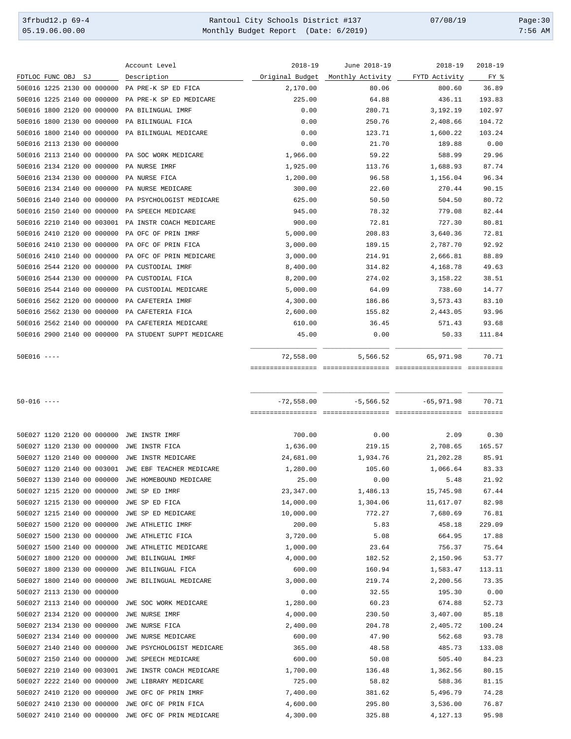| FDTLOC FUNC OBJ SJ | Account Level Description | 2018-19 Original Budget | June 2018-19 Monthly Activity | 2018-19 FYTD Activity | 2018-19 FY % |
|---|---|---|---|---|---|
| 50E016 1225 2130 00 000000 | PA PRE-K SP ED FICA | 2,170.00 | 80.06 | 800.60 | 36.89 |
| 50E016 1225 2140 00 000000 | PA PRE-K SP ED MEDICARE | 225.00 | 64.88 | 436.11 | 193.83 |
| 50E016 1800 2120 00 000000 | PA BILINGUAL IMRF | 0.00 | 280.71 | 3,192.19 | 102.97 |
| 50E016 1800 2130 00 000000 | PA BILINGUAL FICA | 0.00 | 250.76 | 2,408.66 | 104.72 |
| 50E016 1800 2140 00 000000 | PA BILINGUAL MEDICARE | 0.00 | 123.71 | 1,600.22 | 103.24 |
| 50E016 2113 2130 00 000000 | | 0.00 | 21.70 | 189.88 | 0.00 |
| 50E016 2113 2140 00 000000 | PA SOC WORK MEDICARE | 1,966.00 | 59.22 | 588.99 | 29.96 |
| 50E016 2134 2120 00 000000 | PA NURSE IMRF | 1,925.00 | 113.76 | 1,688.93 | 87.74 |
| 50E016 2134 2130 00 000000 | PA NURSE FICA | 1,200.00 | 96.58 | 1,156.04 | 96.34 |
| 50E016 2134 2140 00 000000 | PA NURSE MEDICARE | 300.00 | 22.60 | 270.44 | 90.15 |
| 50E016 2140 2140 00 000000 | PA PSYCHOLOGIST MEDICARE | 625.00 | 50.50 | 504.50 | 80.72 |
| 50E016 2150 2140 00 000000 | PA SPEECH MEDICARE | 945.00 | 78.32 | 779.08 | 82.44 |
| 50E016 2210 2140 00 003001 | PA INSTR COACH MEDICARE | 900.00 | 72.81 | 727.30 | 80.81 |
| 50E016 2410 2120 00 000000 | PA OFC OF PRIN IMRF | 5,000.00 | 208.83 | 3,640.36 | 72.81 |
| 50E016 2410 2130 00 000000 | PA OFC OF PRIN FICA | 3,000.00 | 189.15 | 2,787.70 | 92.92 |
| 50E016 2410 2140 00 000000 | PA OFC OF PRIN MEDICARE | 3,000.00 | 214.91 | 2,666.81 | 88.89 |
| 50E016 2544 2120 00 000000 | PA CUSTODIAL IMRF | 8,400.00 | 314.82 | 4,168.78 | 49.63 |
| 50E016 2544 2130 00 000000 | PA CUSTODIAL FICA | 8,200.00 | 274.02 | 3,158.22 | 38.51 |
| 50E016 2544 2140 00 000000 | PA CUSTODIAL MEDICARE | 5,000.00 | 64.09 | 738.60 | 14.77 |
| 50E016 2562 2120 00 000000 | PA CAFETERIA IMRF | 4,300.00 | 186.86 | 3,573.43 | 83.10 |
| 50E016 2562 2130 00 000000 | PA CAFETERIA FICA | 2,600.00 | 155.82 | 2,443.05 | 93.96 |
| 50E016 2562 2140 00 000000 | PA CAFETERIA MEDICARE | 610.00 | 36.45 | 571.43 | 93.68 |
| 50E016 2900 2140 00 000000 | PA STUDENT SUPPT MEDICARE | 45.00 | 0.00 | 50.33 | 111.84 |
| 50E016 ---- | | 72,558.00 | 5,566.52 | 65,971.98 | 70.71 |
| 50-016 ---- | | -72,558.00 | -5,566.52 | -65,971.98 | 70.71 |
| 50E027 1120 2120 00 000000 | JWE INSTR IMRF | 700.00 | 0.00 | 2.09 | 0.30 |
| 50E027 1120 2130 00 000000 | JWE INSTR FICA | 1,636.00 | 219.15 | 2,708.65 | 165.57 |
| 50E027 1120 2140 00 000000 | JWE INSTR MEDICARE | 24,681.00 | 1,934.76 | 21,202.28 | 85.91 |
| 50E027 1120 2140 00 003001 | JWE EBF TEACHER MEDICARE | 1,280.00 | 105.60 | 1,066.64 | 83.33 |
| 50E027 1130 2140 00 000000 | JWE HOMEBOUND MEDICARE | 25.00 | 0.00 | 5.48 | 21.92 |
| 50E027 1215 2120 00 000000 | JWE SP ED IMRF | 23,347.00 | 1,486.13 | 15,745.98 | 67.44 |
| 50E027 1215 2130 00 000000 | JWE SP ED FICA | 14,000.00 | 1,304.06 | 11,617.07 | 82.98 |
| 50E027 1215 2140 00 000000 | JWE SP ED MEDICARE | 10,000.00 | 772.27 | 7,680.69 | 76.81 |
| 50E027 1500 2120 00 000000 | JWE ATHLETIC IMRF | 200.00 | 5.83 | 458.18 | 229.09 |
| 50E027 1500 2130 00 000000 | JWE ATHLETIC FICA | 3,720.00 | 5.08 | 664.95 | 17.88 |
| 50E027 1500 2140 00 000000 | JWE ATHLETIC MEDICARE | 1,000.00 | 23.64 | 756.37 | 75.64 |
| 50E027 1800 2120 00 000000 | JWE BILINGUAL IMRF | 4,000.00 | 182.52 | 2,150.96 | 53.77 |
| 50E027 1800 2130 00 000000 | JWE BILINGUAL FICA | 600.00 | 160.94 | 1,583.47 | 113.11 |
| 50E027 1800 2140 00 000000 | JWE BILINGUAL MEDICARE | 3,000.00 | 219.74 | 2,200.56 | 73.35 |
| 50E027 2113 2130 00 000000 | | 0.00 | 32.55 | 195.30 | 0.00 |
| 50E027 2113 2140 00 000000 | JWE SOC WORK MEDICARE | 1,280.00 | 60.23 | 674.88 | 52.73 |
| 50E027 2134 2120 00 000000 | JWE NURSE IMRF | 4,000.00 | 230.50 | 3,407.00 | 85.18 |
| 50E027 2134 2130 00 000000 | JWE NURSE FICA | 2,400.00 | 204.78 | 2,405.72 | 100.24 |
| 50E027 2134 2140 00 000000 | JWE NURSE MEDICARE | 600.00 | 47.90 | 562.68 | 93.78 |
| 50E027 2140 2140 00 000000 | JWE PSYCHOLOGIST MEDICARE | 365.00 | 48.58 | 485.73 | 133.08 |
| 50E027 2150 2140 00 000000 | JWE SPEECH MEDICARE | 600.00 | 50.08 | 505.40 | 84.23 |
| 50E027 2210 2140 00 003001 | JWE INSTR COACH MEDICARE | 1,700.00 | 136.48 | 1,362.56 | 80.15 |
| 50E027 2222 2140 00 000000 | JWE LIBRARY MEDICARE | 725.00 | 58.82 | 588.36 | 81.15 |
| 50E027 2410 2120 00 000000 | JWE OFC OF PRIN IMRF | 7,400.00 | 381.62 | 5,496.79 | 74.28 |
| 50E027 2410 2130 00 000000 | JWE OFC OF PRIN FICA | 4,600.00 | 295.80 | 3,536.00 | 76.87 |
| 50E027 2410 2140 00 000000 | JWE OFC OF PRIN MEDICARE | 4,300.00 | 325.88 | 4,127.13 | 95.98 |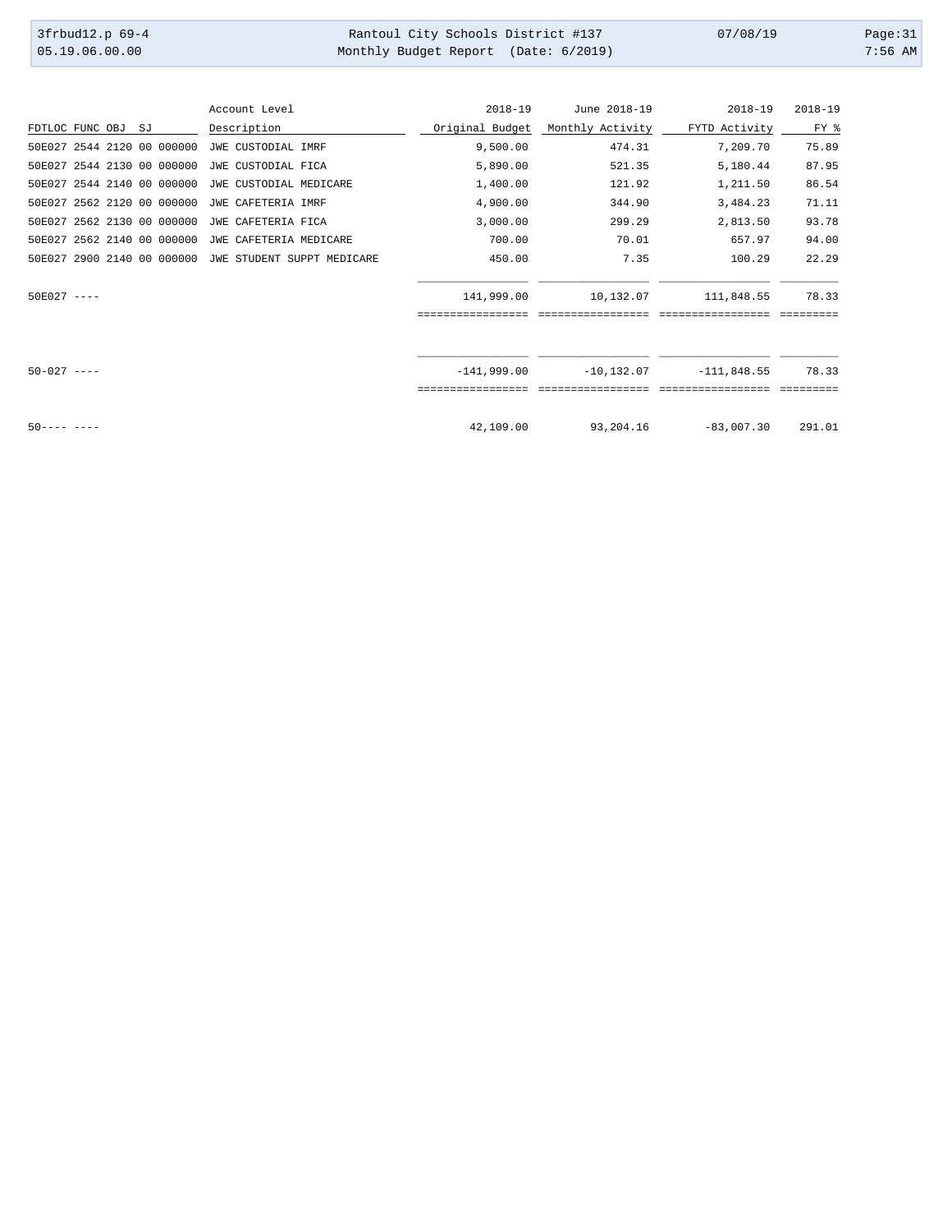| FDTLOC FUNC OBJ SJ | Account Level Description | 2018-19 Original Budget | June 2018-19 Monthly Activity | 2018-19 FYTD Activity | 2018-19 FY % |
|---|---|---|---|---|---|
| 50E027 2544 2120 00 000000 | JWE CUSTODIAL IMRF | 9,500.00 | 474.31 | 7,209.70 | 75.89 |
| 50E027 2544 2130 00 000000 | JWE CUSTODIAL FICA | 5,890.00 | 521.35 | 5,180.44 | 87.95 |
| 50E027 2544 2140 00 000000 | JWE CUSTODIAL MEDICARE | 1,400.00 | 121.92 | 1,211.50 | 86.54 |
| 50E027 2562 2120 00 000000 | JWE CAFETERIA IMRF | 4,900.00 | 344.90 | 3,484.23 | 71.11 |
| 50E027 2562 2130 00 000000 | JWE CAFETERIA FICA | 3,000.00 | 299.29 | 2,813.50 | 93.78 |
| 50E027 2562 2140 00 000000 | JWE CAFETERIA MEDICARE | 700.00 | 70.01 | 657.97 | 94.00 |
| 50E027 2900 2140 00 000000 | JWE STUDENT SUPPT MEDICARE | 450.00 | 7.35 | 100.29 | 22.29 |
| 50E027 ---- | | 141,999.00 | 10,132.07 | 111,848.55 | 78.33 |
| 50-027 ---- | | -141,999.00 | -10,132.07 | -111,848.55 | 78.33 |
| 50---- ---- | | 42,109.00 | 93,204.16 | -83,007.30 | 291.01 |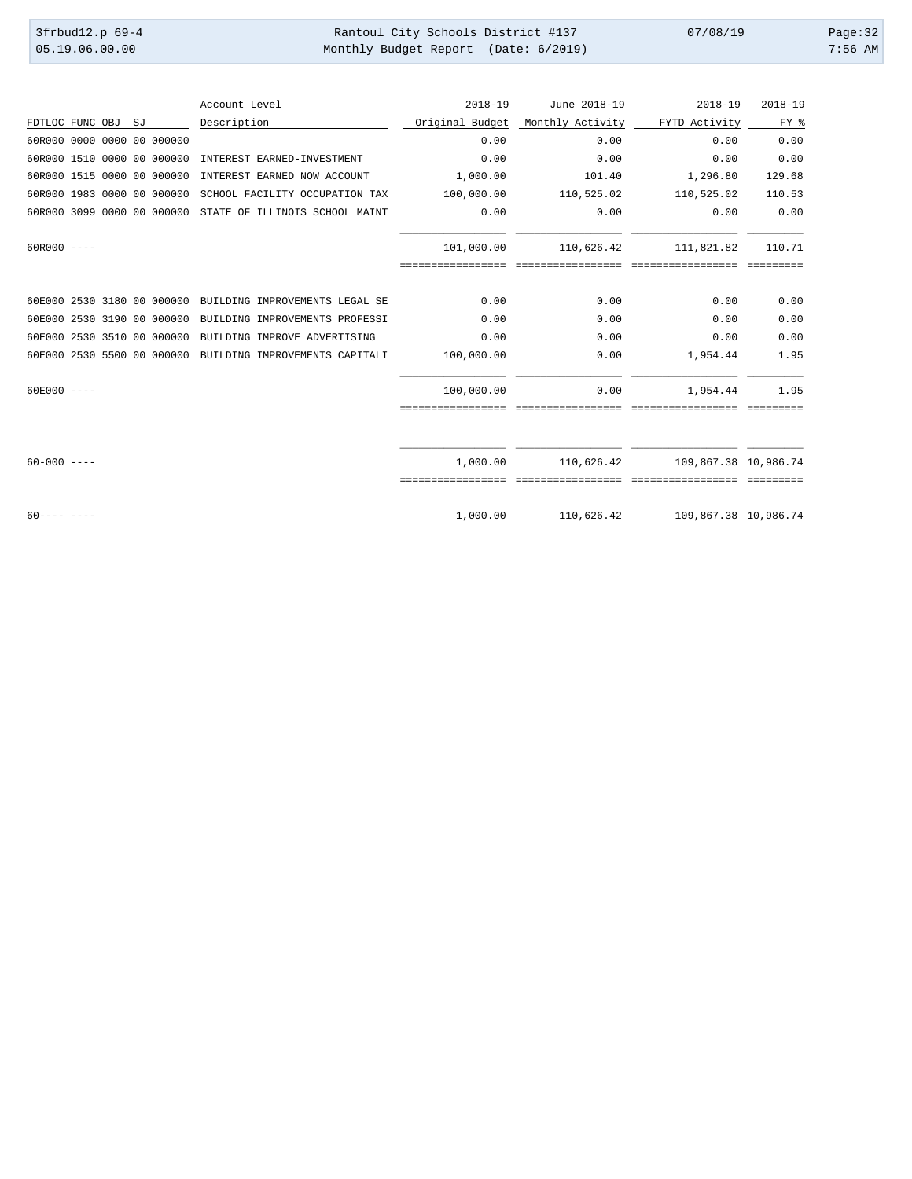| FDTLOC FUNC OBJ SJ | Account Level Description | 2018-19 Original Budget | June 2018-19 Monthly Activity | 2018-19 FYTD Activity | 2018-19 FY % |
|---|---|---|---|---|---|
| 60R000 0000 0000 00 000000 | | 0.00 | 0.00 | 0.00 | 0.00 |
| 60R000 1510 0000 00 000000 | INTEREST EARNED-INVESTMENT | 0.00 | 0.00 | 0.00 | 0.00 |
| 60R000 1515 0000 00 000000 | INTEREST EARNED NOW ACCOUNT | 1,000.00 | 101.40 | 1,296.80 | 129.68 |
| 60R000 1983 0000 00 000000 | SCHOOL FACILITY OCCUPATION TAX | 100,000.00 | 110,525.02 | 110,525.02 | 110.53 |
| 60R000 3099 0000 00 000000 | STATE OF ILLINOIS SCHOOL MAINT | 0.00 | 0.00 | 0.00 | 0.00 |
| 60R000 ---- | | 101,000.00 | 110,626.42 | 111,821.82 | 110.71 |
| 60E000 2530 3180 00 000000 | BUILDING IMPROVEMENTS LEGAL SE | 0.00 | 0.00 | 0.00 | 0.00 |
| 60E000 2530 3190 00 000000 | BUILDING IMPROVEMENTS PROFESSI | 0.00 | 0.00 | 0.00 | 0.00 |
| 60E000 2530 3510 00 000000 | BUILDING IMPROVE ADVERTISING | 0.00 | 0.00 | 0.00 | 0.00 |
| 60E000 2530 5500 00 000000 | BUILDING IMPROVEMENTS CAPITALI | 100,000.00 | 0.00 | 1,954.44 | 1.95 |
| 60E000 ---- | | 100,000.00 | 0.00 | 1,954.44 | 1.95 |
| 60-000 ---- | | 1,000.00 | 110,626.42 | 109,867.38 | 10,986.74 |
| 60---- ---- | | 1,000.00 | 110,626.42 | 109,867.38 | 10,986.74 |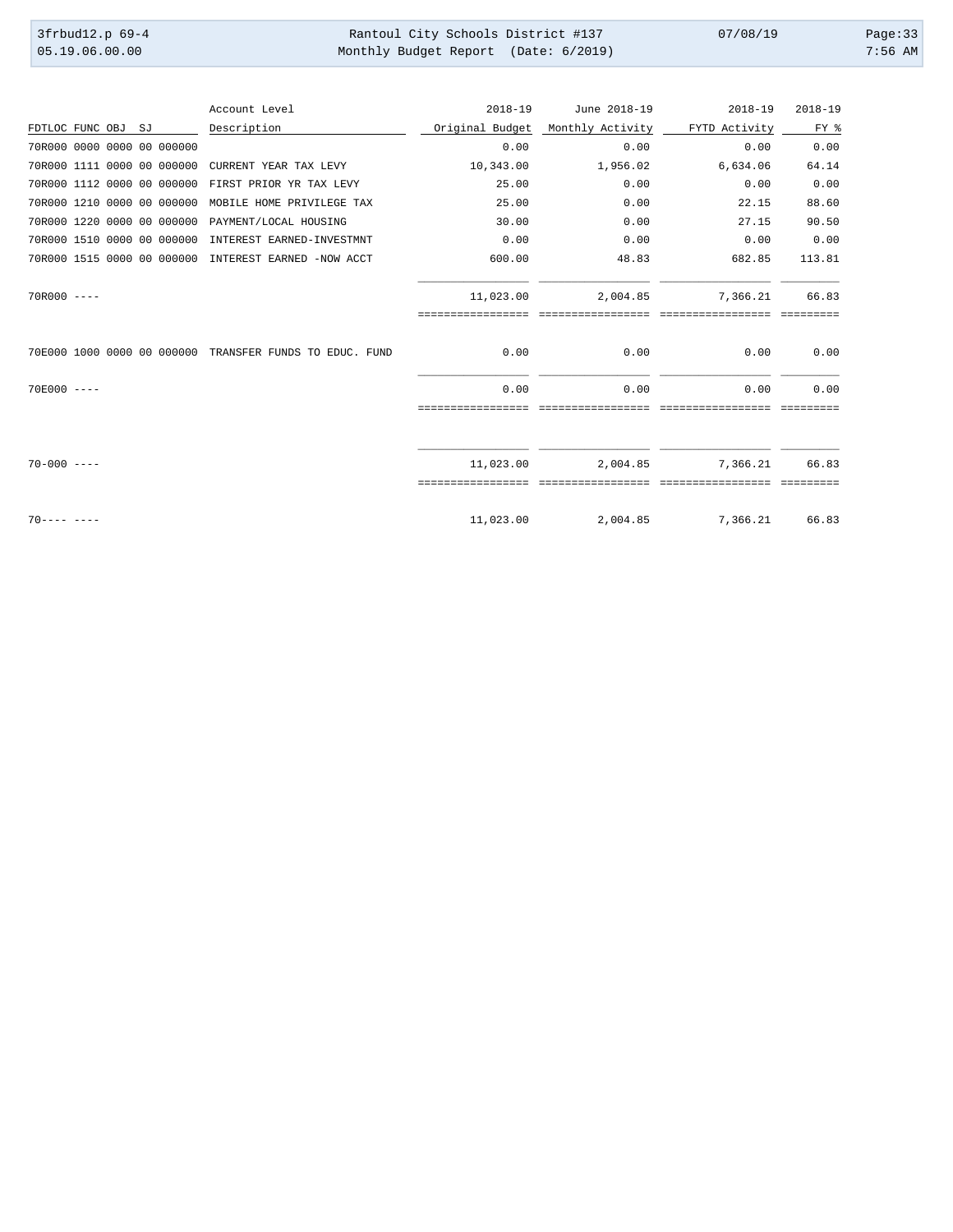| FDTLOC FUNC OBJ SJ | Account Level Description | 2018-19 Original Budget | June 2018-19 Monthly Activity | 2018-19 FYTD Activity | 2018-19 FY % |
|---|---|---|---|---|---|
| 70R000 0000 0000 00 000000 | | 0.00 | 0.00 | 0.00 | 0.00 |
| 70R000 1111 0000 00 000000 | CURRENT YEAR TAX LEVY | 10,343.00 | 1,956.02 | 6,634.06 | 64.14 |
| 70R000 1112 0000 00 000000 | FIRST PRIOR YR TAX LEVY | 25.00 | 0.00 | 0.00 | 0.00 |
| 70R000 1210 0000 00 000000 | MOBILE HOME PRIVILEGE TAX | 25.00 | 0.00 | 22.15 | 88.60 |
| 70R000 1220 0000 00 000000 | PAYMENT/LOCAL HOUSING | 30.00 | 0.00 | 27.15 | 90.50 |
| 70R000 1510 0000 00 000000 | INTEREST EARNED-INVESTMNT | 0.00 | 0.00 | 0.00 | 0.00 |
| 70R000 1515 0000 00 000000 | INTEREST EARNED -NOW ACCT | 600.00 | 48.83 | 682.85 | 113.81 |
| 70R000 ---- | | 11,023.00 | 2,004.85 | 7,366.21 | 66.83 |
| 70E000 1000 0000 00 000000 | TRANSFER FUNDS TO EDUC. FUND | 0.00 | 0.00 | 0.00 | 0.00 |
| 70E000 ---- | | 0.00 | 0.00 | 0.00 | 0.00 |
| 70-000 ---- | | 11,023.00 | 2,004.85 | 7,366.21 | 66.83 |
| 70---- ---- | | 11,023.00 | 2,004.85 | 7,366.21 | 66.83 |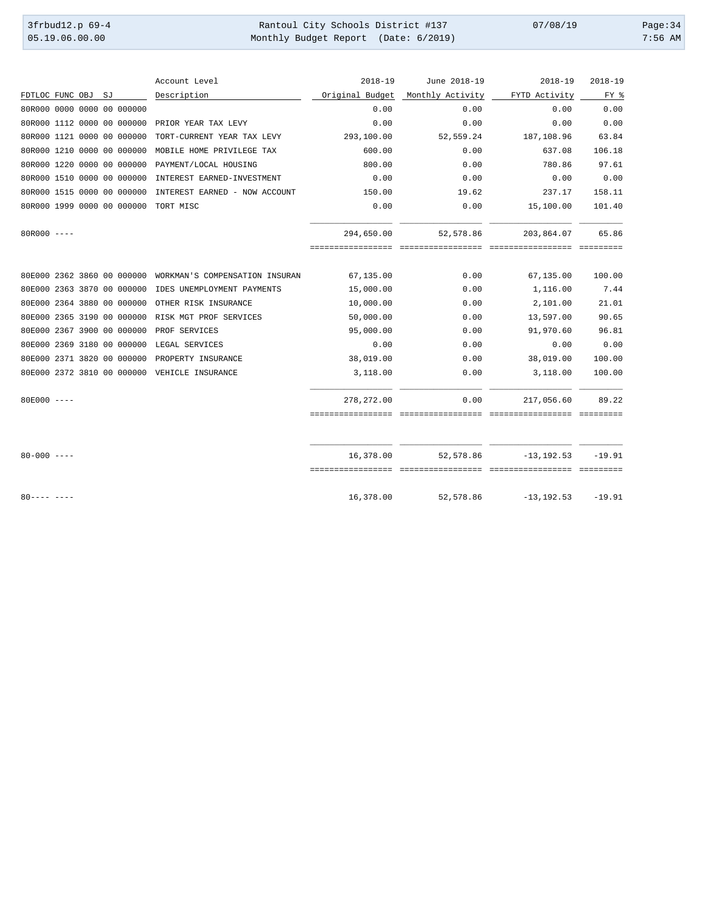| FDTLOC FUNC OBJ SJ | Account Level Description | 2018-19 Original Budget | June 2018-19 Monthly Activity | 2018-19 FYTD Activity | 2018-19 FY % |
|---|---|---|---|---|---|
| 80R000 0000 0000 00 000000 | | 0.00 | 0.00 | 0.00 | 0.00 |
| 80R000 1112 0000 00 000000 | PRIOR YEAR TAX LEVY | 0.00 | 0.00 | 0.00 | 0.00 |
| 80R000 1121 0000 00 000000 | TORT-CURRENT YEAR TAX LEVY | 293,100.00 | 52,559.24 | 187,108.96 | 63.84 |
| 80R000 1210 0000 00 000000 | MOBILE HOME PRIVILEGE TAX | 600.00 | 0.00 | 637.08 | 106.18 |
| 80R000 1220 0000 00 000000 | PAYMENT/LOCAL HOUSING | 800.00 | 0.00 | 780.86 | 97.61 |
| 80R000 1510 0000 00 000000 | INTEREST EARNED-INVESTMENT | 0.00 | 0.00 | 0.00 | 0.00 |
| 80R000 1515 0000 00 000000 | INTEREST EARNED - NOW ACCOUNT | 150.00 | 19.62 | 237.17 | 158.11 |
| 80R000 1999 0000 00 000000 | TORT MISC | 0.00 | 0.00 | 15,100.00 | 101.40 |
| 80R000 ---- | | 294,650.00 | 52,578.86 | 203,864.07 | 65.86 |
| 80E000 2362 3860 00 000000 | WORKMAN'S COMPENSATION INSURAN | 67,135.00 | 0.00 | 67,135.00 | 100.00 |
| 80E000 2363 3870 00 000000 | IDES UNEMPLOYMENT PAYMENTS | 15,000.00 | 0.00 | 1,116.00 | 7.44 |
| 80E000 2364 3880 00 000000 | OTHER RISK INSURANCE | 10,000.00 | 0.00 | 2,101.00 | 21.01 |
| 80E000 2365 3190 00 000000 | RISK MGT PROF SERVICES | 50,000.00 | 0.00 | 13,597.00 | 90.65 |
| 80E000 2367 3900 00 000000 | PROF SERVICES | 95,000.00 | 0.00 | 91,970.60 | 96.81 |
| 80E000 2369 3180 00 000000 | LEGAL SERVICES | 0.00 | 0.00 | 0.00 | 0.00 |
| 80E000 2371 3820 00 000000 | PROPERTY INSURANCE | 38,019.00 | 0.00 | 38,019.00 | 100.00 |
| 80E000 2372 3810 00 000000 | VEHICLE INSURANCE | 3,118.00 | 0.00 | 3,118.00 | 100.00 |
| 80E000 ---- | | 278,272.00 | 0.00 | 217,056.60 | 89.22 |
| 80-000 ---- | | 16,378.00 | 52,578.86 | -13,192.53 | -19.91 |
| 80---- ---- | | 16,378.00 | 52,578.86 | -13,192.53 | -19.91 |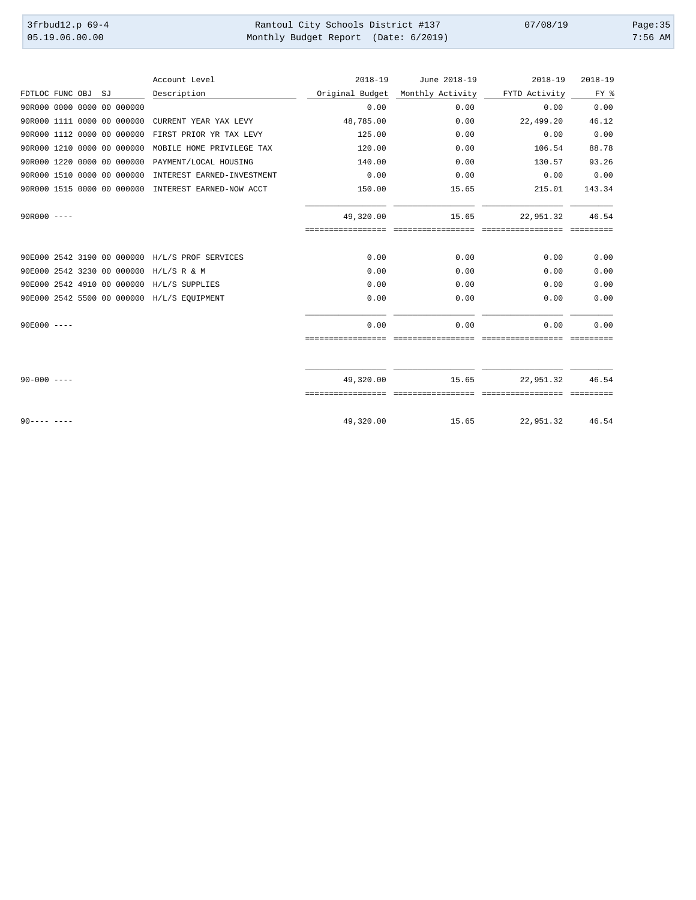| FDTLOC FUNC OBJ SJ | Account Level Description | 2018-19 Original Budget | June 2018-19 Monthly Activity | 2018-19 FYTD Activity | 2018-19 FY % |
|---|---|---|---|---|---|
| 90R000 0000 0000 00 000000 | | 0.00 | 0.00 | 0.00 | 0.00 |
| 90R000 1111 0000 00 000000 | CURRENT YEAR YAX LEVY | 48,785.00 | 0.00 | 22,499.20 | 46.12 |
| 90R000 1112 0000 00 000000 | FIRST PRIOR YR TAX LEVY | 125.00 | 0.00 | 0.00 | 0.00 |
| 90R000 1210 0000 00 000000 | MOBILE HOME PRIVILEGE TAX | 120.00 | 0.00 | 106.54 | 88.78 |
| 90R000 1220 0000 00 000000 | PAYMENT/LOCAL HOUSING | 140.00 | 0.00 | 130.57 | 93.26 |
| 90R000 1510 0000 00 000000 | INTEREST EARNED-INVESTMENT | 0.00 | 0.00 | 0.00 | 0.00 |
| 90R000 1515 0000 00 000000 | INTEREST EARNED-NOW ACCT | 150.00 | 15.65 | 215.01 | 143.34 |
| 90R000 ---- | | 49,320.00 | 15.65 | 22,951.32 | 46.54 |
| 90E000 2542 3190 00 000000 | H/L/S PROF SERVICES | 0.00 | 0.00 | 0.00 | 0.00 |
| 90E000 2542 3230 00 000000 | H/L/S R & M | 0.00 | 0.00 | 0.00 | 0.00 |
| 90E000 2542 4910 00 000000 | H/L/S SUPPLIES | 0.00 | 0.00 | 0.00 | 0.00 |
| 90E000 2542 5500 00 000000 | H/L/S EQUIPMENT | 0.00 | 0.00 | 0.00 | 0.00 |
| 90E000 ---- | | 0.00 | 0.00 | 0.00 | 0.00 |
| 90-000 ---- | | 49,320.00 | 15.65 | 22,951.32 | 46.54 |
| 90---- ---- | | 49,320.00 | 15.65 | 22,951.32 | 46.54 |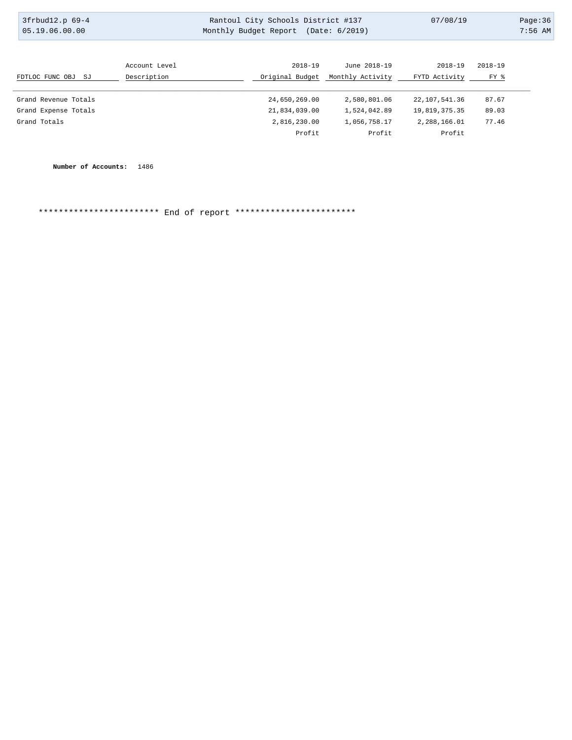| FDTLOC FUNC OBJ SJ | Account Level Description | 2018-19 Original Budget | June 2018-19 Monthly Activity | 2018-19 FYTD Activity | 2018-19 FY % |
|---|---|---|---|---|---|
| Grand Revenue Totals | | 24,650,269.00 | 2,580,801.06 | 22,107,541.36 | 87.67 |
| Grand Expense Totals | | 21,834,039.00 | 1,524,042.89 | 19,819,375.35 | 89.03 |
| Grand Totals | | 2,816,230.00 | 1,056,758.17 | 2,288,166.01 | 77.46 |
| | | Profit | Profit | Profit | |

**Number of Accounts:** 1486

************************ End of report ************************